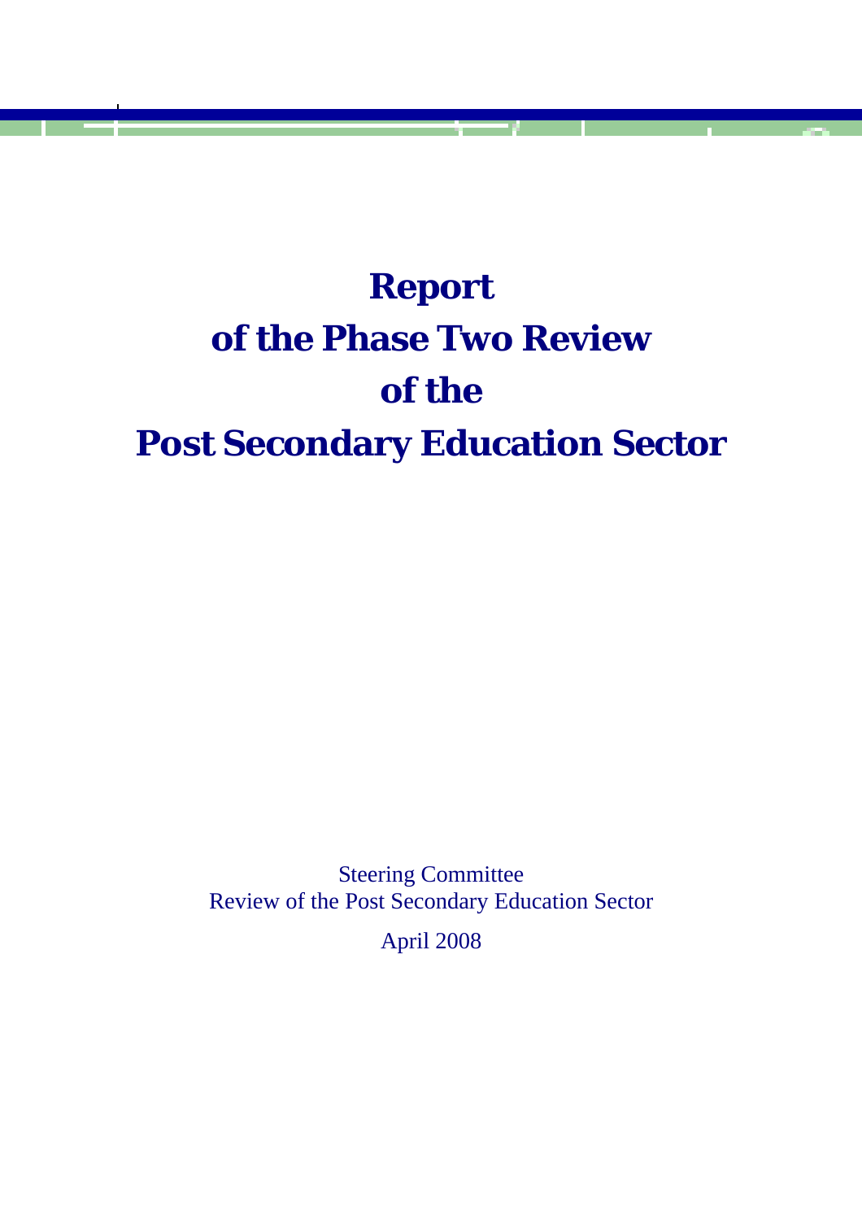# Report of the Phase Two Review of the Post Secondary Education Sector

Steering Committee
Review of the Post Secondary Education Sector

April 2008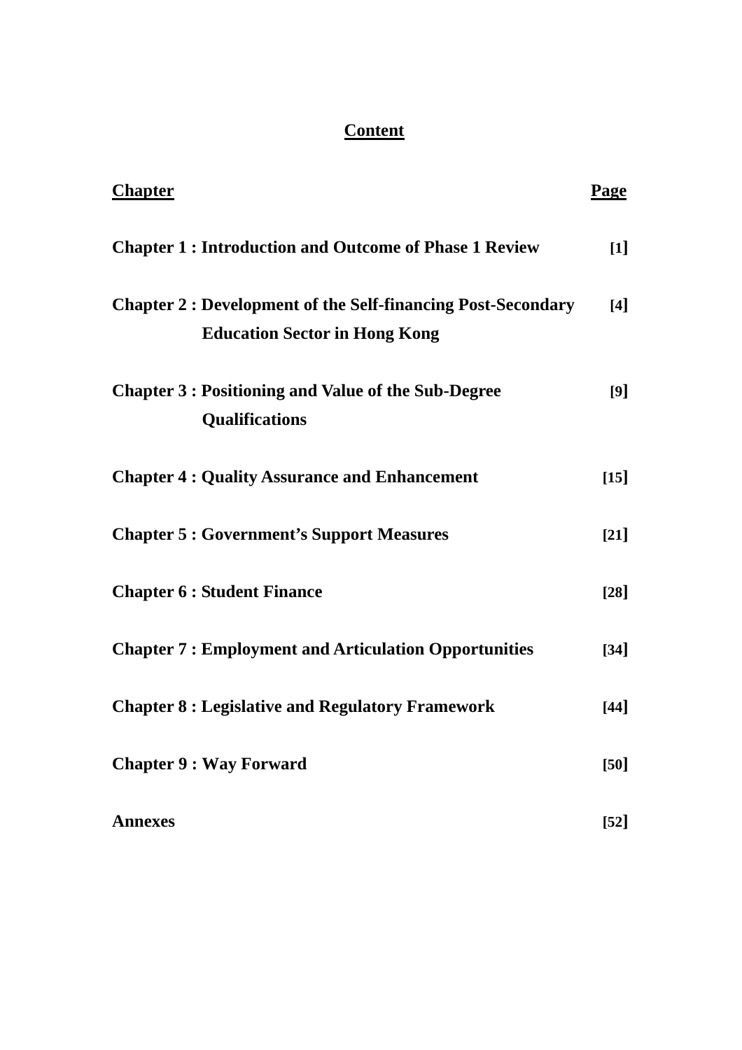# Content

| Chapter | Page |
| --- | --- |
| **Chapter 1 : Introduction and Outcome of Phase 1 Review** | **[1]** |
| **Chapter 2 : Development of the Self-financing Post-Secondary Education Sector in Hong Kong** | **[4]** |
| **Chapter 3 : Positioning and Value of the Sub-Degree Qualifications** | **[9]** |
| **Chapter 4 : Quality Assurance and Enhancement** | **[15]** |
| **Chapter 5 : Government's Support Measures** | **[21]** |
| **Chapter 6 : Student Finance** | **[28]** |
| **Chapter 7 : Employment and Articulation Opportunities** | **[34]** |
| **Chapter 8 : Legislative and Regulatory Framework** | **[44]** |
| **Chapter 9 : Way Forward** | **[50]** |
| **Annexes** | **[52]** |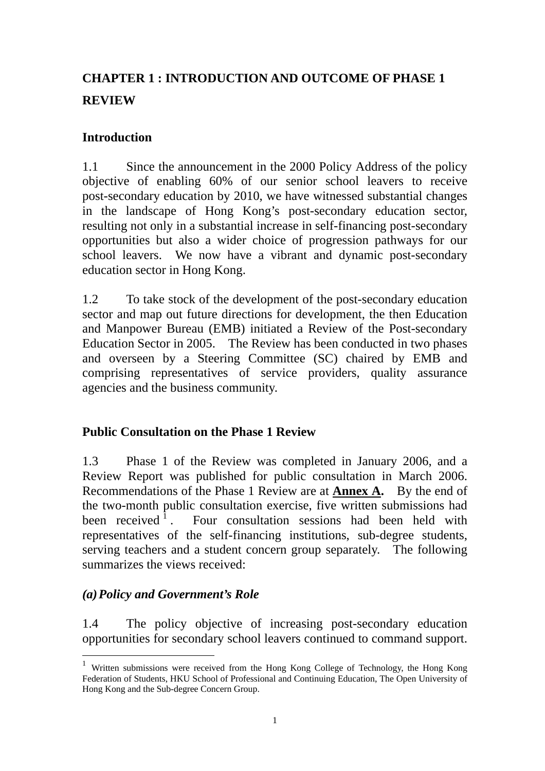# CHAPTER 1 : INTRODUCTION AND OUTCOME OF PHASE 1 REVIEW

## Introduction

1.1 Since the announcement in the 2000 Policy Address of the policy objective of enabling 60% of our senior school leavers to receive post-secondary education by 2010, we have witnessed substantial changes in the landscape of Hong Kong's post-secondary education sector, resulting not only in a substantial increase in self-financing post-secondary opportunities but also a wider choice of progression pathways for our school leavers. We now have a vibrant and dynamic post-secondary education sector in Hong Kong.

1.2 To take stock of the development of the post-secondary education sector and map out future directions for development, the then Education and Manpower Bureau (EMB) initiated a Review of the Post-secondary Education Sector in 2005. The Review has been conducted in two phases and overseen by a Steering Committee (SC) chaired by EMB and comprising representatives of service providers, quality assurance agencies and the business community.

## Public Consultation on the Phase 1 Review

1.3 Phase 1 of the Review was completed in January 2006, and a Review Report was published for public consultation in March 2006. Recommendations of the Phase 1 Review are at **Annex A**. By the end of the two-month public consultation exercise, five written submissions had been received[1]. Four consultation sessions had been held with representatives of the self-financing institutions, sub-degree students, serving teachers and a student concern group separately. The following summarizes the views received:

### *(a) Policy and Government's Role*

1.4 The policy objective of increasing post-secondary education opportunities for secondary school leavers continued to command support.

---

[1] Written submissions were received from the Hong Kong College of Technology, the Hong Kong Federation of Students, HKU School of Professional and Continuing Education, The Open University of Hong Kong and the Sub-degree Concern Group.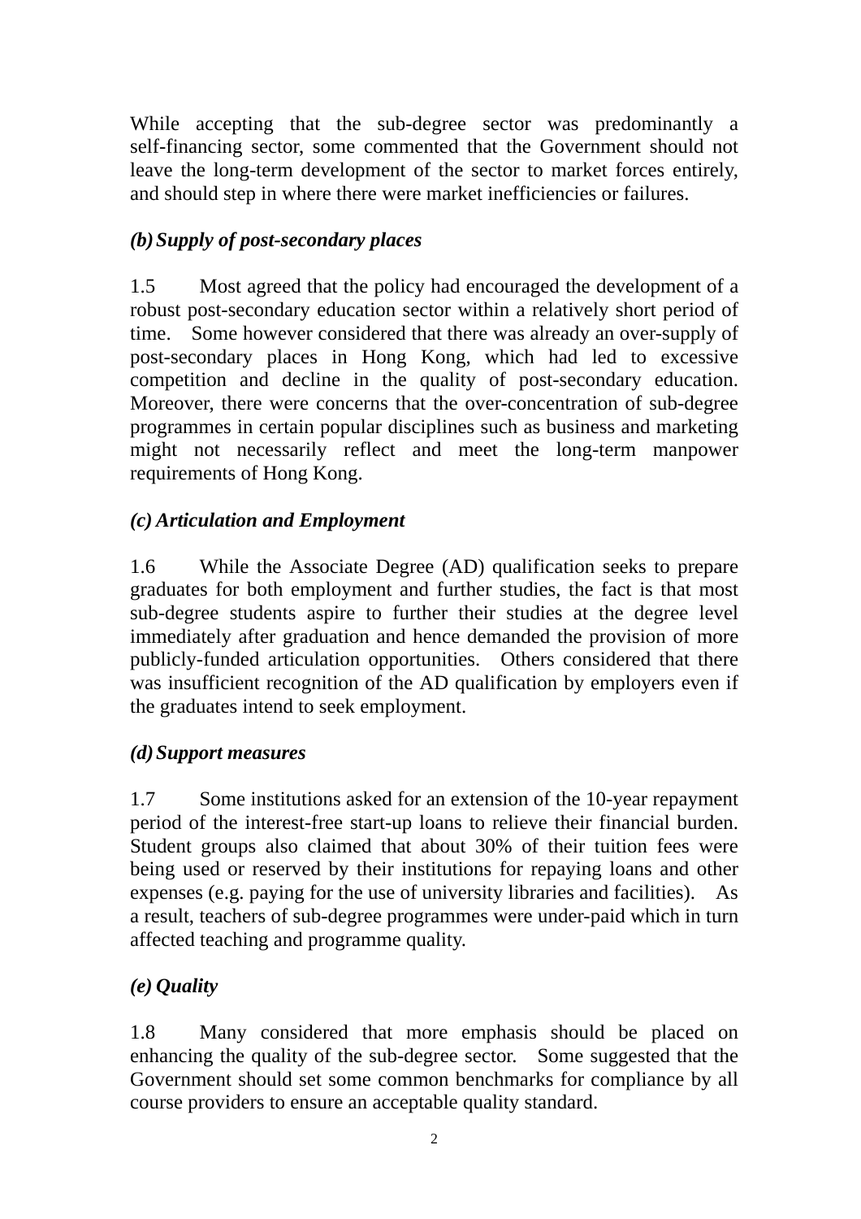While accepting that the sub-degree sector was predominantly a self-financing sector, some commented that the Government should not leave the long-term development of the sector to market forces entirely, and should step in where there were market inefficiencies or failures.

***(b) Supply of post-secondary places***

1.5 Most agreed that the policy had encouraged the development of a robust post-secondary education sector within a relatively short period of time. Some however considered that there was already an over-supply of post-secondary places in Hong Kong, which had led to excessive competition and decline in the quality of post-secondary education. Moreover, there were concerns that the over-concentration of sub-degree programmes in certain popular disciplines such as business and marketing might not necessarily reflect and meet the long-term manpower requirements of Hong Kong.

***(c) Articulation and Employment***

1.6 While the Associate Degree (AD) qualification seeks to prepare graduates for both employment and further studies, the fact is that most sub-degree students aspire to further their studies at the degree level immediately after graduation and hence demanded the provision of more publicly-funded articulation opportunities. Others considered that there was insufficient recognition of the AD qualification by employers even if the graduates intend to seek employment.

***(d) Support measures***

1.7 Some institutions asked for an extension of the 10-year repayment period of the interest-free start-up loans to relieve their financial burden. Student groups also claimed that about 30% of their tuition fees were being used or reserved by their institutions for repaying loans and other expenses (e.g. paying for the use of university libraries and facilities). As a result, teachers of sub-degree programmes were under-paid which in turn affected teaching and programme quality.

***(e) Quality***

1.8 Many considered that more emphasis should be placed on enhancing the quality of the sub-degree sector. Some suggested that the Government should set some common benchmarks for compliance by all course providers to ensure an acceptable quality standard.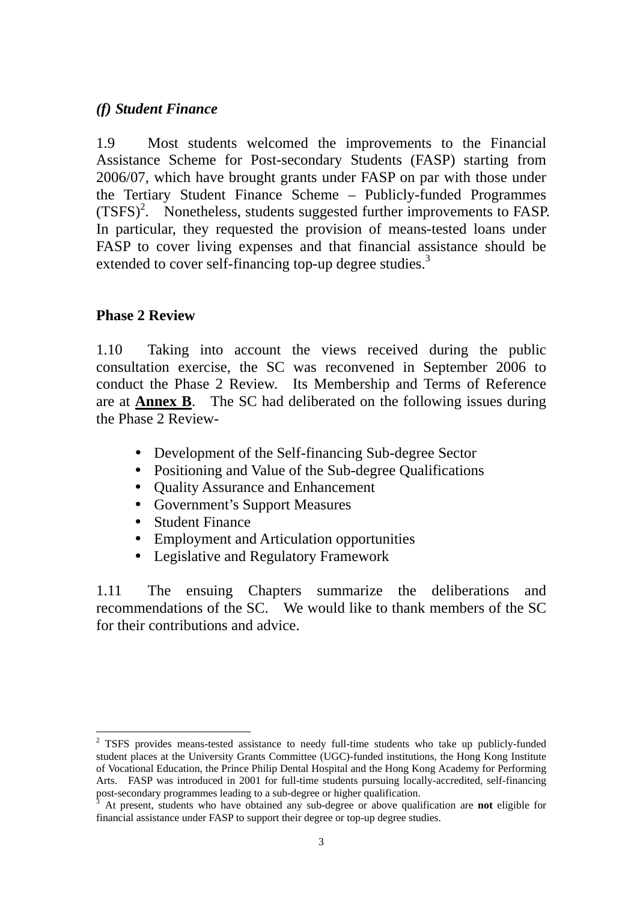### *(f) Student Finance*

1.9 Most students welcomed the improvements to the Financial Assistance Scheme for Post-secondary Students (FASP) starting from 2006/07, which have brought grants under FASP on par with those under the Tertiary Student Finance Scheme – Publicly-funded Programmes (TSFS)[2]. Nonetheless, students suggested further improvements to FASP. In particular, they requested the provision of means-tested loans under FASP to cover living expenses and that financial assistance should be extended to cover self-financing top-up degree studies.[3]

## Phase 2 Review

1.10 Taking into account the views received during the public consultation exercise, the SC was reconvened in September 2006 to conduct the Phase 2 Review. Its Membership and Terms of Reference are at **Annex B**. The SC had deliberated on the following issues during the Phase 2 Review-

- Development of the Self-financing Sub-degree Sector
- Positioning and Value of the Sub-degree Qualifications
- Quality Assurance and Enhancement
- Government's Support Measures
- Student Finance
- Employment and Articulation opportunities
- Legislative and Regulatory Framework

1.11 The ensuing Chapters summarize the deliberations and recommendations of the SC. We would like to thank members of the SC for their contributions and advice.

---

[2] TSFS provides means-tested assistance to needy full-time students who take up publicly-funded student places at the University Grants Committee (UGC)-funded institutions, the Hong Kong Institute of Vocational Education, the Prince Philip Dental Hospital and the Hong Kong Academy for Performing Arts. FASP was introduced in 2001 for full-time students pursuing locally-accredited, self-financing post-secondary programmes leading to a sub-degree or higher qualification.

[3] At present, students who have obtained any sub-degree or above qualification are **not** eligible for financial assistance under FASP to support their degree or top-up degree studies.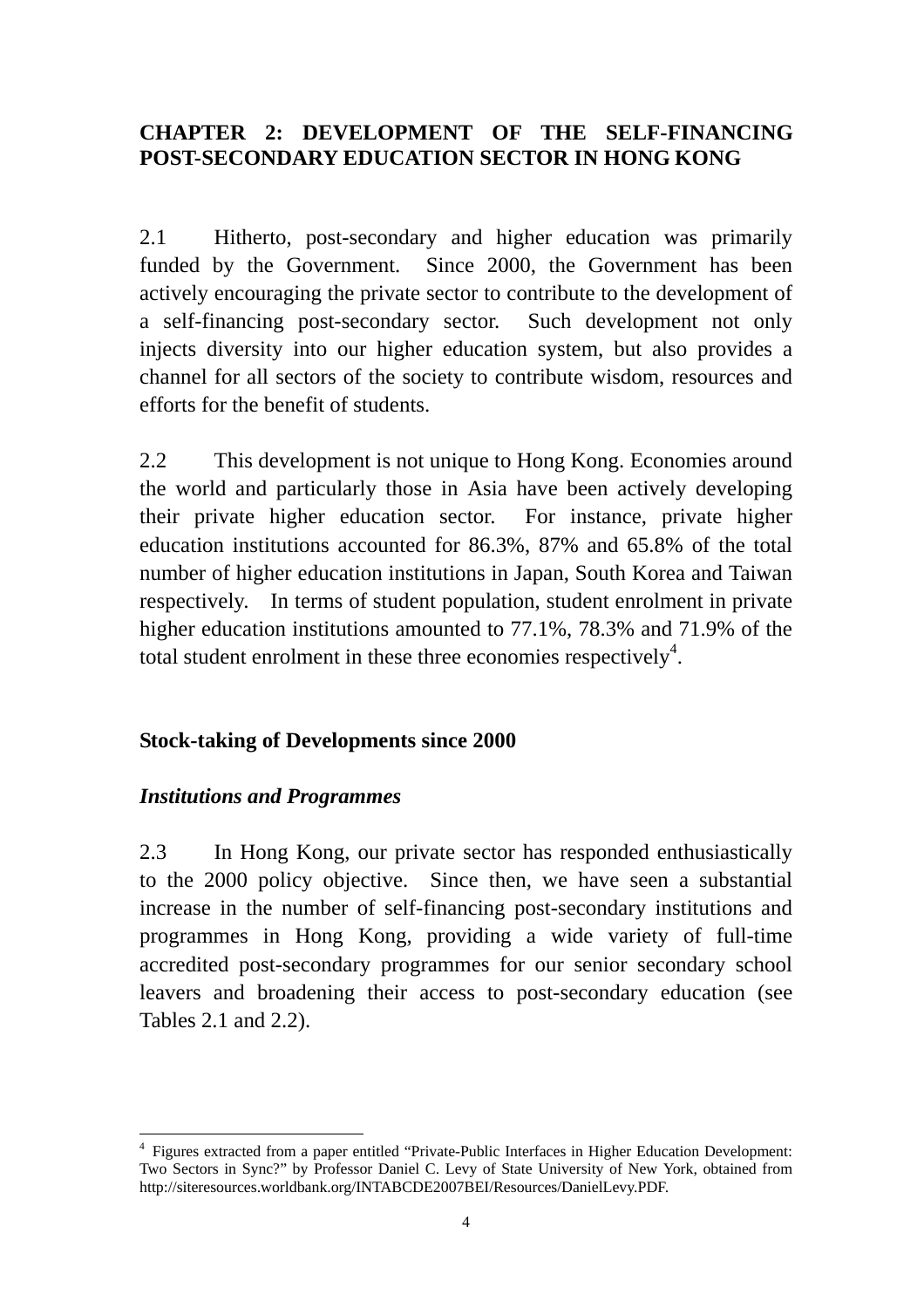# CHAPTER 2: DEVELOPMENT OF THE SELF-FINANCING POST-SECONDARY EDUCATION SECTOR IN HONG KONG

2.1 Hitherto, post-secondary and higher education was primarily funded by the Government. Since 2000, the Government has been actively encouraging the private sector to contribute to the development of a self-financing post-secondary sector. Such development not only injects diversity into our higher education system, but also provides a channel for all sectors of the society to contribute wisdom, resources and efforts for the benefit of students.

2.2 This development is not unique to Hong Kong. Economies around the world and particularly those in Asia have been actively developing their private higher education sector. For instance, private higher education institutions accounted for 86.3%, 87% and 65.8% of the total number of higher education institutions in Japan, South Korea and Taiwan respectively. In terms of student population, student enrolment in private higher education institutions amounted to 77.1%, 78.3% and 71.9% of the total student enrolment in these three economies respectively[4].

## Stock-taking of Developments since 2000

### *Institutions and Programmes*

2.3 In Hong Kong, our private sector has responded enthusiastically to the 2000 policy objective. Since then, we have seen a substantial increase in the number of self-financing post-secondary institutions and programmes in Hong Kong, providing a wide variety of full-time accredited post-secondary programmes for our senior secondary school leavers and broadening their access to post-secondary education (see Tables 2.1 and 2.2).

---

[4] Figures extracted from a paper entitled "Private-Public Interfaces in Higher Education Development: Two Sectors in Sync?" by Professor Daniel C. Levy of State University of New York, obtained from http://siteresources.worldbank.org/INTABCDE2007BEI/Resources/DanielLevy.PDF.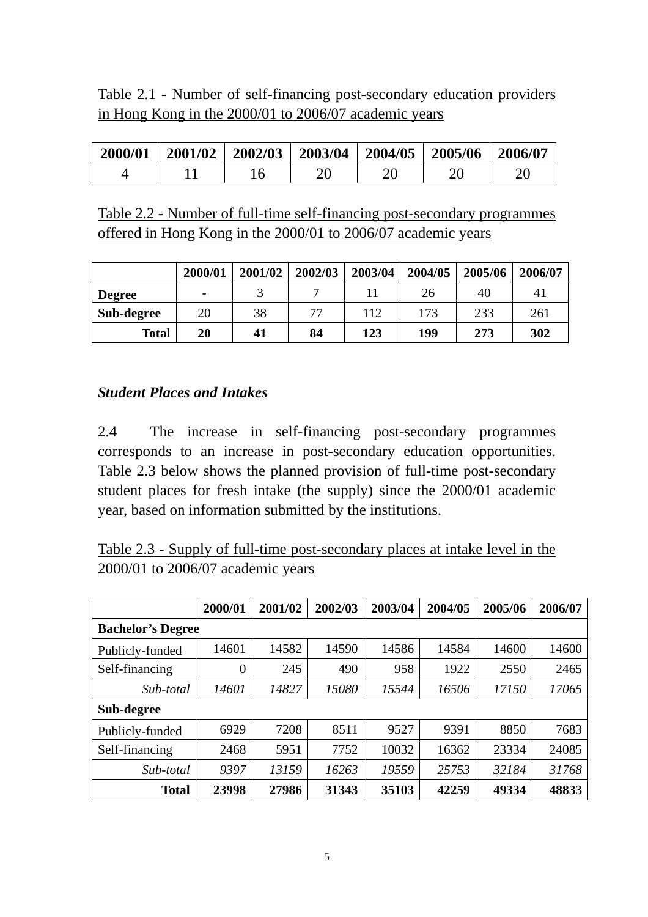Table 2.1 - Number of self-financing post-secondary education providers in Hong Kong in the 2000/01 to 2006/07 academic years

| 2000/01 | 2001/02 | 2002/03 | 2003/04 | 2004/05 | 2005/06 | 2006/07 |
|---|---|---|---|---|---|---|
| 4 | 11 | 16 | 20 | 20 | 20 | 20 |

Table 2.2 - Number of full-time self-financing post-secondary programmes offered in Hong Kong in the 2000/01 to 2006/07 academic years

| | 2000/01 | 2001/02 | 2002/03 | 2003/04 | 2004/05 | 2005/06 | 2006/07 |
|---|---|---|---|---|---|---|---|
| **Degree** | - | 3 | 7 | 11 | 26 | 40 | 41 |
| **Sub-degree** | 20 | 38 | 77 | 112 | 173 | 233 | 261 |
| **Total** | **20** | **41** | **84** | **123** | **199** | **273** | **302** |

### *Student Places and Intakes*

2.4 The increase in self-financing post-secondary programmes corresponds to an increase in post-secondary education opportunities. Table 2.3 below shows the planned provision of full-time post-secondary student places for fresh intake (the supply) since the 2000/01 academic year, based on information submitted by the institutions.

Table 2.3 - Supply of full-time post-secondary places at intake level in the 2000/01 to 2006/07 academic years

| | 2000/01 | 2001/02 | 2002/03 | 2003/04 | 2004/05 | 2005/06 | 2006/07 |
|---|---|---|---|---|---|---|---|
| **Bachelor's Degree** | | | | | | | |
| Publicly-funded | 14601 | 14582 | 14590 | 14586 | 14584 | 14600 | 14600 |
| Self-financing | 0 | 245 | 490 | 958 | 1922 | 2550 | 2465 |
| *Sub-total* | *14601* | *14827* | *15080* | *15544* | *16506* | *17150* | *17065* |
| **Sub-degree** | | | | | | | |
| Publicly-funded | 6929 | 7208 | 8511 | 9527 | 9391 | 8850 | 7683 |
| Self-financing | 2468 | 5951 | 7752 | 10032 | 16362 | 23334 | 24085 |
| *Sub-total* | *9397* | *13159* | *16263* | *19559* | *25753* | *32184* | *31768* |
| **Total** | **23998** | **27986** | **31343** | **35103** | **42259** | **49334** | **48833** |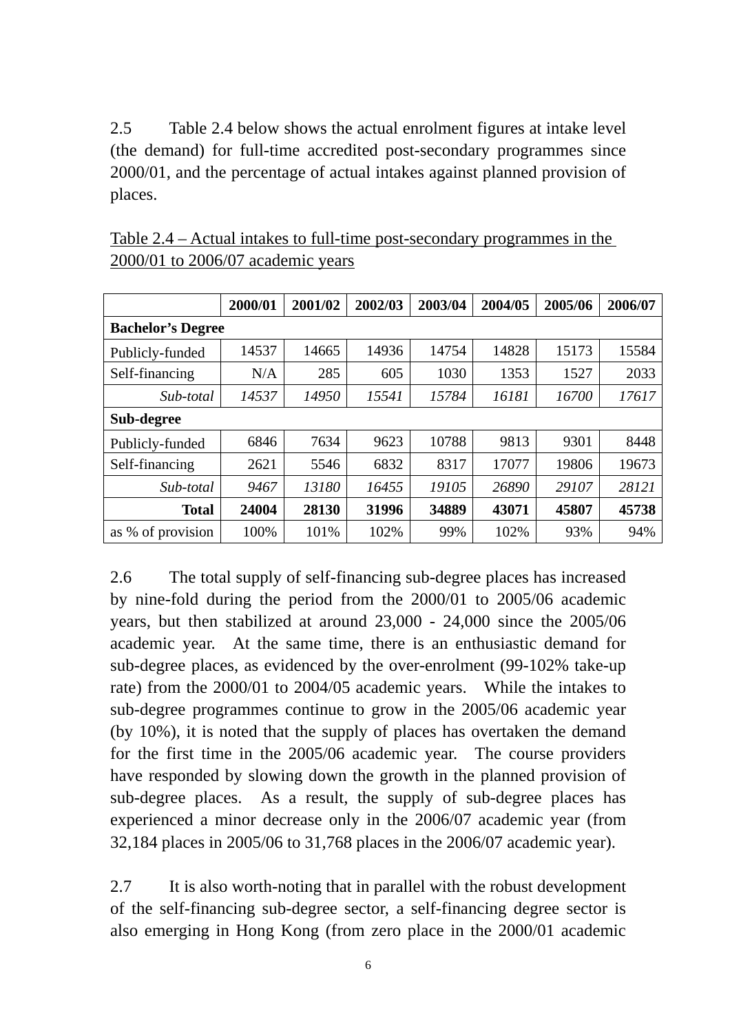2.5 Table 2.4 below shows the actual enrolment figures at intake level (the demand) for full-time accredited post-secondary programmes since 2000/01, and the percentage of actual intakes against planned provision of places.

Table 2.4 – Actual intakes to full-time post-secondary programmes in the 2000/01 to 2006/07 academic years

| | 2000/01 | 2001/02 | 2002/03 | 2003/04 | 2004/05 | 2005/06 | 2006/07 |
|---|---|---|---|---|---|---|---|
| **Bachelor's Degree** | | | | | | | |
| Publicly-funded | 14537 | 14665 | 14936 | 14754 | 14828 | 15173 | 15584 |
| Self-financing | N/A | 285 | 605 | 1030 | 1353 | 1527 | 2033 |
| *Sub-total* | *14537* | *14950* | *15541* | *15784* | *16181* | *16700* | *17617* |
| **Sub-degree** | | | | | | | |
| Publicly-funded | 6846 | 7634 | 9623 | 10788 | 9813 | 9301 | 8448 |
| Self-financing | 2621 | 5546 | 6832 | 8317 | 17077 | 19806 | 19673 |
| *Sub-total* | *9467* | *13180* | *16455* | *19105* | *26890* | *29107* | *28121* |
| **Total** | **24004** | **28130** | **31996** | **34889** | **43071** | **45807** | **45738** |
| as % of provision | 100% | 101% | 102% | 99% | 102% | 93% | 94% |

2.6 The total supply of self-financing sub-degree places has increased by nine-fold during the period from the 2000/01 to 2005/06 academic years, but then stabilized at around 23,000 - 24,000 since the 2005/06 academic year. At the same time, there is an enthusiastic demand for sub-degree places, as evidenced by the over-enrolment (99-102% take-up rate) from the 2000/01 to 2004/05 academic years. While the intakes to sub-degree programmes continue to grow in the 2005/06 academic year (by 10%), it is noted that the supply of places has overtaken the demand for the first time in the 2005/06 academic year. The course providers have responded by slowing down the growth in the planned provision of sub-degree places. As a result, the supply of sub-degree places has experienced a minor decrease only in the 2006/07 academic year (from 32,184 places in 2005/06 to 31,768 places in the 2006/07 academic year).

2.7 It is also worth-noting that in parallel with the robust development of the self-financing sub-degree sector, a self-financing degree sector is also emerging in Hong Kong (from zero place in the 2000/01 academic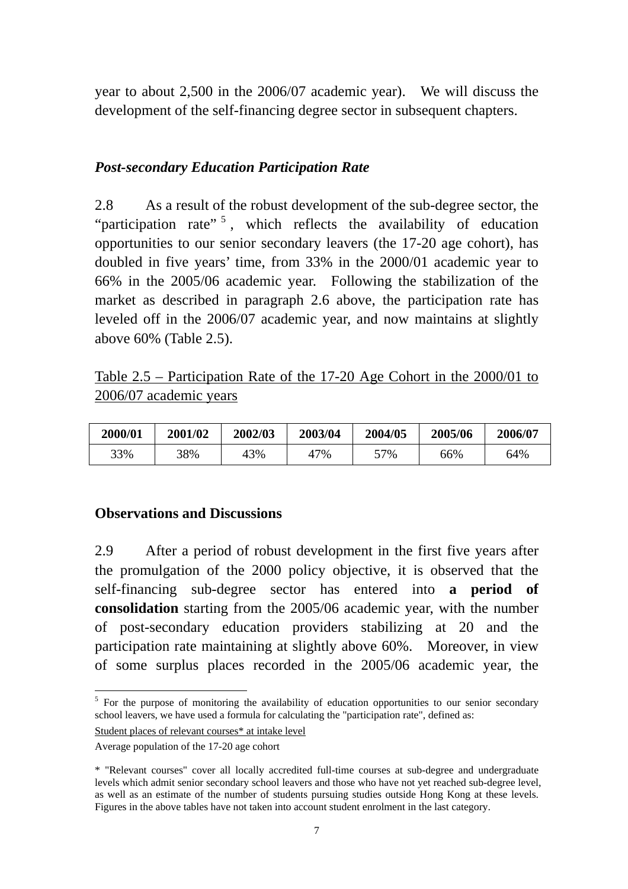year to about 2,500 in the 2006/07 academic year). We will discuss the development of the self-financing degree sector in subsequent chapters.

### *Post-secondary Education Participation Rate*

2.8 As a result of the robust development of the sub-degree sector, the "participation rate"[5], which reflects the availability of education opportunities to our senior secondary leavers (the 17-20 age cohort), has doubled in five years' time, from 33% in the 2000/01 academic year to 66% in the 2005/06 academic year. Following the stabilization of the market as described in paragraph 2.6 above, the participation rate has leveled off in the 2006/07 academic year, and now maintains at slightly above 60% (Table 2.5).

Table 2.5 – Participation Rate of the 17-20 Age Cohort in the 2000/01 to 2006/07 academic years

| 2000/01 | 2001/02 | 2002/03 | 2003/04 | 2004/05 | 2005/06 | 2006/07 |
|---|---|---|---|---|---|---|
| 33% | 38% | 43% | 47% | 57% | 66% | 64% |

### Observations and Discussions

2.9 After a period of robust development in the first five years after the promulgation of the 2000 policy objective, it is observed that the self-financing sub-degree sector has entered into **a period of consolidation** starting from the 2005/06 academic year, with the number of post-secondary education providers stabilizing at 20 and the participation rate maintaining at slightly above 60%. Moreover, in view of some surplus places recorded in the 2005/06 academic year, the

---

[5] For the purpose of monitoring the availability of education opportunities to our senior secondary school leavers, we have used a formula for calculating the "participation rate", defined as:

$$\frac{\text{Student places of relevant courses* at intake level}}{\text{Average population of the 17-20 age cohort}}$$

\* "Relevant courses" cover all locally accredited full-time courses at sub-degree and undergraduate levels which admit senior secondary school leavers and those who have not yet reached sub-degree level, as well as an estimate of the number of students pursuing studies outside Hong Kong at these levels. Figures in the above tables have not taken into account student enrolment in the last category.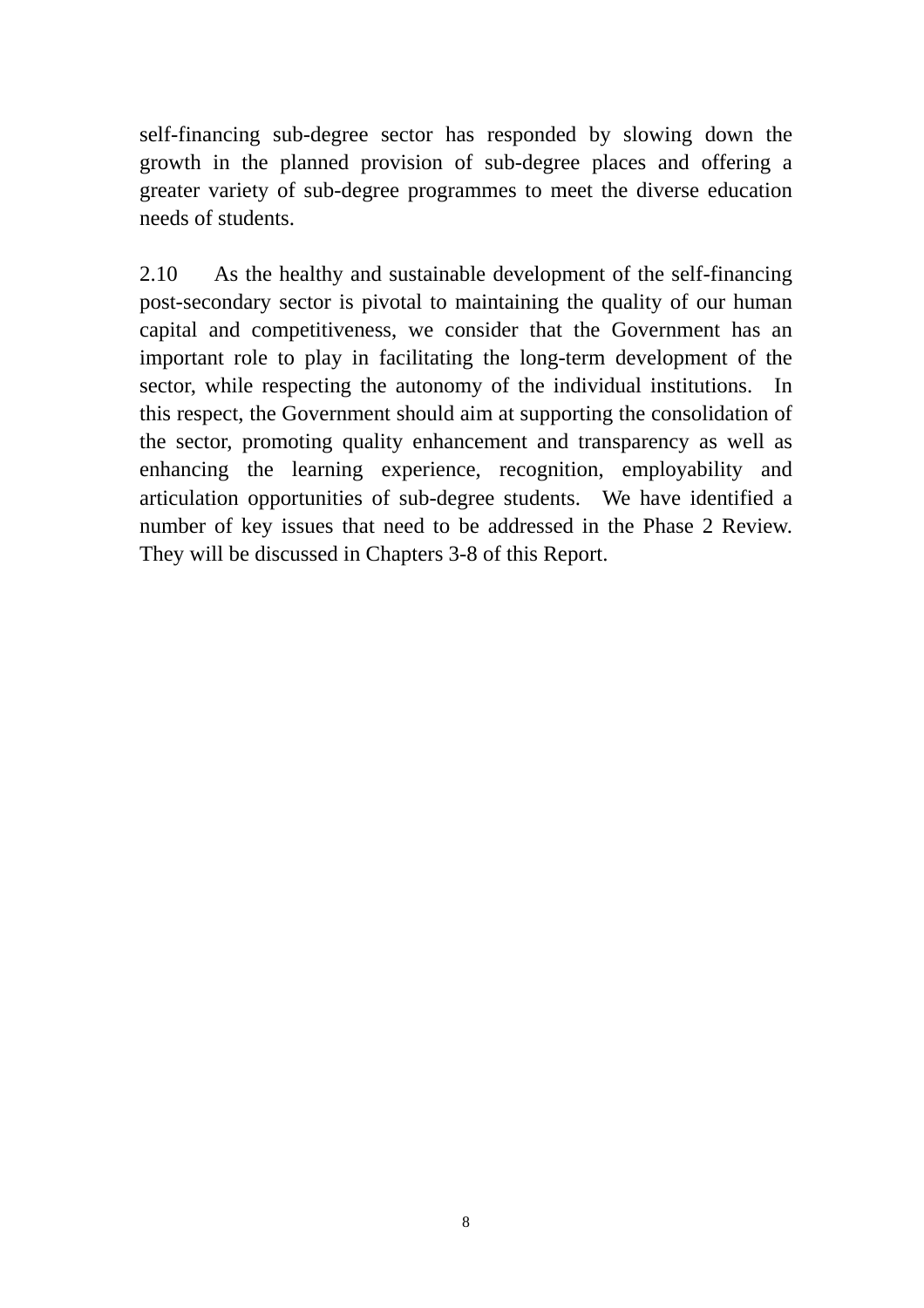self-financing sub-degree sector has responded by slowing down the growth in the planned provision of sub-degree places and offering a greater variety of sub-degree programmes to meet the diverse education needs of students.

2.10 As the healthy and sustainable development of the self-financing post-secondary sector is pivotal to maintaining the quality of our human capital and competitiveness, we consider that the Government has an important role to play in facilitating the long-term development of the sector, while respecting the autonomy of the individual institutions. In this respect, the Government should aim at supporting the consolidation of the sector, promoting quality enhancement and transparency as well as enhancing the learning experience, recognition, employability and articulation opportunities of sub-degree students. We have identified a number of key issues that need to be addressed in the Phase 2 Review. They will be discussed in Chapters 3-8 of this Report.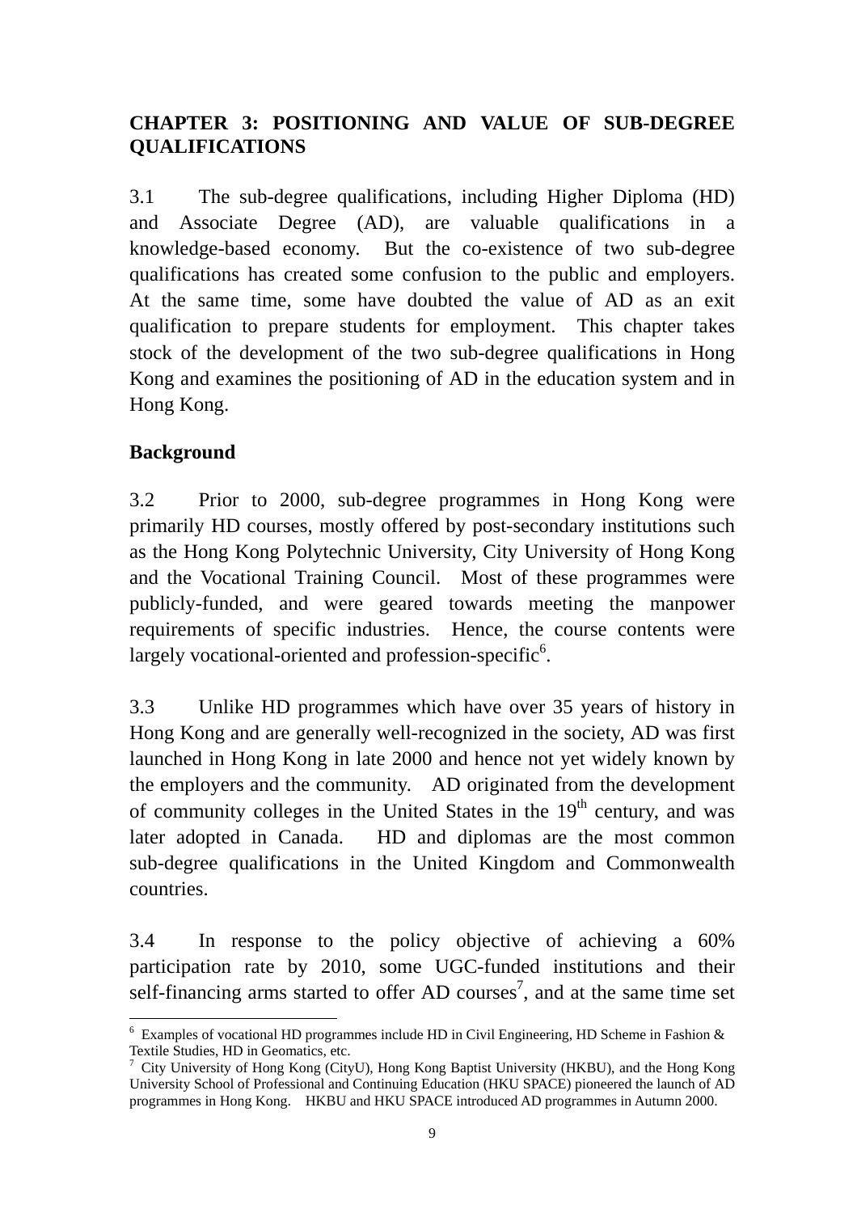# CHAPTER 3: POSITIONING AND VALUE OF SUB-DEGREE QUALIFICATIONS

3.1 The sub-degree qualifications, including Higher Diploma (HD) and Associate Degree (AD), are valuable qualifications in a knowledge-based economy. But the co-existence of two sub-degree qualifications has created some confusion to the public and employers. At the same time, some have doubted the value of AD as an exit qualification to prepare students for employment. This chapter takes stock of the development of the two sub-degree qualifications in Hong Kong and examines the positioning of AD in the education system and in Hong Kong.

## Background

3.2 Prior to 2000, sub-degree programmes in Hong Kong were primarily HD courses, mostly offered by post-secondary institutions such as the Hong Kong Polytechnic University, City University of Hong Kong and the Vocational Training Council. Most of these programmes were publicly-funded, and were geared towards meeting the manpower requirements of specific industries. Hence, the course contents were largely vocational-oriented and profession-specific[6].

3.3 Unlike HD programmes which have over 35 years of history in Hong Kong and are generally well-recognized in the society, AD was first launched in Hong Kong in late 2000 and hence not yet widely known by the employers and the community. AD originated from the development of community colleges in the United States in the 19th century, and was later adopted in Canada. HD and diplomas are the most common sub-degree qualifications in the United Kingdom and Commonwealth countries.

3.4 In response to the policy objective of achieving a 60% participation rate by 2010, some UGC-funded institutions and their self-financing arms started to offer AD courses[7], and at the same time set

---

[6] Examples of vocational HD programmes include HD in Civil Engineering, HD Scheme in Fashion & Textile Studies, HD in Geomatics, etc.

[7] City University of Hong Kong (CityU), Hong Kong Baptist University (HKBU), and the Hong Kong University School of Professional and Continuing Education (HKU SPACE) pioneered the launch of AD programmes in Hong Kong. HKBU and HKU SPACE introduced AD programmes in Autumn 2000.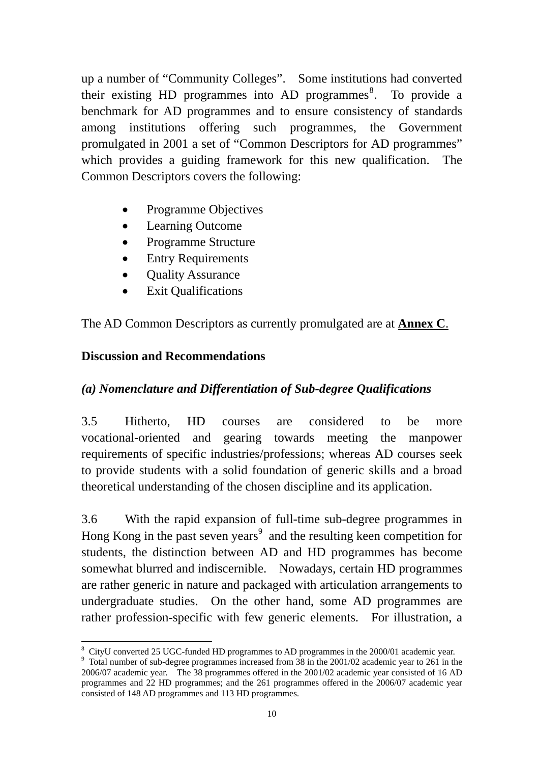up a number of "Community Colleges". Some institutions had converted their existing HD programmes into AD programmes[8]. To provide a benchmark for AD programmes and to ensure consistency of standards among institutions offering such programmes, the Government promulgated in 2001 a set of "Common Descriptors for AD programmes" which provides a guiding framework for this new qualification. The Common Descriptors covers the following:

- Programme Objectives
- Learning Outcome
- Programme Structure
- Entry Requirements
- Quality Assurance
- Exit Qualifications

The AD Common Descriptors as currently promulgated are at **Annex C**.

**Discussion and Recommendations**

***(a) Nomenclature and Differentiation of Sub-degree Qualifications***

3.5 Hitherto, HD courses are considered to be more vocational-oriented and gearing towards meeting the manpower requirements of specific industries/professions; whereas AD courses seek to provide students with a solid foundation of generic skills and a broad theoretical understanding of the chosen discipline and its application.

3.6 With the rapid expansion of full-time sub-degree programmes in Hong Kong in the past seven years[9] and the resulting keen competition for students, the distinction between AD and HD programmes has become somewhat blurred and indiscernible. Nowadays, certain HD programmes are rather generic in nature and packaged with articulation arrangements to undergraduate studies. On the other hand, some AD programmes are rather profession-specific with few generic elements. For illustration, a

---

[8] CityU converted 25 UGC-funded HD programmes to AD programmes in the 2000/01 academic year.

[9] Total number of sub-degree programmes increased from 38 in the 2001/02 academic year to 261 in the 2006/07 academic year. The 38 programmes offered in the 2001/02 academic year consisted of 16 AD programmes and 22 HD programmes; and the 261 programmes offered in the 2006/07 academic year consisted of 148 AD programmes and 113 HD programmes.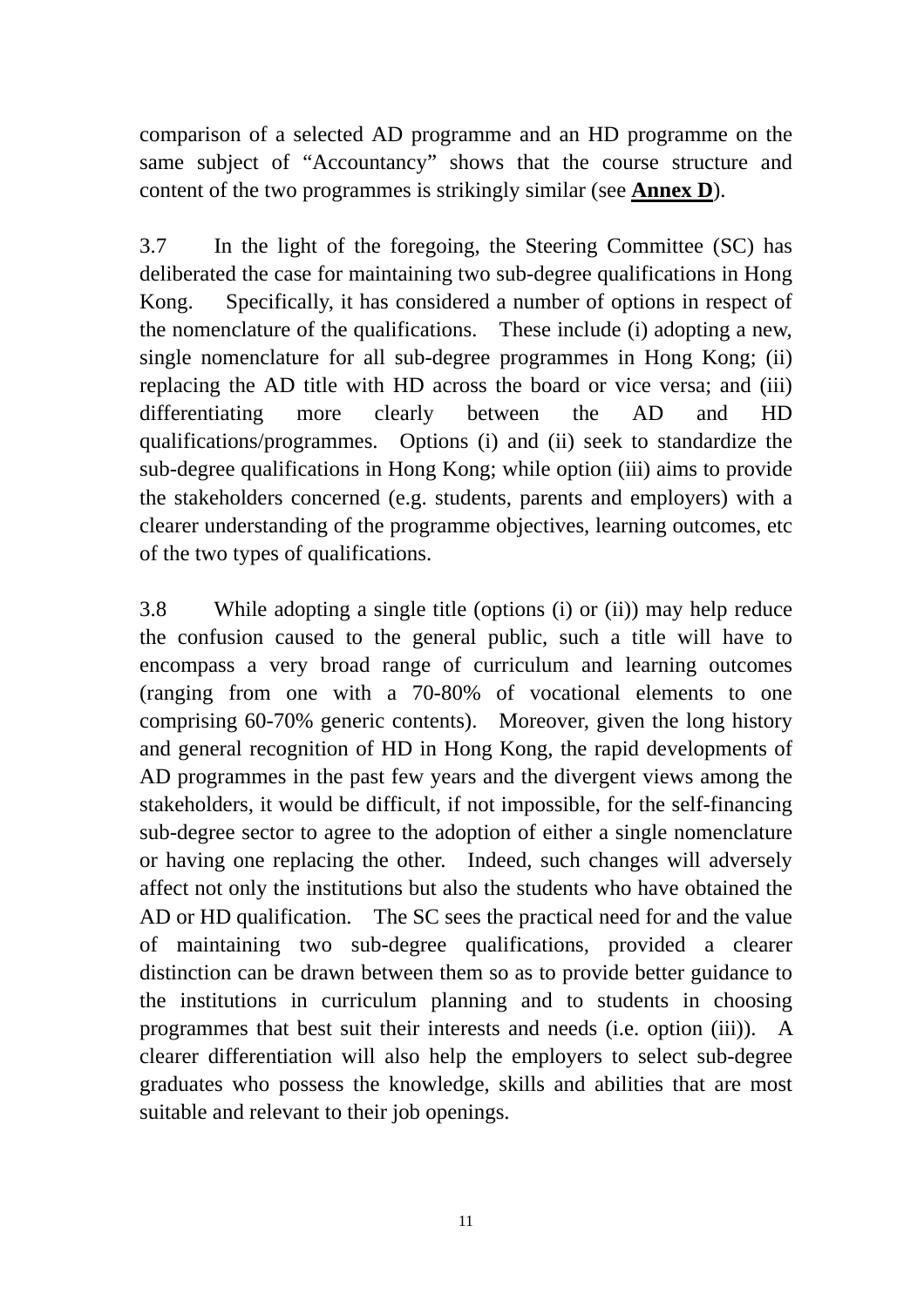comparison of a selected AD programme and an HD programme on the same subject of "Accountancy" shows that the course structure and content of the two programmes is strikingly similar (see **Annex D**).

3.7 In the light of the foregoing, the Steering Committee (SC) has deliberated the case for maintaining two sub-degree qualifications in Hong Kong. Specifically, it has considered a number of options in respect of the nomenclature of the qualifications. These include (i) adopting a new, single nomenclature for all sub-degree programmes in Hong Kong; (ii) replacing the AD title with HD across the board or vice versa; and (iii) differentiating more clearly between the AD and HD qualifications/programmes. Options (i) and (ii) seek to standardize the sub-degree qualifications in Hong Kong; while option (iii) aims to provide the stakeholders concerned (e.g. students, parents and employers) with a clearer understanding of the programme objectives, learning outcomes, etc of the two types of qualifications.

3.8 While adopting a single title (options (i) or (ii)) may help reduce the confusion caused to the general public, such a title will have to encompass a very broad range of curriculum and learning outcomes (ranging from one with a 70-80% of vocational elements to one comprising 60-70% generic contents). Moreover, given the long history and general recognition of HD in Hong Kong, the rapid developments of AD programmes in the past few years and the divergent views among the stakeholders, it would be difficult, if not impossible, for the self-financing sub-degree sector to agree to the adoption of either a single nomenclature or having one replacing the other. Indeed, such changes will adversely affect not only the institutions but also the students who have obtained the AD or HD qualification. The SC sees the practical need for and the value of maintaining two sub-degree qualifications, provided a clearer distinction can be drawn between them so as to provide better guidance to the institutions in curriculum planning and to students in choosing programmes that best suit their interests and needs (i.e. option (iii)). A clearer differentiation will also help the employers to select sub-degree graduates who possess the knowledge, skills and abilities that are most suitable and relevant to their job openings.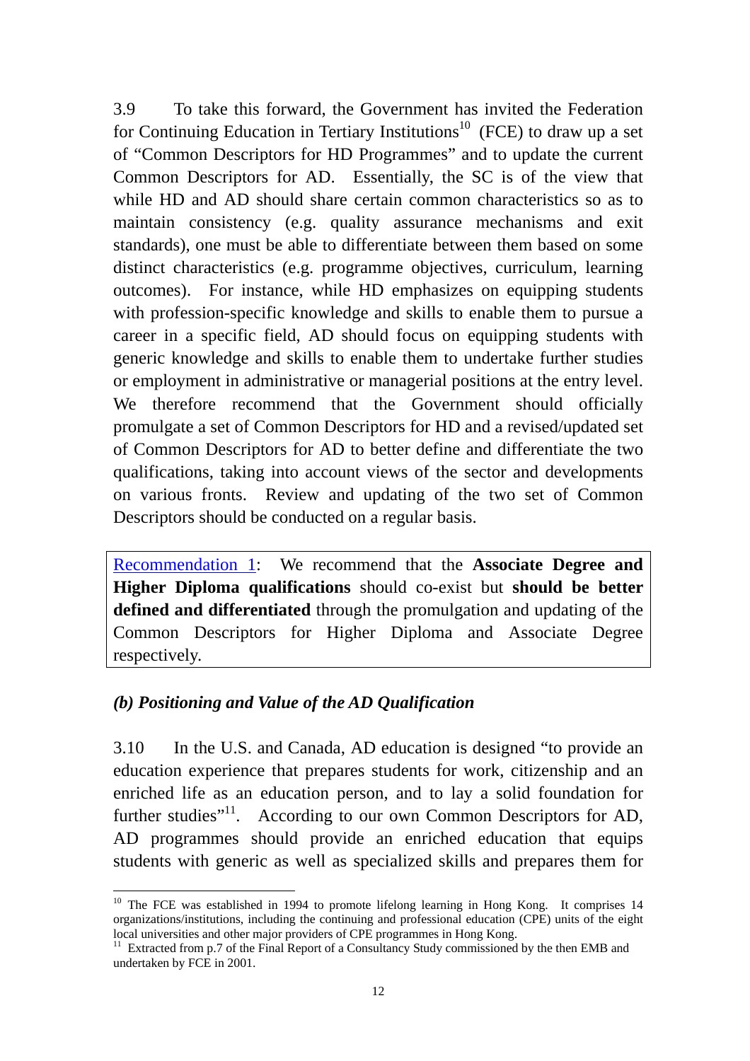3.9 To take this forward, the Government has invited the Federation for Continuing Education in Tertiary Institutions[10] (FCE) to draw up a set of "Common Descriptors for HD Programmes" and to update the current Common Descriptors for AD. Essentially, the SC is of the view that while HD and AD should share certain common characteristics so as to maintain consistency (e.g. quality assurance mechanisms and exit standards), one must be able to differentiate between them based on some distinct characteristics (e.g. programme objectives, curriculum, learning outcomes). For instance, while HD emphasizes on equipping students with profession-specific knowledge and skills to enable them to pursue a career in a specific field, AD should focus on equipping students with generic knowledge and skills to enable them to undertake further studies or employment in administrative or managerial positions at the entry level. We therefore recommend that the Government should officially promulgate a set of Common Descriptors for HD and a revised/updated set of Common Descriptors for AD to better define and differentiate the two qualifications, taking into account views of the sector and developments on various fronts. Review and updating of the two set of Common Descriptors should be conducted on a regular basis.

> Recommendation 1: We recommend that the **Associate Degree and Higher Diploma qualifications** should co-exist but **should be better defined and differentiated** through the promulgation and updating of the Common Descriptors for Higher Diploma and Associate Degree respectively.

### *(b) Positioning and Value of the AD Qualification*

3.10 In the U.S. and Canada, AD education is designed "to provide an education experience that prepares students for work, citizenship and an enriched life as an education person, and to lay a solid foundation for further studies"[11]. According to our own Common Descriptors for AD, AD programmes should provide an enriched education that equips students with generic as well as specialized skills and prepares them for

---

[10] The FCE was established in 1994 to promote lifelong learning in Hong Kong. It comprises 14 organizations/institutions, including the continuing and professional education (CPE) units of the eight local universities and other major providers of CPE programmes in Hong Kong.

[11] Extracted from p.7 of the Final Report of a Consultancy Study commissioned by the then EMB and undertaken by FCE in 2001.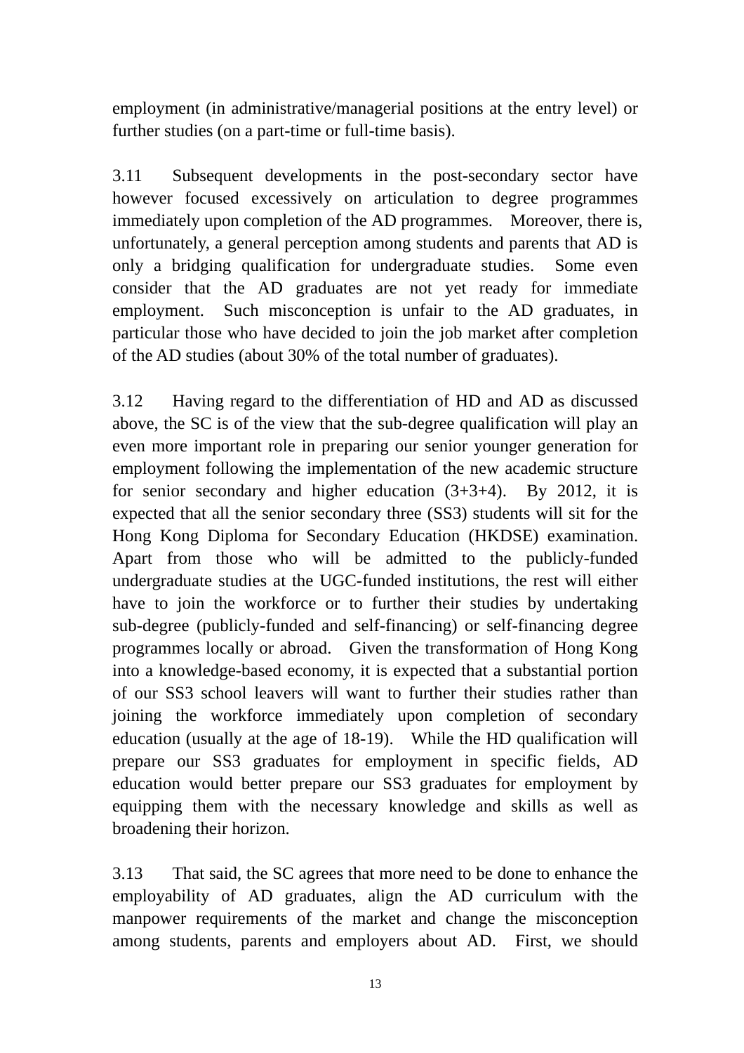employment (in administrative/managerial positions at the entry level) or further studies (on a part-time or full-time basis).

3.11 Subsequent developments in the post-secondary sector have however focused excessively on articulation to degree programmes immediately upon completion of the AD programmes. Moreover, there is, unfortunately, a general perception among students and parents that AD is only a bridging qualification for undergraduate studies. Some even consider that the AD graduates are not yet ready for immediate employment. Such misconception is unfair to the AD graduates, in particular those who have decided to join the job market after completion of the AD studies (about 30% of the total number of graduates).

3.12 Having regard to the differentiation of HD and AD as discussed above, the SC is of the view that the sub-degree qualification will play an even more important role in preparing our senior younger generation for employment following the implementation of the new academic structure for senior secondary and higher education (3+3+4). By 2012, it is expected that all the senior secondary three (SS3) students will sit for the Hong Kong Diploma for Secondary Education (HKDSE) examination. Apart from those who will be admitted to the publicly-funded undergraduate studies at the UGC-funded institutions, the rest will either have to join the workforce or to further their studies by undertaking sub-degree (publicly-funded and self-financing) or self-financing degree programmes locally or abroad. Given the transformation of Hong Kong into a knowledge-based economy, it is expected that a substantial portion of our SS3 school leavers will want to further their studies rather than joining the workforce immediately upon completion of secondary education (usually at the age of 18-19). While the HD qualification will prepare our SS3 graduates for employment in specific fields, AD education would better prepare our SS3 graduates for employment by equipping them with the necessary knowledge and skills as well as broadening their horizon.

3.13 That said, the SC agrees that more need to be done to enhance the employability of AD graduates, align the AD curriculum with the manpower requirements of the market and change the misconception among students, parents and employers about AD. First, we should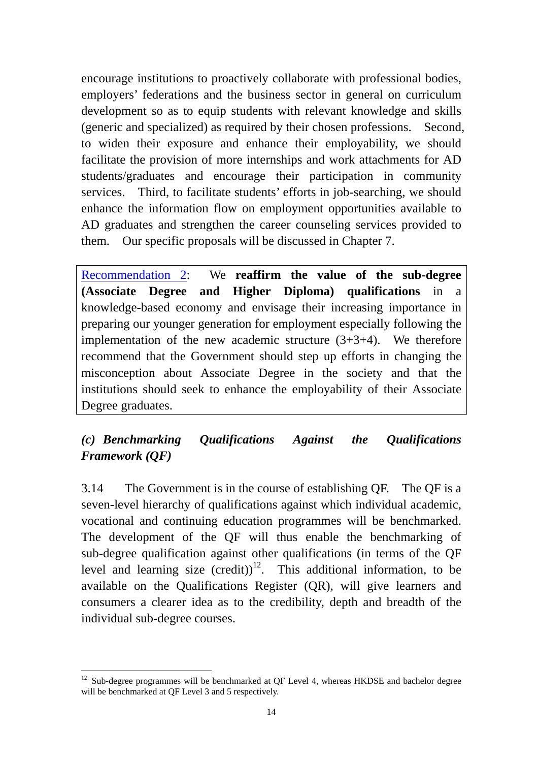encourage institutions to proactively collaborate with professional bodies, employers' federations and the business sector in general on curriculum development so as to equip students with relevant knowledge and skills (generic and specialized) as required by their chosen professions. Second, to widen their exposure and enhance their employability, we should facilitate the provision of more internships and work attachments for AD students/graduates and encourage their participation in community services. Third, to facilitate students' efforts in job-searching, we should enhance the information flow on employment opportunities available to AD graduates and strengthen the career counseling services provided to them. Our specific proposals will be discussed in Chapter 7.

> Recommendation 2: We **reaffirm the value of the sub-degree (Associate Degree and Higher Diploma) qualifications** in a knowledge-based economy and envisage their increasing importance in preparing our younger generation for employment especially following the implementation of the new academic structure (3+3+4). We therefore recommend that the Government should step up efforts in changing the misconception about Associate Degree in the society and that the institutions should seek to enhance the employability of their Associate Degree graduates.

### *(c) Benchmarking Qualifications Against the Qualifications Framework (QF)*

3.14 The Government is in the course of establishing QF. The QF is a seven-level hierarchy of qualifications against which individual academic, vocational and continuing education programmes will be benchmarked. The development of the QF will thus enable the benchmarking of sub-degree qualification against other qualifications (in terms of the QF level and learning size (credit))[12]. This additional information, to be available on the Qualifications Register (QR), will give learners and consumers a clearer idea as to the credibility, depth and breadth of the individual sub-degree courses.

[12] Sub-degree programmes will be benchmarked at QF Level 4, whereas HKDSE and bachelor degree will be benchmarked at QF Level 3 and 5 respectively.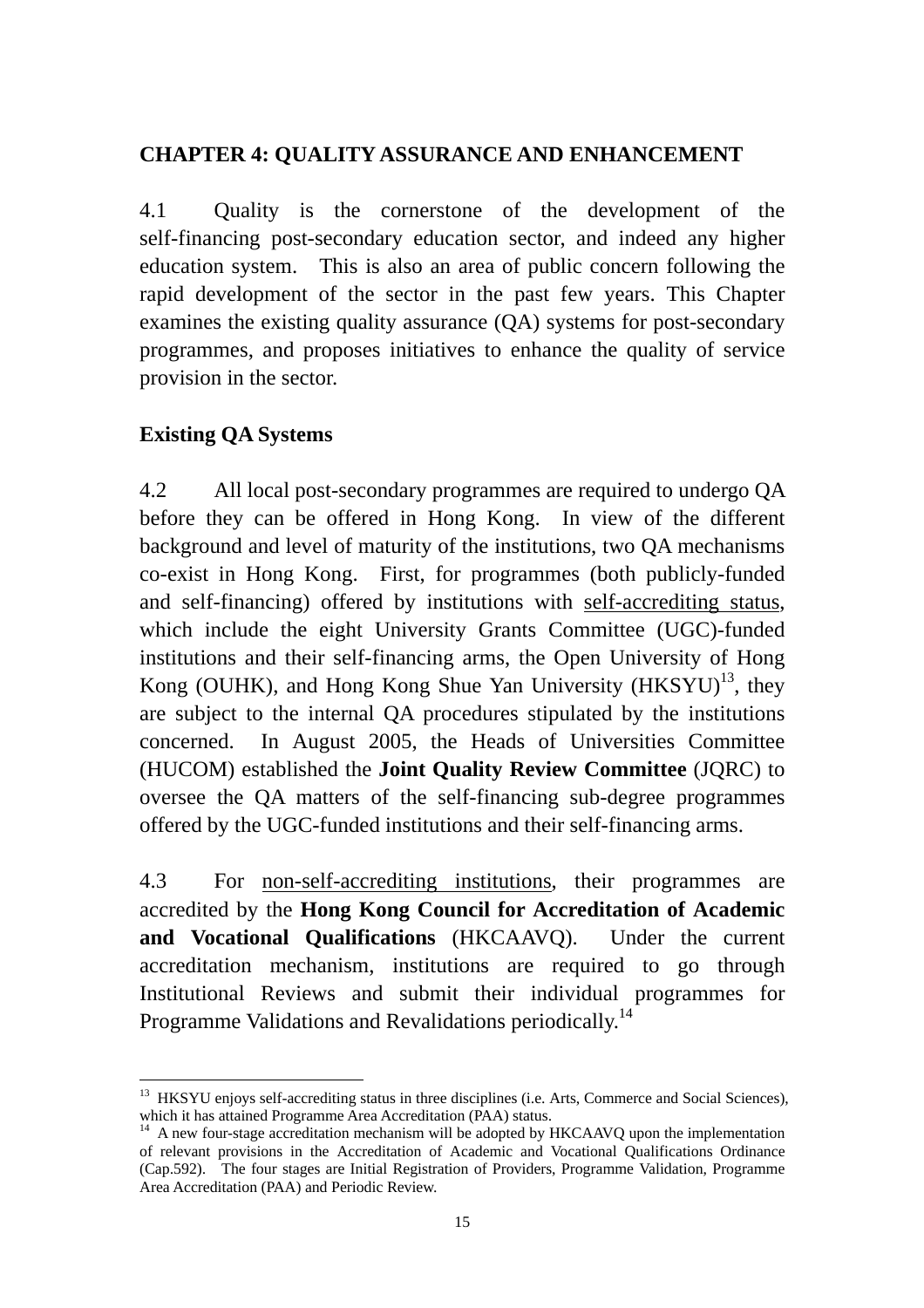# CHAPTER 4: QUALITY ASSURANCE AND ENHANCEMENT

4.1 Quality is the cornerstone of the development of the self-financing post-secondary education sector, and indeed any higher education system. This is also an area of public concern following the rapid development of the sector in the past few years. This Chapter examines the existing quality assurance (QA) systems for post-secondary programmes, and proposes initiatives to enhance the quality of service provision in the sector.

## Existing QA Systems

4.2 All local post-secondary programmes are required to undergo QA before they can be offered in Hong Kong. In view of the different background and level of maturity of the institutions, two QA mechanisms co-exist in Hong Kong. First, for programmes (both publicly-funded and self-financing) offered by institutions with <u>self-accrediting status</u>, which include the eight University Grants Committee (UGC)-funded institutions and their self-financing arms, the Open University of Hong Kong (OUHK), and Hong Kong Shue Yan University (HKSYU)[13], they are subject to the internal QA procedures stipulated by the institutions concerned. In August 2005, the Heads of Universities Committee (HUCOM) established the **Joint Quality Review Committee** (JQRC) to oversee the QA matters of the self-financing sub-degree programmes offered by the UGC-funded institutions and their self-financing arms.

4.3 For <u>non-self-accrediting institutions</u>, their programmes are accredited by the **Hong Kong Council for Accreditation of Academic and Vocational Qualifications** (HKCAAVQ). Under the current accreditation mechanism, institutions are required to go through Institutional Reviews and submit their individual programmes for Programme Validations and Revalidations periodically.[14]

---

[13] HKSYU enjoys self-accrediting status in three disciplines (i.e. Arts, Commerce and Social Sciences), which it has attained Programme Area Accreditation (PAA) status.

[14] A new four-stage accreditation mechanism will be adopted by HKCAAVQ upon the implementation of relevant provisions in the Accreditation of Academic and Vocational Qualifications Ordinance (Cap.592). The four stages are Initial Registration of Providers, Programme Validation, Programme Area Accreditation (PAA) and Periodic Review.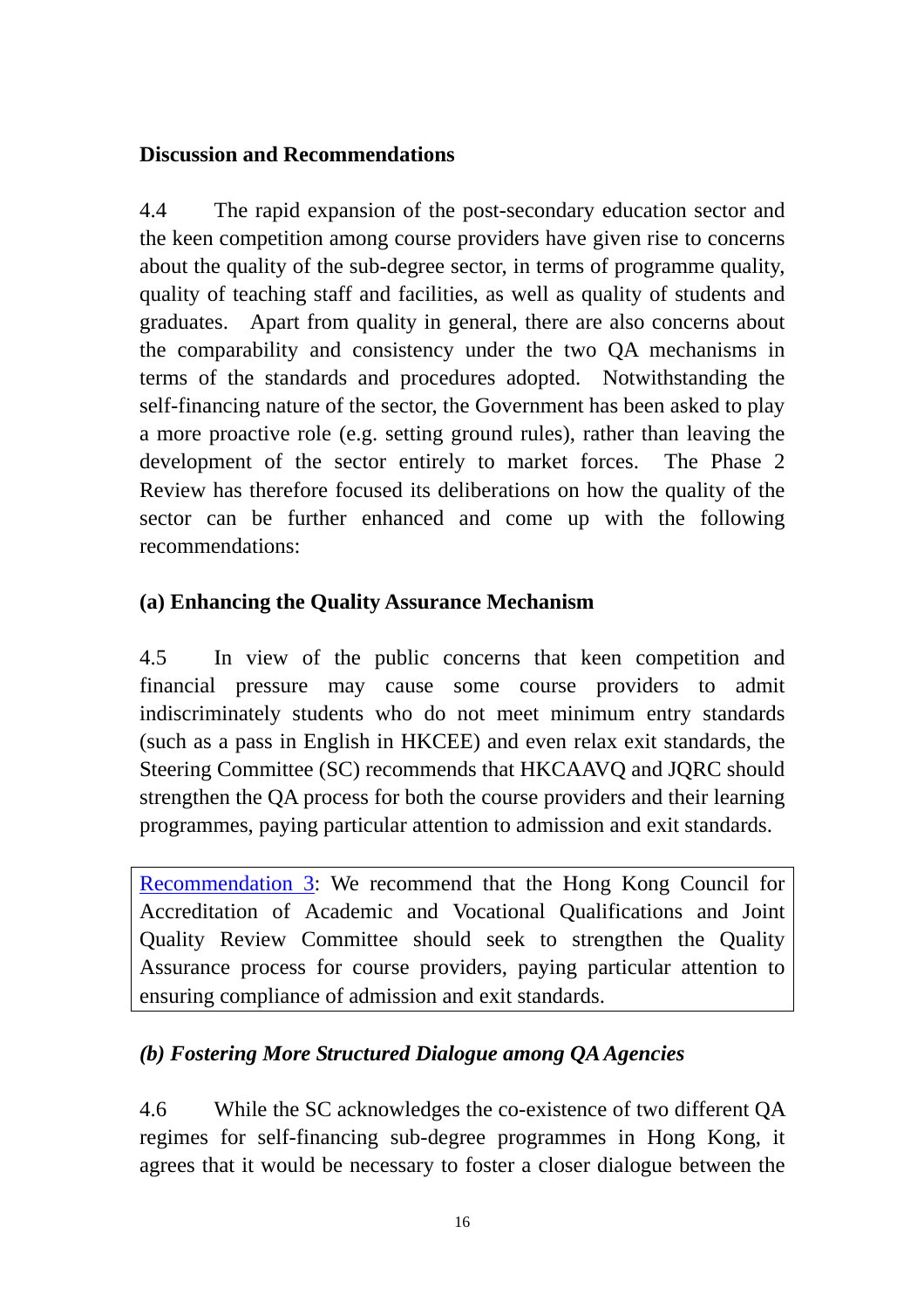## Discussion and Recommendations

4.4 The rapid expansion of the post-secondary education sector and the keen competition among course providers have given rise to concerns about the quality of the sub-degree sector, in terms of programme quality, quality of teaching staff and facilities, as well as quality of students and graduates. Apart from quality in general, there are also concerns about the comparability and consistency under the two QA mechanisms in terms of the standards and procedures adopted. Notwithstanding the self-financing nature of the sector, the Government has been asked to play a more proactive role (e.g. setting ground rules), rather than leaving the development of the sector entirely to market forces. The Phase 2 Review has therefore focused its deliberations on how the quality of the sector can be further enhanced and come up with the following recommendations:

### (a) Enhancing the Quality Assurance Mechanism

4.5 In view of the public concerns that keen competition and financial pressure may cause some course providers to admit indiscriminately students who do not meet minimum entry standards (such as a pass in English in HKCEE) and even relax exit standards, the Steering Committee (SC) recommends that HKCAAVQ and JQRC should strengthen the QA process for both the course providers and their learning programmes, paying particular attention to admission and exit standards.

> Recommendation 3: We recommend that the Hong Kong Council for Accreditation of Academic and Vocational Qualifications and Joint Quality Review Committee should seek to strengthen the Quality Assurance process for course providers, paying particular attention to ensuring compliance of admission and exit standards.

### *(b) Fostering More Structured Dialogue among QA Agencies*

4.6 While the SC acknowledges the co-existence of two different QA regimes for self-financing sub-degree programmes in Hong Kong, it agrees that it would be necessary to foster a closer dialogue between the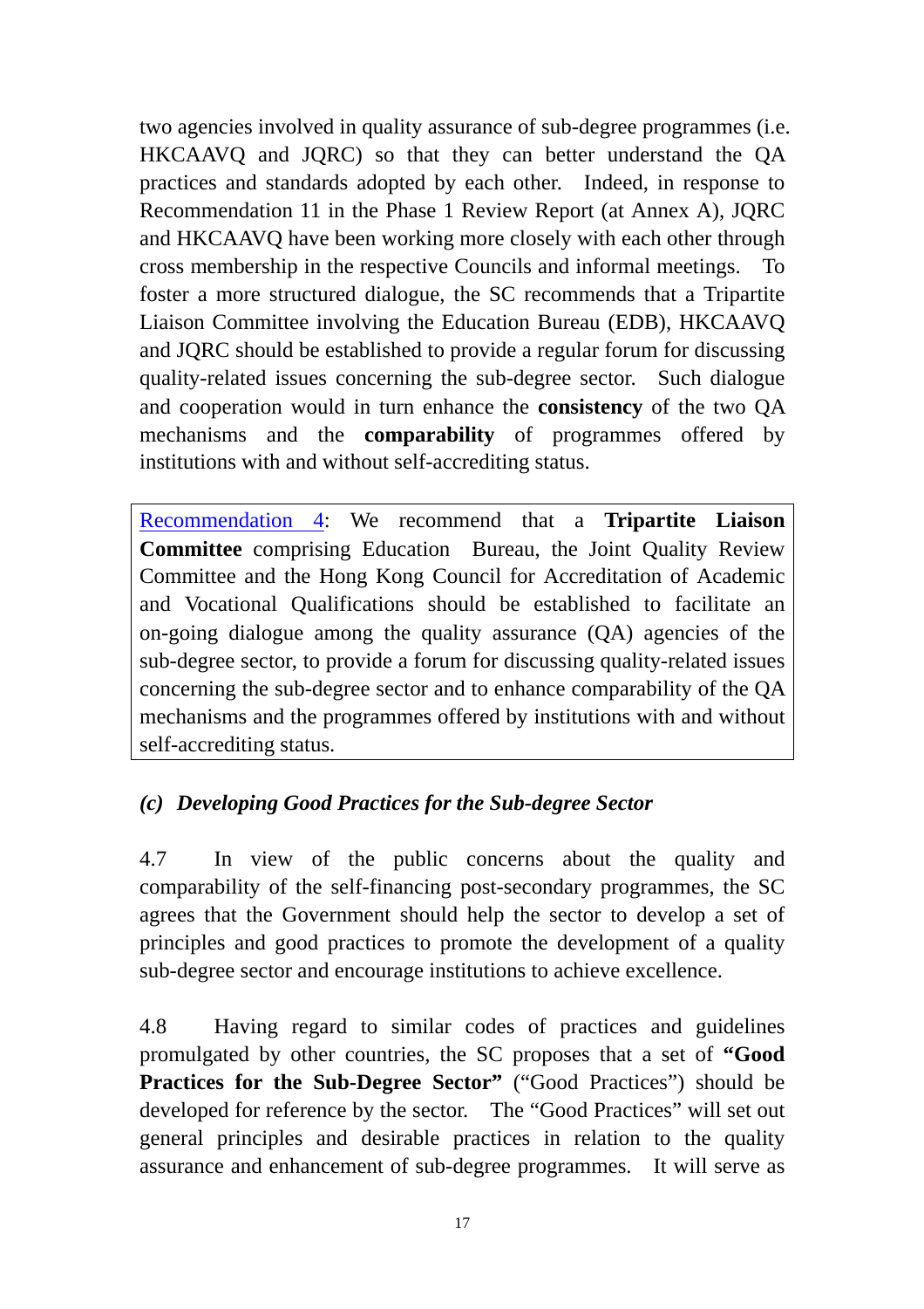two agencies involved in quality assurance of sub-degree programmes (i.e. HKCAAVQ and JQRC) so that they can better understand the QA practices and standards adopted by each other. Indeed, in response to Recommendation 11 in the Phase 1 Review Report (at Annex A), JQRC and HKCAAVQ have been working more closely with each other through cross membership in the respective Councils and informal meetings. To foster a more structured dialogue, the SC recommends that a Tripartite Liaison Committee involving the Education Bureau (EDB), HKCAAVQ and JQRC should be established to provide a regular forum for discussing quality-related issues concerning the sub-degree sector. Such dialogue and cooperation would in turn enhance the **consistency** of the two QA mechanisms and the **comparability** of programmes offered by institutions with and without self-accrediting status.

> Recommendation 4: We recommend that a **Tripartite Liaison Committee** comprising Education Bureau, the Joint Quality Review Committee and the Hong Kong Council for Accreditation of Academic and Vocational Qualifications should be established to facilitate an on-going dialogue among the quality assurance (QA) agencies of the sub-degree sector, to provide a forum for discussing quality-related issues concerning the sub-degree sector and to enhance comparability of the QA mechanisms and the programmes offered by institutions with and without self-accrediting status.

### *(c) Developing Good Practices for the Sub-degree Sector*

4.7 In view of the public concerns about the quality and comparability of the self-financing post-secondary programmes, the SC agrees that the Government should help the sector to develop a set of principles and good practices to promote the development of a quality sub-degree sector and encourage institutions to achieve excellence.

4.8 Having regard to similar codes of practices and guidelines promulgated by other countries, the SC proposes that a set of **"Good Practices for the Sub-Degree Sector"** ("Good Practices") should be developed for reference by the sector. The "Good Practices" will set out general principles and desirable practices in relation to the quality assurance and enhancement of sub-degree programmes. It will serve as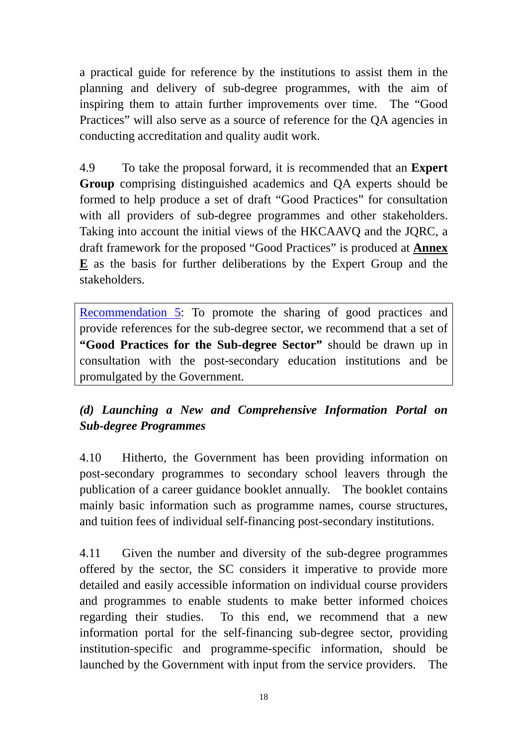a practical guide for reference by the institutions to assist them in the planning and delivery of sub-degree programmes, with the aim of inspiring them to attain further improvements over time. The "Good Practices" will also serve as a source of reference for the QA agencies in conducting accreditation and quality audit work.

4.9 To take the proposal forward, it is recommended that an **Expert Group** comprising distinguished academics and QA experts should be formed to help produce a set of draft "Good Practices" for consultation with all providers of sub-degree programmes and other stakeholders. Taking into account the initial views of the HKCAAVQ and the JQRC, a draft framework for the proposed "Good Practices" is produced at **Annex E** as the basis for further deliberations by the Expert Group and the stakeholders.

> Recommendation 5: To promote the sharing of good practices and provide references for the sub-degree sector, we recommend that a set of **"Good Practices for the Sub-degree Sector"** should be drawn up in consultation with the post-secondary education institutions and be promulgated by the Government.

### *(d) Launching a New and Comprehensive Information Portal on Sub-degree Programmes*

4.10 Hitherto, the Government has been providing information on post-secondary programmes to secondary school leavers through the publication of a career guidance booklet annually. The booklet contains mainly basic information such as programme names, course structures, and tuition fees of individual self-financing post-secondary institutions.

4.11 Given the number and diversity of the sub-degree programmes offered by the sector, the SC considers it imperative to provide more detailed and easily accessible information on individual course providers and programmes to enable students to make better informed choices regarding their studies. To this end, we recommend that a new information portal for the self-financing sub-degree sector, providing institution-specific and programme-specific information, should be launched by the Government with input from the service providers. The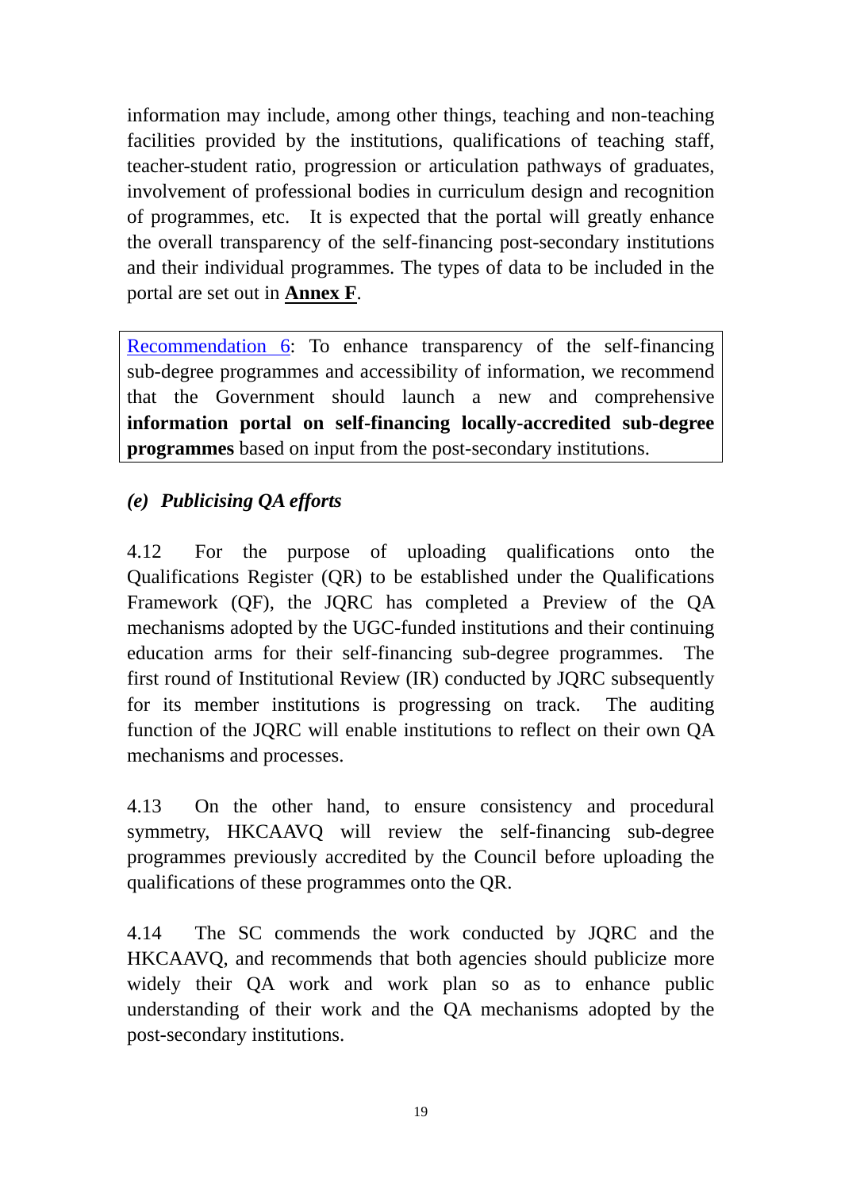information may include, among other things, teaching and non-teaching facilities provided by the institutions, qualifications of teaching staff, teacher-student ratio, progression or articulation pathways of graduates, involvement of professional bodies in curriculum design and recognition of programmes, etc. It is expected that the portal will greatly enhance the overall transparency of the self-financing post-secondary institutions and their individual programmes. The types of data to be included in the portal are set out in **Annex F**.

> Recommendation 6: To enhance transparency of the self-financing sub-degree programmes and accessibility of information, we recommend that the Government should launch a new and comprehensive **information portal on self-financing locally-accredited sub-degree programmes** based on input from the post-secondary institutions.

### *(e) Publicising QA efforts*

4.12 For the purpose of uploading qualifications onto the Qualifications Register (QR) to be established under the Qualifications Framework (QF), the JQRC has completed a Preview of the QA mechanisms adopted by the UGC-funded institutions and their continuing education arms for their self-financing sub-degree programmes. The first round of Institutional Review (IR) conducted by JQRC subsequently for its member institutions is progressing on track. The auditing function of the JQRC will enable institutions to reflect on their own QA mechanisms and processes.

4.13 On the other hand, to ensure consistency and procedural symmetry, HKCAAVQ will review the self-financing sub-degree programmes previously accredited by the Council before uploading the qualifications of these programmes onto the QR.

4.14 The SC commends the work conducted by JQRC and the HKCAAVQ, and recommends that both agencies should publicize more widely their QA work and work plan so as to enhance public understanding of their work and the QA mechanisms adopted by the post-secondary institutions.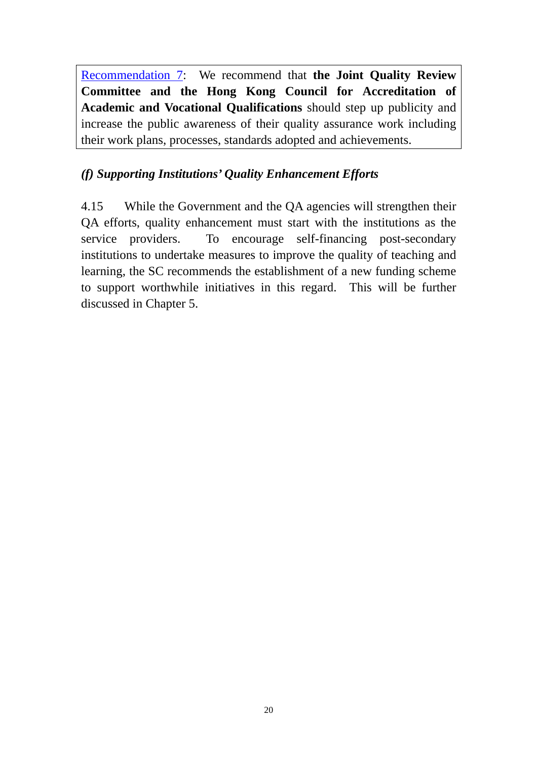Recommendation 7: We recommend that **the Joint Quality Review Committee and the Hong Kong Council for Accreditation of Academic and Vocational Qualifications** should step up publicity and increase the public awareness of their quality assurance work including their work plans, processes, standards adopted and achievements.

### *(f) Supporting Institutions' Quality Enhancement Efforts*

4.15 While the Government and the QA agencies will strengthen their QA efforts, quality enhancement must start with the institutions as the service providers. To encourage self-financing post-secondary institutions to undertake measures to improve the quality of teaching and learning, the SC recommends the establishment of a new funding scheme to support worthwhile initiatives in this regard. This will be further discussed in Chapter 5.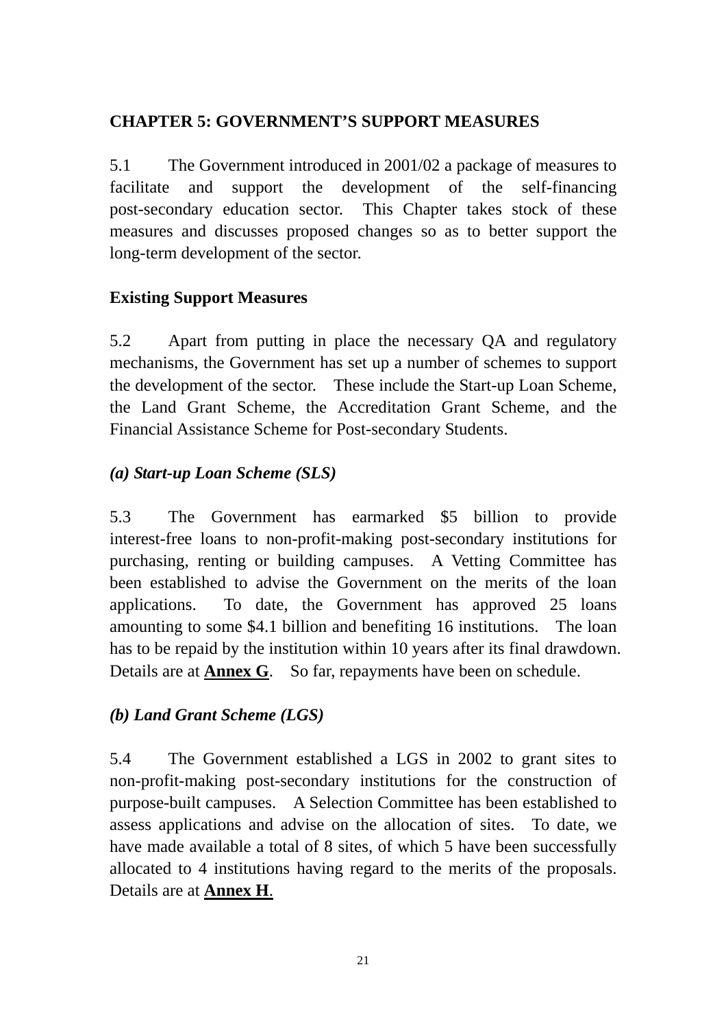# CHAPTER 5: GOVERNMENT'S SUPPORT MEASURES

5.1 The Government introduced in 2001/02 a package of measures to facilitate and support the development of the self-financing post-secondary education sector. This Chapter takes stock of these measures and discusses proposed changes so as to better support the long-term development of the sector.

## Existing Support Measures

5.2 Apart from putting in place the necessary QA and regulatory mechanisms, the Government has set up a number of schemes to support the development of the sector. These include the Start-up Loan Scheme, the Land Grant Scheme, the Accreditation Grant Scheme, and the Financial Assistance Scheme for Post-secondary Students.

### *(a) Start-up Loan Scheme (SLS)*

5.3 The Government has earmarked $5 billion to provide interest-free loans to non-profit-making post-secondary institutions for purchasing, renting or building campuses. A Vetting Committee has been established to advise the Government on the merits of the loan applications. To date, the Government has approved 25 loans amounting to some $4.1 billion and benefiting 16 institutions. The loan has to be repaid by the institution within 10 years after its final drawdown. Details are at **Annex G**. So far, repayments have been on schedule.

### *(b) Land Grant Scheme (LGS)*

5.4 The Government established a LGS in 2002 to grant sites to non-profit-making post-secondary institutions for the construction of purpose-built campuses. A Selection Committee has been established to assess applications and advise on the allocation of sites. To date, we have made available a total of 8 sites, of which 5 have been successfully allocated to 4 institutions having regard to the merits of the proposals. Details are at **Annex H**.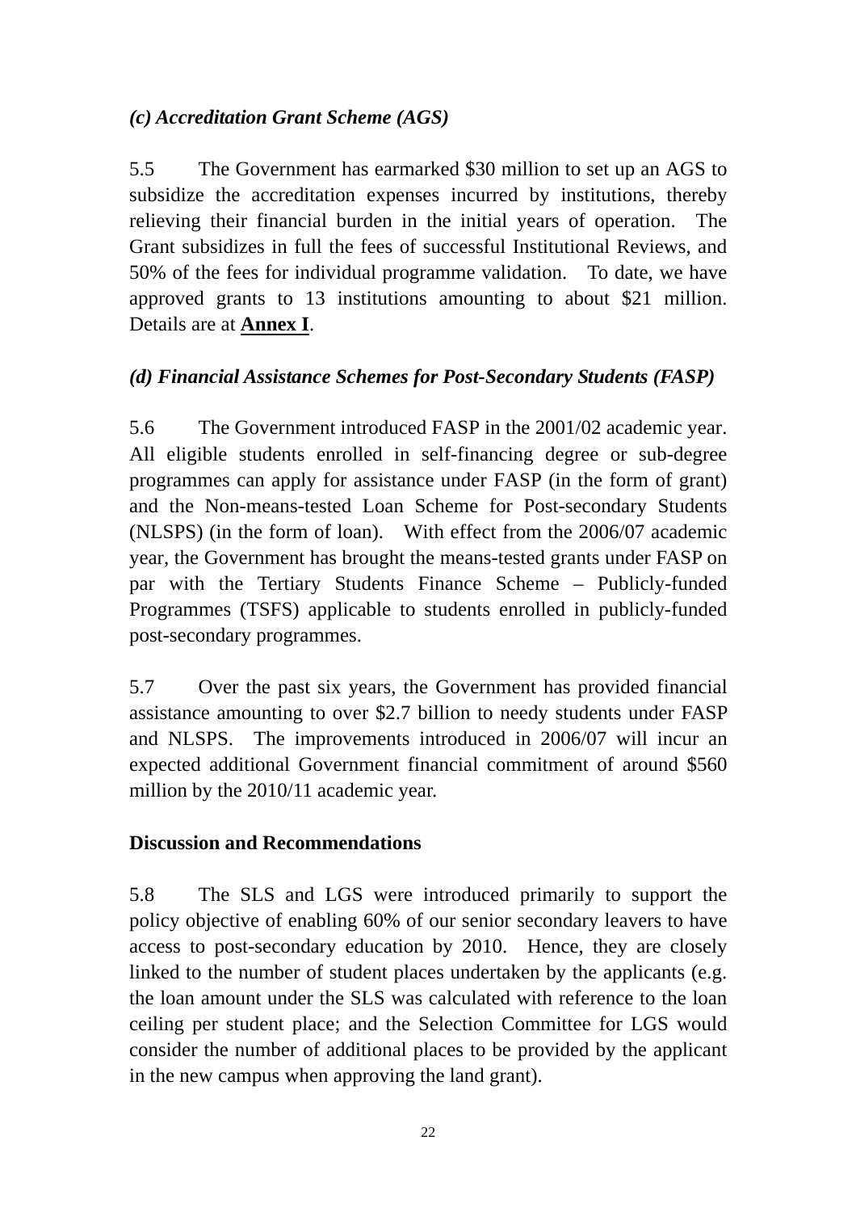### *(c) Accreditation Grant Scheme (AGS)*

5.5 The Government has earmarked $30 million to set up an AGS to subsidize the accreditation expenses incurred by institutions, thereby relieving their financial burden in the initial years of operation. The Grant subsidizes in full the fees of successful Institutional Reviews, and 50% of the fees for individual programme validation. To date, we have approved grants to 13 institutions amounting to about $21 million. Details are at **Annex I**.

### *(d) Financial Assistance Schemes for Post-Secondary Students (FASP)*

5.6 The Government introduced FASP in the 2001/02 academic year. All eligible students enrolled in self-financing degree or sub-degree programmes can apply for assistance under FASP (in the form of grant) and the Non-means-tested Loan Scheme for Post-secondary Students (NLSPS) (in the form of loan). With effect from the 2006/07 academic year, the Government has brought the means-tested grants under FASP on par with the Tertiary Students Finance Scheme – Publicly-funded Programmes (TSFS) applicable to students enrolled in publicly-funded post-secondary programmes.

5.7 Over the past six years, the Government has provided financial assistance amounting to over $2.7 billion to needy students under FASP and NLSPS. The improvements introduced in 2006/07 will incur an expected additional Government financial commitment of around $560 million by the 2010/11 academic year.

### Discussion and Recommendations

5.8 The SLS and LGS were introduced primarily to support the policy objective of enabling 60% of our senior secondary leavers to have access to post-secondary education by 2010. Hence, they are closely linked to the number of student places undertaken by the applicants (e.g. the loan amount under the SLS was calculated with reference to the loan ceiling per student place; and the Selection Committee for LGS would consider the number of additional places to be provided by the applicant in the new campus when approving the land grant).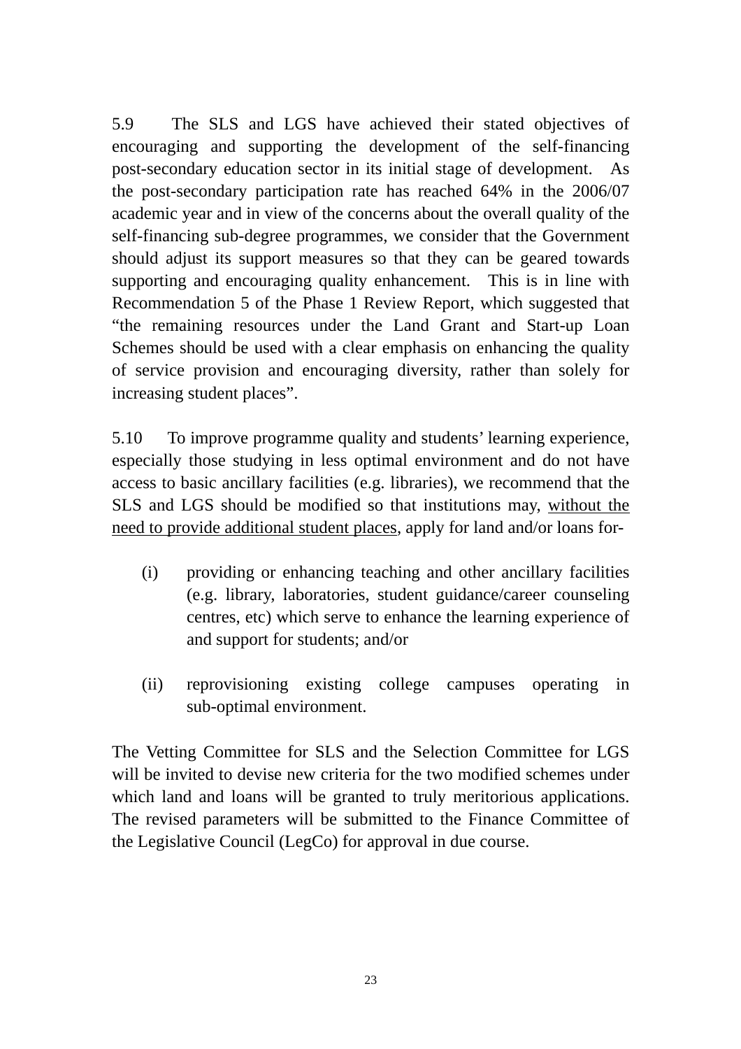5.9 The SLS and LGS have achieved their stated objectives of encouraging and supporting the development of the self-financing post-secondary education sector in its initial stage of development. As the post-secondary participation rate has reached 64% in the 2006/07 academic year and in view of the concerns about the overall quality of the self-financing sub-degree programmes, we consider that the Government should adjust its support measures so that they can be geared towards supporting and encouraging quality enhancement. This is in line with Recommendation 5 of the Phase 1 Review Report, which suggested that "the remaining resources under the Land Grant and Start-up Loan Schemes should be used with a clear emphasis on enhancing the quality of service provision and encouraging diversity, rather than solely for increasing student places".

5.10 To improve programme quality and students' learning experience, especially those studying in less optimal environment and do not have access to basic ancillary facilities (e.g. libraries), we recommend that the SLS and LGS should be modified so that institutions may, <u>without the need to provide additional student places</u>, apply for land and/or loans for-

(i) providing or enhancing teaching and other ancillary facilities (e.g. library, laboratories, student guidance/career counseling centres, etc) which serve to enhance the learning experience of and support for students; and/or

(ii) reprovisioning existing college campuses operating in sub-optimal environment.

The Vetting Committee for SLS and the Selection Committee for LGS will be invited to devise new criteria for the two modified schemes under which land and loans will be granted to truly meritorious applications. The revised parameters will be submitted to the Finance Committee of the Legislative Council (LegCo) for approval in due course.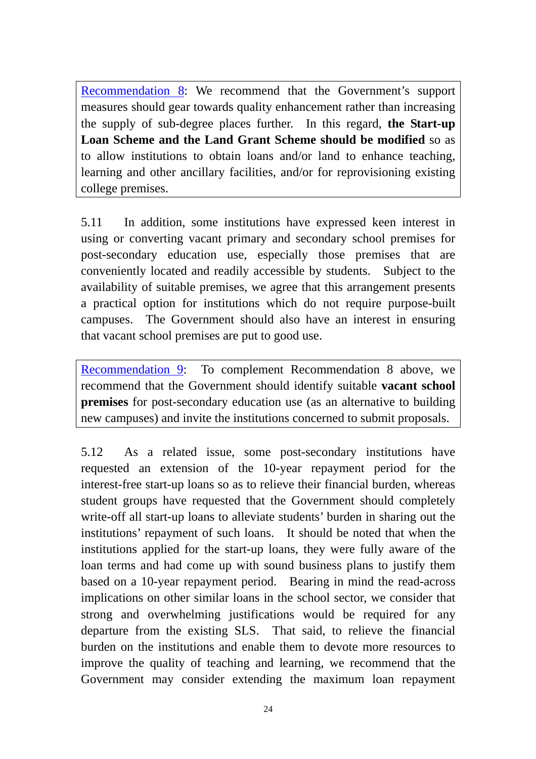Recommendation 8: We recommend that the Government's support measures should gear towards quality enhancement rather than increasing the supply of sub-degree places further. In this regard, **the Start-up Loan Scheme and the Land Grant Scheme should be modified** so as to allow institutions to obtain loans and/or land to enhance teaching, learning and other ancillary facilities, and/or for reprovisioning existing college premises.

5.11 In addition, some institutions have expressed keen interest in using or converting vacant primary and secondary school premises for post-secondary education use, especially those premises that are conveniently located and readily accessible by students. Subject to the availability of suitable premises, we agree that this arrangement presents a practical option for institutions which do not require purpose-built campuses. The Government should also have an interest in ensuring that vacant school premises are put to good use.

Recommendation 9: To complement Recommendation 8 above, we recommend that the Government should identify suitable **vacant school premises** for post-secondary education use (as an alternative to building new campuses) and invite the institutions concerned to submit proposals.

5.12 As a related issue, some post-secondary institutions have requested an extension of the 10-year repayment period for the interest-free start-up loans so as to relieve their financial burden, whereas student groups have requested that the Government should completely write-off all start-up loans to alleviate students' burden in sharing out the institutions' repayment of such loans. It should be noted that when the institutions applied for the start-up loans, they were fully aware of the loan terms and had come up with sound business plans to justify them based on a 10-year repayment period. Bearing in mind the read-across implications on other similar loans in the school sector, we consider that strong and overwhelming justifications would be required for any departure from the existing SLS. That said, to relieve the financial burden on the institutions and enable them to devote more resources to improve the quality of teaching and learning, we recommend that the Government may consider extending the maximum loan repayment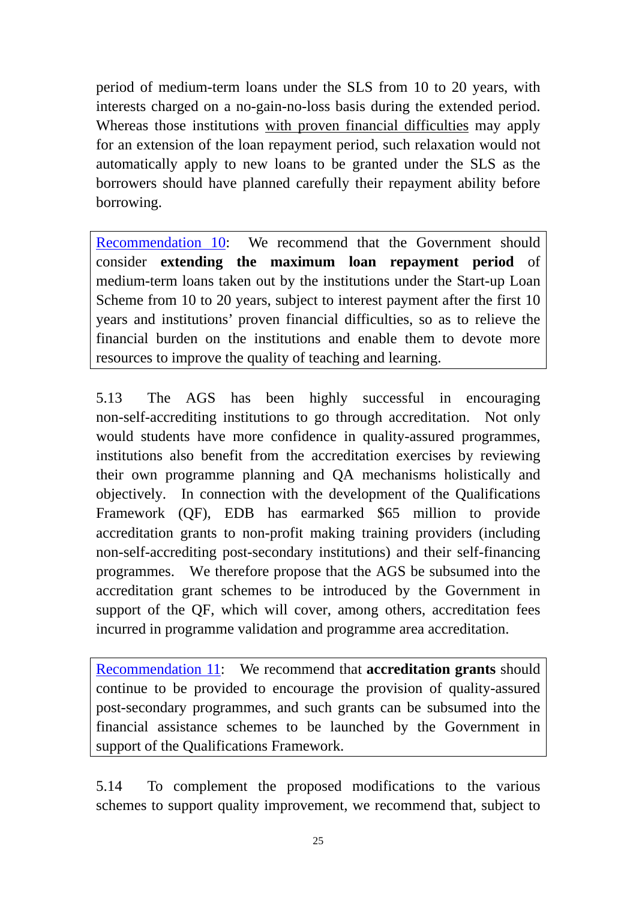period of medium-term loans under the SLS from 10 to 20 years, with interests charged on a no-gain-no-loss basis during the extended period. Whereas those institutions <u>with proven financial difficulties</u> may apply for an extension of the loan repayment period, such relaxation would not automatically apply to new loans to be granted under the SLS as the borrowers should have planned carefully their repayment ability before borrowing.

> Recommendation 10: We recommend that the Government should consider **extending the maximum loan repayment period** of medium-term loans taken out by the institutions under the Start-up Loan Scheme from 10 to 20 years, subject to interest payment after the first 10 years and institutions' proven financial difficulties, so as to relieve the financial burden on the institutions and enable them to devote more resources to improve the quality of teaching and learning.

5.13 The AGS has been highly successful in encouraging non-self-accrediting institutions to go through accreditation. Not only would students have more confidence in quality-assured programmes, institutions also benefit from the accreditation exercises by reviewing their own programme planning and QA mechanisms holistically and objectively. In connection with the development of the Qualifications Framework (QF), EDB has earmarked $65 million to provide accreditation grants to non-profit making training providers (including non-self-accrediting post-secondary institutions) and their self-financing programmes. We therefore propose that the AGS be subsumed into the accreditation grant schemes to be introduced by the Government in support of the QF, which will cover, among others, accreditation fees incurred in programme validation and programme area accreditation.

> Recommendation 11: We recommend that **accreditation grants** should continue to be provided to encourage the provision of quality-assured post-secondary programmes, and such grants can be subsumed into the financial assistance schemes to be launched by the Government in support of the Qualifications Framework.

5.14 To complement the proposed modifications to the various schemes to support quality improvement, we recommend that, subject to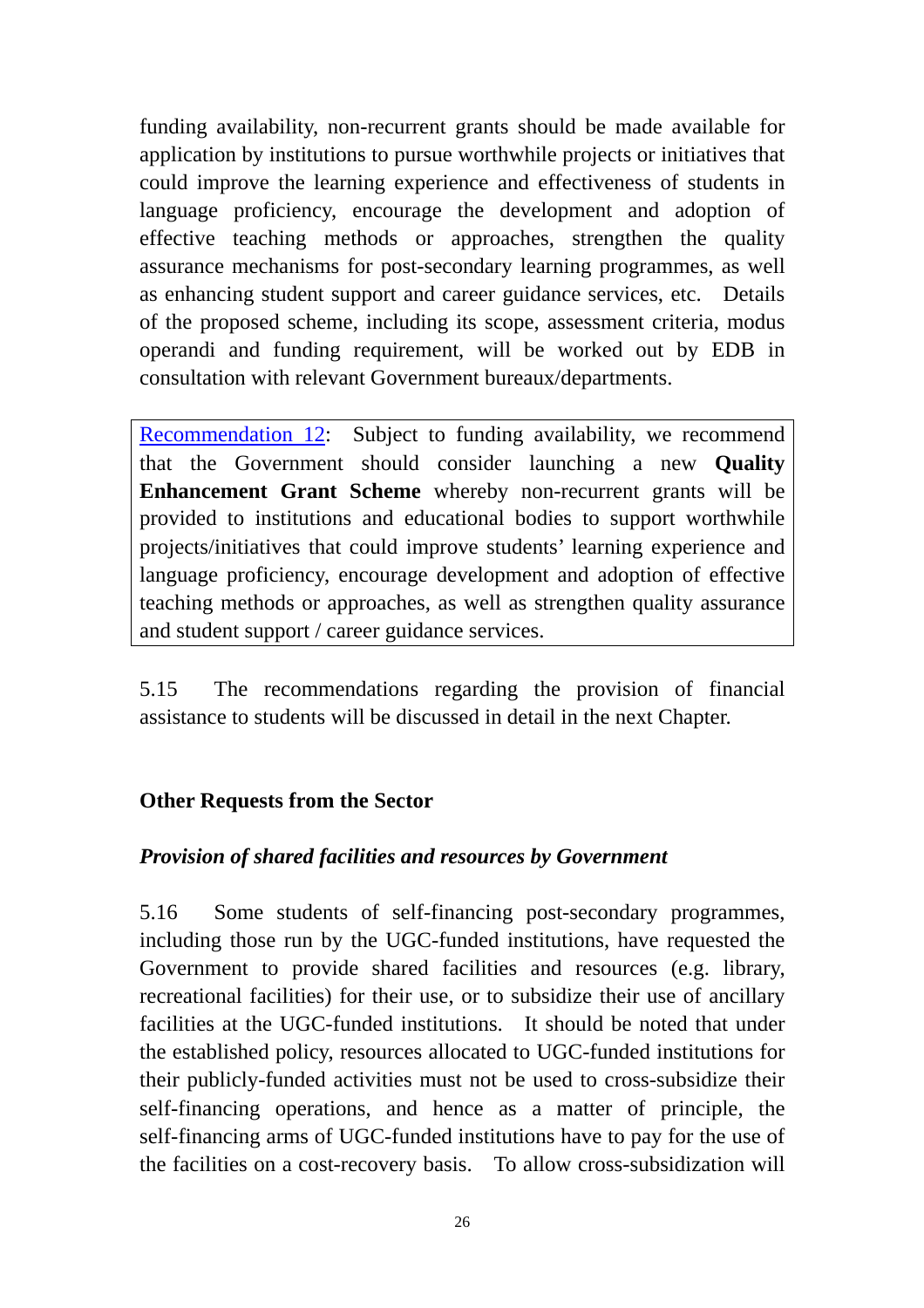funding availability, non-recurrent grants should be made available for application by institutions to pursue worthwhile projects or initiatives that could improve the learning experience and effectiveness of students in language proficiency, encourage the development and adoption of effective teaching methods or approaches, strengthen the quality assurance mechanisms for post-secondary learning programmes, as well as enhancing student support and career guidance services, etc. Details of the proposed scheme, including its scope, assessment criteria, modus operandi and funding requirement, will be worked out by EDB in consultation with relevant Government bureaux/departments.

> Recommendation 12: Subject to funding availability, we recommend that the Government should consider launching a new **Quality Enhancement Grant Scheme** whereby non-recurrent grants will be provided to institutions and educational bodies to support worthwhile projects/initiatives that could improve students' learning experience and language proficiency, encourage development and adoption of effective teaching methods or approaches, as well as strengthen quality assurance and student support / career guidance services.

5.15 The recommendations regarding the provision of financial assistance to students will be discussed in detail in the next Chapter.

### Other Requests from the Sector

#### *Provision of shared facilities and resources by Government*

5.16 Some students of self-financing post-secondary programmes, including those run by the UGC-funded institutions, have requested the Government to provide shared facilities and resources (e.g. library, recreational facilities) for their use, or to subsidize their use of ancillary facilities at the UGC-funded institutions. It should be noted that under the established policy, resources allocated to UGC-funded institutions for their publicly-funded activities must not be used to cross-subsidize their self-financing operations, and hence as a matter of principle, the self-financing arms of UGC-funded institutions have to pay for the use of the facilities on a cost-recovery basis. To allow cross-subsidization will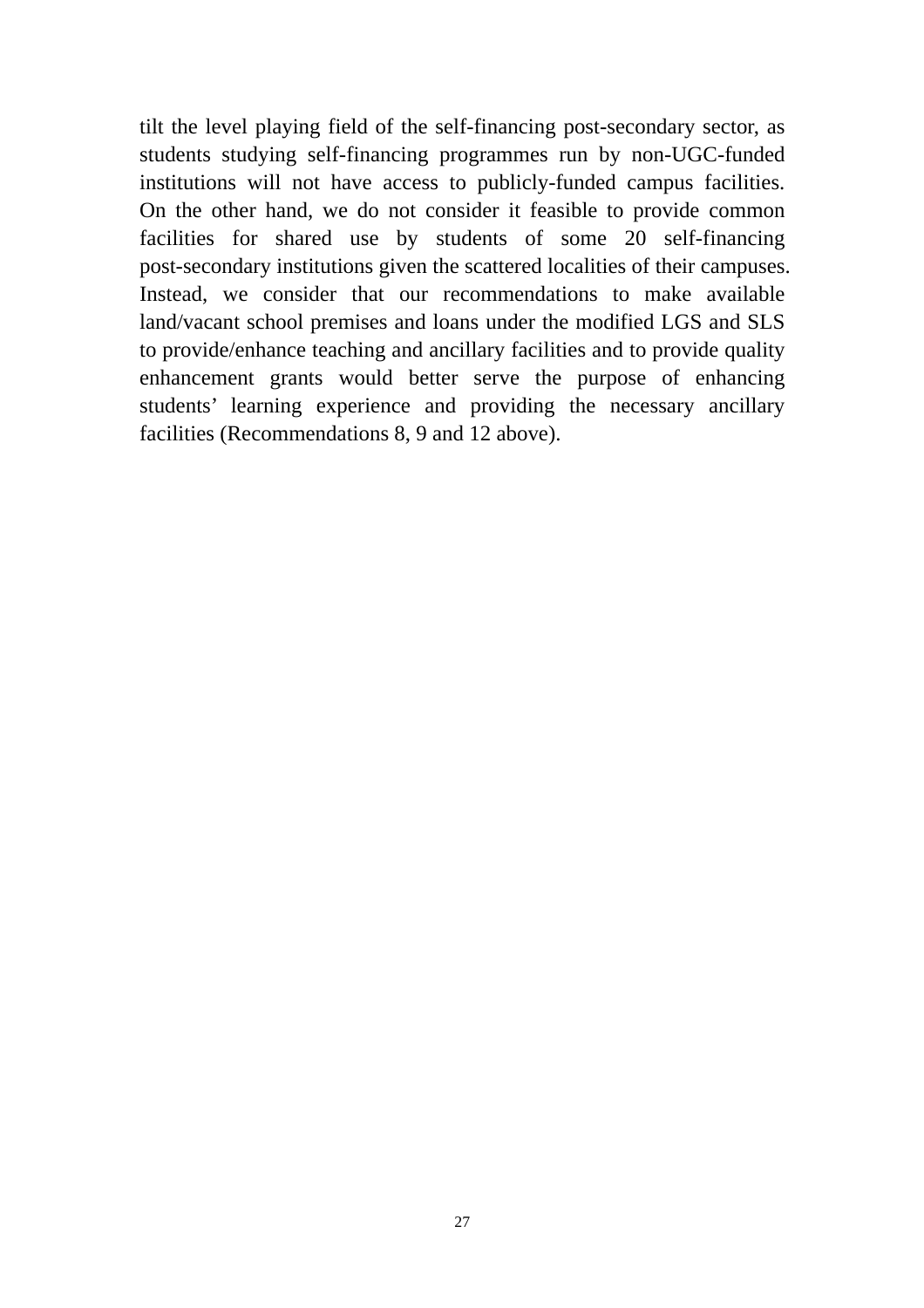tilt the level playing field of the self-financing post-secondary sector, as students studying self-financing programmes run by non-UGC-funded institutions will not have access to publicly-funded campus facilities. On the other hand, we do not consider it feasible to provide common facilities for shared use by students of some 20 self-financing post-secondary institutions given the scattered localities of their campuses. Instead, we consider that our recommendations to make available land/vacant school premises and loans under the modified LGS and SLS to provide/enhance teaching and ancillary facilities and to provide quality enhancement grants would better serve the purpose of enhancing students' learning experience and providing the necessary ancillary facilities (Recommendations 8, 9 and 12 above).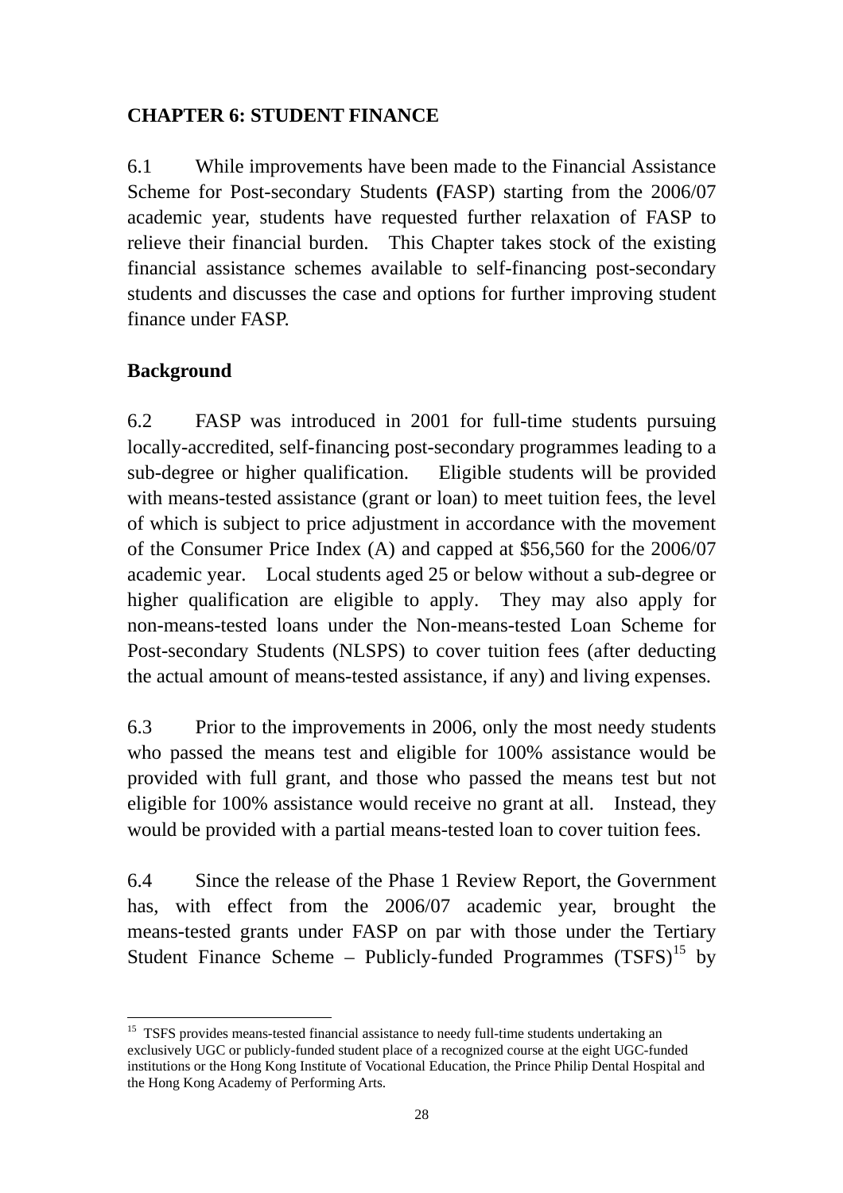## CHAPTER 6: STUDENT FINANCE

6.1 While improvements have been made to the Financial Assistance Scheme for Post-secondary Students **(**FASP) starting from the 2006/07 academic year, students have requested further relaxation of FASP to relieve their financial burden. This Chapter takes stock of the existing financial assistance schemes available to self-financing post-secondary students and discusses the case and options for further improving student finance under FASP.

### Background

6.2 FASP was introduced in 2001 for full-time students pursuing locally-accredited, self-financing post-secondary programmes leading to a sub-degree or higher qualification. Eligible students will be provided with means-tested assistance (grant or loan) to meet tuition fees, the level of which is subject to price adjustment in accordance with the movement of the Consumer Price Index (A) and capped at $56,560 for the 2006/07 academic year. Local students aged 25 or below without a sub-degree or higher qualification are eligible to apply. They may also apply for non-means-tested loans under the Non-means-tested Loan Scheme for Post-secondary Students (NLSPS) to cover tuition fees (after deducting the actual amount of means-tested assistance, if any) and living expenses.

6.3 Prior to the improvements in 2006, only the most needy students who passed the means test and eligible for 100% assistance would be provided with full grant, and those who passed the means test but not eligible for 100% assistance would receive no grant at all. Instead, they would be provided with a partial means-tested loan to cover tuition fees.

6.4 Since the release of the Phase 1 Review Report, the Government has, with effect from the 2006/07 academic year, brought the means-tested grants under FASP on par with those under the Tertiary Student Finance Scheme – Publicly-funded Programmes (TSFS)[15] by

[15] TSFS provides means-tested financial assistance to needy full-time students undertaking an exclusively UGC or publicly-funded student place of a recognized course at the eight UGC-funded institutions or the Hong Kong Institute of Vocational Education, the Prince Philip Dental Hospital and the Hong Kong Academy of Performing Arts.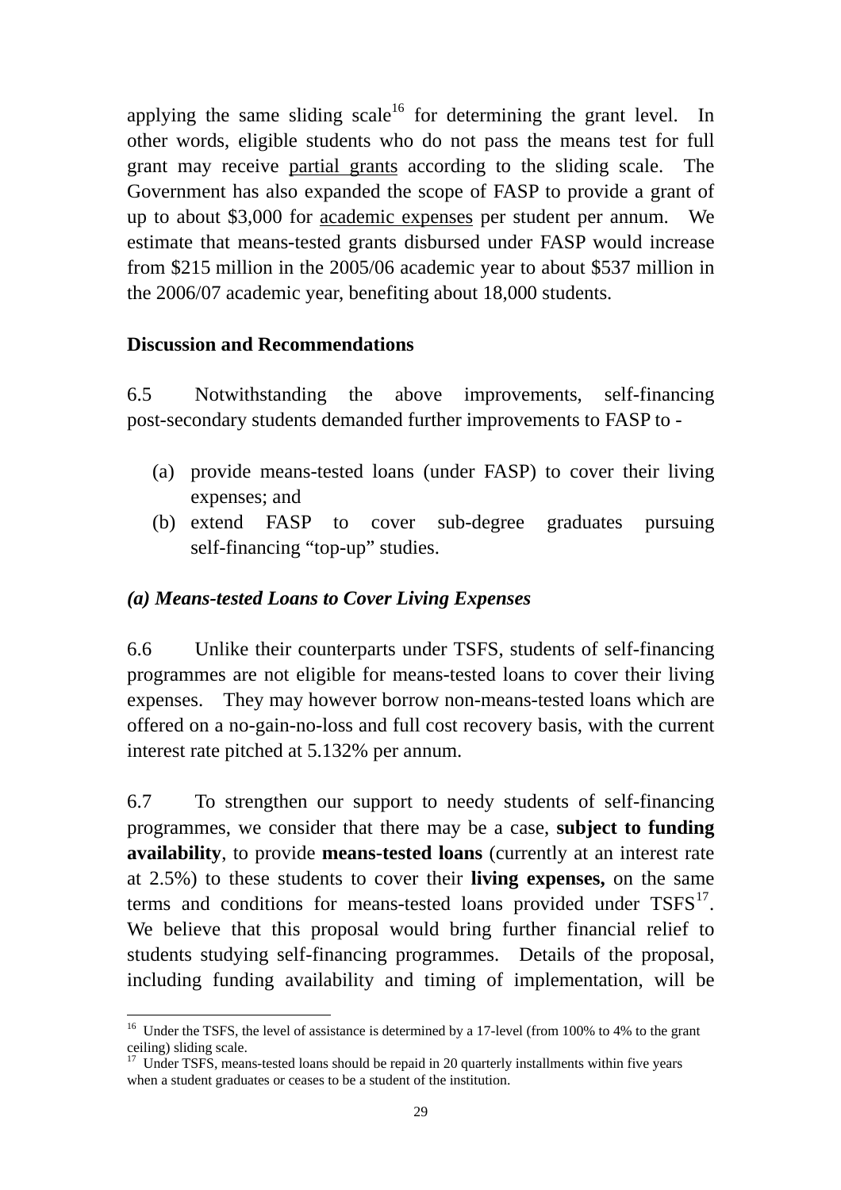applying the same sliding scale[16] for determining the grant level. In other words, eligible students who do not pass the means test for full grant may receive <u>partial grants</u> according to the sliding scale. The Government has also expanded the scope of FASP to provide a grant of up to about $3,000 for <u>academic expenses</u> per student per annum. We estimate that means-tested grants disbursed under FASP would increase from $215 million in the 2005/06 academic year to about $537 million in the 2006/07 academic year, benefiting about 18,000 students.

**Discussion and Recommendations**

6.5 Notwithstanding the above improvements, self-financing post-secondary students demanded further improvements to FASP to -

(a) provide means-tested loans (under FASP) to cover their living expenses; and
(b) extend FASP to cover sub-degree graduates pursuing self-financing "top-up" studies.

***(a) Means-tested Loans to Cover Living Expenses***

6.6 Unlike their counterparts under TSFS, students of self-financing programmes are not eligible for means-tested loans to cover their living expenses. They may however borrow non-means-tested loans which are offered on a no-gain-no-loss and full cost recovery basis, with the current interest rate pitched at 5.132% per annum.

6.7 To strengthen our support to needy students of self-financing programmes, we consider that there may be a case, **subject to funding availability**, to provide **means-tested loans** (currently at an interest rate at 2.5%) to these students to cover their **living expenses,** on the same terms and conditions for means-tested loans provided under TSFS[17]. We believe that this proposal would bring further financial relief to students studying self-financing programmes. Details of the proposal, including funding availability and timing of implementation, will be

---

[16] Under the TSFS, the level of assistance is determined by a 17-level (from 100% to 4% to the grant ceiling) sliding scale.

[17] Under TSFS, means-tested loans should be repaid in 20 quarterly installments within five years when a student graduates or ceases to be a student of the institution.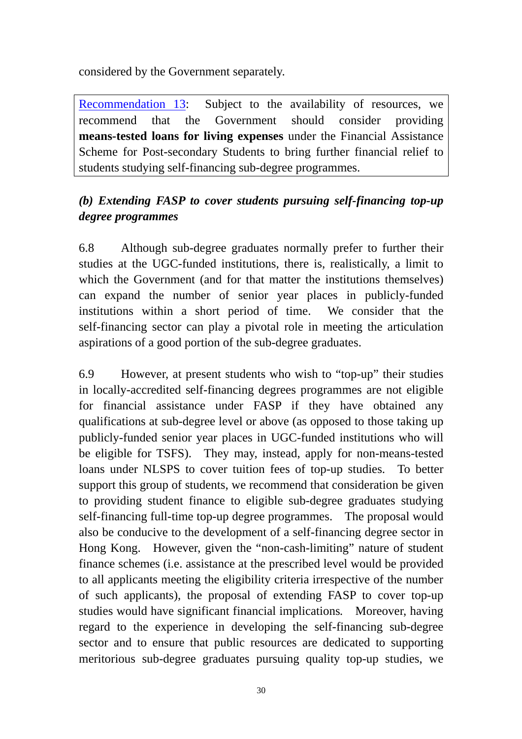considered by the Government separately.

> Recommendation 13: Subject to the availability of resources, we recommend that the Government should consider providing **means-tested loans for living expenses** under the Financial Assistance Scheme for Post-secondary Students to bring further financial relief to students studying self-financing sub-degree programmes.

***(b) Extending FASP to cover students pursuing self-financing top-up degree programmes***

6.8 Although sub-degree graduates normally prefer to further their studies at the UGC-funded institutions, there is, realistically, a limit to which the Government (and for that matter the institutions themselves) can expand the number of senior year places in publicly-funded institutions within a short period of time. We consider that the self-financing sector can play a pivotal role in meeting the articulation aspirations of a good portion of the sub-degree graduates.

6.9 However, at present students who wish to "top-up" their studies in locally-accredited self-financing degrees programmes are not eligible for financial assistance under FASP if they have obtained any qualifications at sub-degree level or above (as opposed to those taking up publicly-funded senior year places in UGC-funded institutions who will be eligible for TSFS). They may, instead, apply for non-means-tested loans under NLSPS to cover tuition fees of top-up studies. To better support this group of students, we recommend that consideration be given to providing student finance to eligible sub-degree graduates studying self-financing full-time top-up degree programmes. The proposal would also be conducive to the development of a self-financing degree sector in Hong Kong. However, given the "non-cash-limiting" nature of student finance schemes (i.e. assistance at the prescribed level would be provided to all applicants meeting the eligibility criteria irrespective of the number of such applicants), the proposal of extending FASP to cover top-up studies would have significant financial implications. Moreover, having regard to the experience in developing the self-financing sub-degree sector and to ensure that public resources are dedicated to supporting meritorious sub-degree graduates pursuing quality top-up studies, we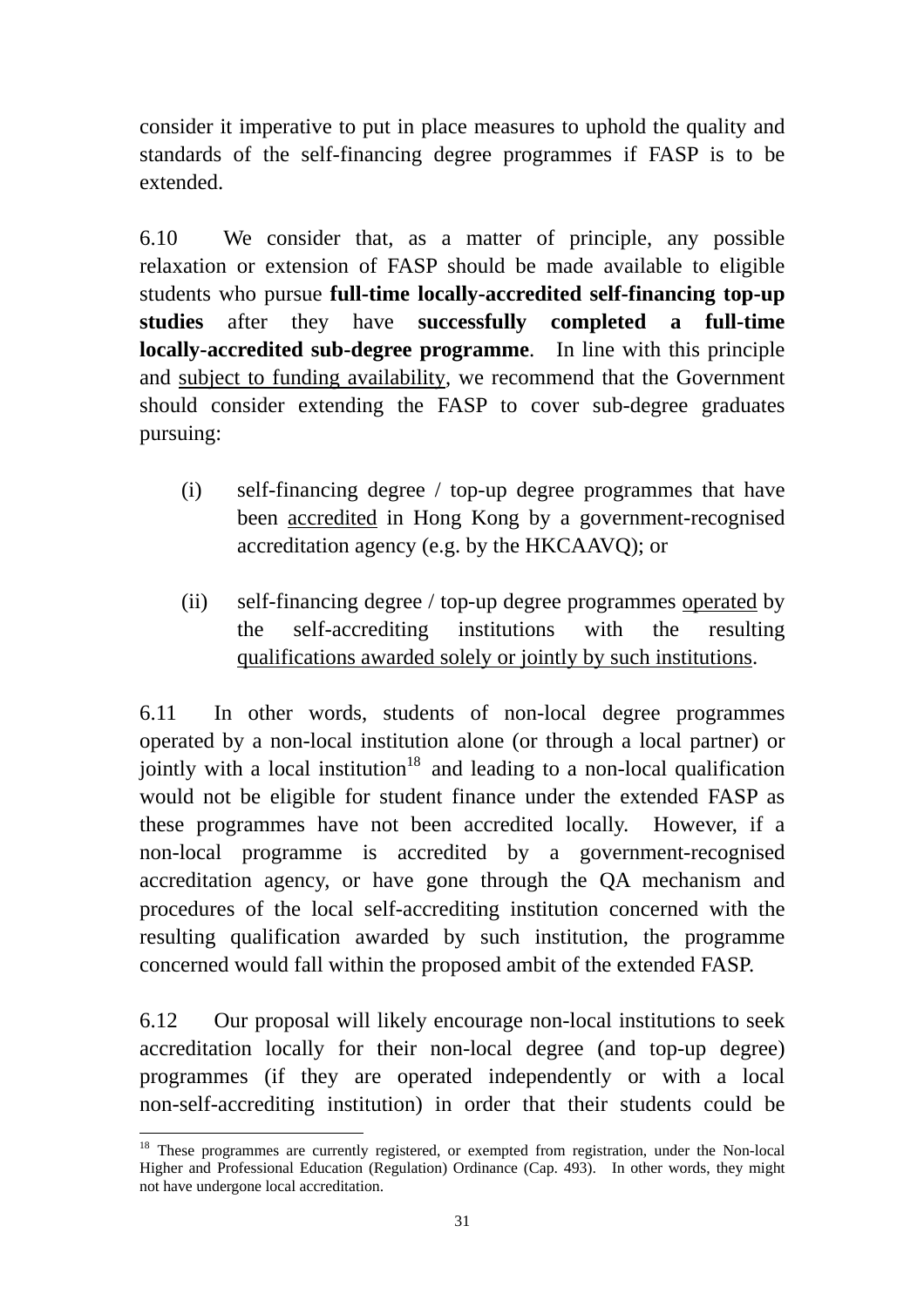consider it imperative to put in place measures to uphold the quality and standards of the self-financing degree programmes if FASP is to be extended.

6.10 We consider that, as a matter of principle, any possible relaxation or extension of FASP should be made available to eligible students who pursue **full-time locally-accredited self-financing top-up studies** after they have **successfully completed a full-time locally-accredited sub-degree programme**. In line with this principle and <u>subject to funding availability</u>, we recommend that the Government should consider extending the FASP to cover sub-degree graduates pursuing:

(i) self-financing degree / top-up degree programmes that have been <u>accredited</u> in Hong Kong by a government-recognised accreditation agency (e.g. by the HKCAAVQ); or

(ii) self-financing degree / top-up degree programmes <u>operated</u> by the self-accrediting institutions with the resulting <u>qualifications awarded solely or jointly by such institutions</u>.

6.11 In other words, students of non-local degree programmes operated by a non-local institution alone (or through a local partner) or jointly with a local institution[18] and leading to a non-local qualification would not be eligible for student finance under the extended FASP as these programmes have not been accredited locally. However, if a non-local programme is accredited by a government-recognised accreditation agency, or have gone through the QA mechanism and procedures of the local self-accrediting institution concerned with the resulting qualification awarded by such institution, the programme concerned would fall within the proposed ambit of the extended FASP.

6.12 Our proposal will likely encourage non-local institutions to seek accreditation locally for their non-local degree (and top-up degree) programmes (if they are operated independently or with a local non-self-accrediting institution) in order that their students could be

---

[18] These programmes are currently registered, or exempted from registration, under the Non-local Higher and Professional Education (Regulation) Ordinance (Cap. 493). In other words, they might not have undergone local accreditation.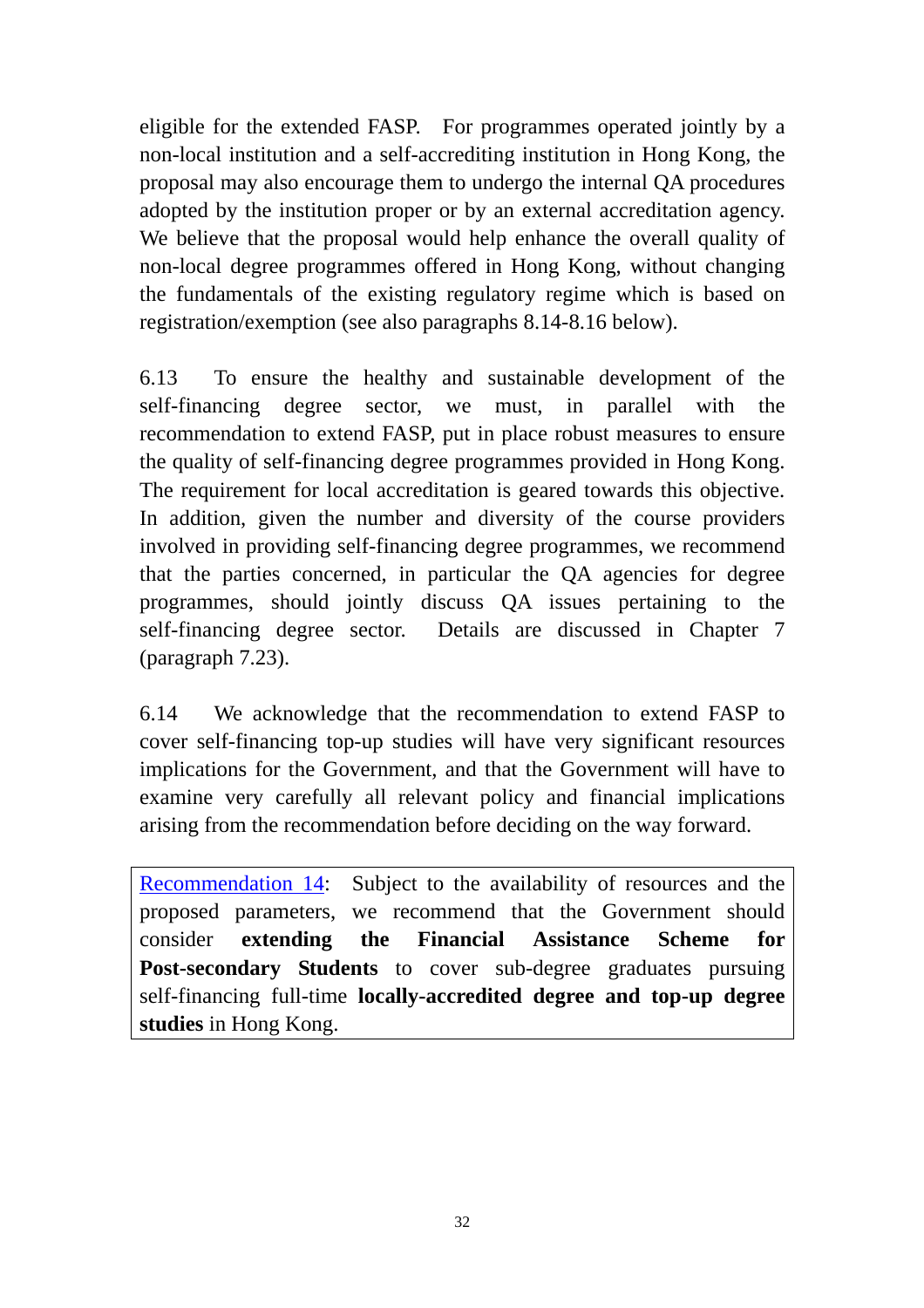eligible for the extended FASP. For programmes operated jointly by a non-local institution and a self-accrediting institution in Hong Kong, the proposal may also encourage them to undergo the internal QA procedures adopted by the institution proper or by an external accreditation agency. We believe that the proposal would help enhance the overall quality of non-local degree programmes offered in Hong Kong, without changing the fundamentals of the existing regulatory regime which is based on registration/exemption (see also paragraphs 8.14-8.16 below).

6.13 To ensure the healthy and sustainable development of the self-financing degree sector, we must, in parallel with the recommendation to extend FASP, put in place robust measures to ensure the quality of self-financing degree programmes provided in Hong Kong. The requirement for local accreditation is geared towards this objective. In addition, given the number and diversity of the course providers involved in providing self-financing degree programmes, we recommend that the parties concerned, in particular the QA agencies for degree programmes, should jointly discuss QA issues pertaining to the self-financing degree sector. Details are discussed in Chapter 7 (paragraph 7.23).

6.14 We acknowledge that the recommendation to extend FASP to cover self-financing top-up studies will have very significant resources implications for the Government, and that the Government will have to examine very carefully all relevant policy and financial implications arising from the recommendation before deciding on the way forward.

> Recommendation 14: Subject to the availability of resources and the proposed parameters, we recommend that the Government should consider **extending the Financial Assistance Scheme for Post-secondary Students** to cover sub-degree graduates pursuing self-financing full-time **locally-accredited degree and top-up degree studies** in Hong Kong.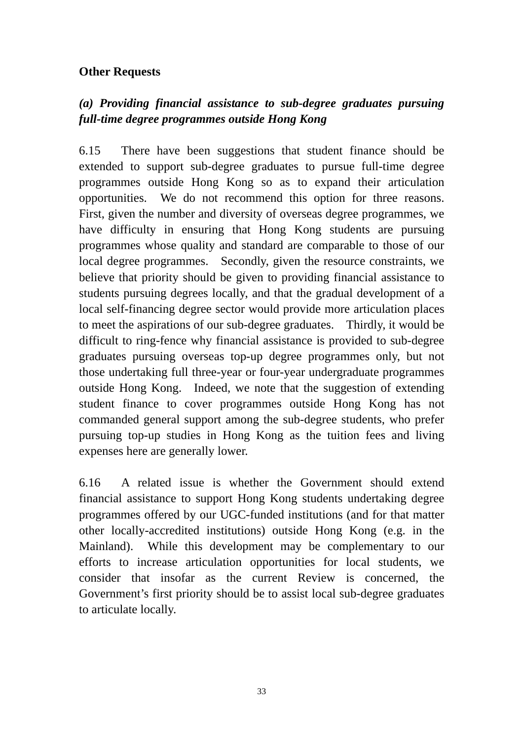**Other Requests**

***(a) Providing financial assistance to sub-degree graduates pursuing full-time degree programmes outside Hong Kong***

6.15 There have been suggestions that student finance should be extended to support sub-degree graduates to pursue full-time degree programmes outside Hong Kong so as to expand their articulation opportunities. We do not recommend this option for three reasons. First, given the number and diversity of overseas degree programmes, we have difficulty in ensuring that Hong Kong students are pursuing programmes whose quality and standard are comparable to those of our local degree programmes. Secondly, given the resource constraints, we believe that priority should be given to providing financial assistance to students pursuing degrees locally, and that the gradual development of a local self-financing degree sector would provide more articulation places to meet the aspirations of our sub-degree graduates. Thirdly, it would be difficult to ring-fence why financial assistance is provided to sub-degree graduates pursuing overseas top-up degree programmes only, but not those undertaking full three-year or four-year undergraduate programmes outside Hong Kong. Indeed, we note that the suggestion of extending student finance to cover programmes outside Hong Kong has not commanded general support among the sub-degree students, who prefer pursuing top-up studies in Hong Kong as the tuition fees and living expenses here are generally lower.

6.16 A related issue is whether the Government should extend financial assistance to support Hong Kong students undertaking degree programmes offered by our UGC-funded institutions (and for that matter other locally-accredited institutions) outside Hong Kong (e.g. in the Mainland). While this development may be complementary to our efforts to increase articulation opportunities for local students, we consider that insofar as the current Review is concerned, the Government's first priority should be to assist local sub-degree graduates to articulate locally.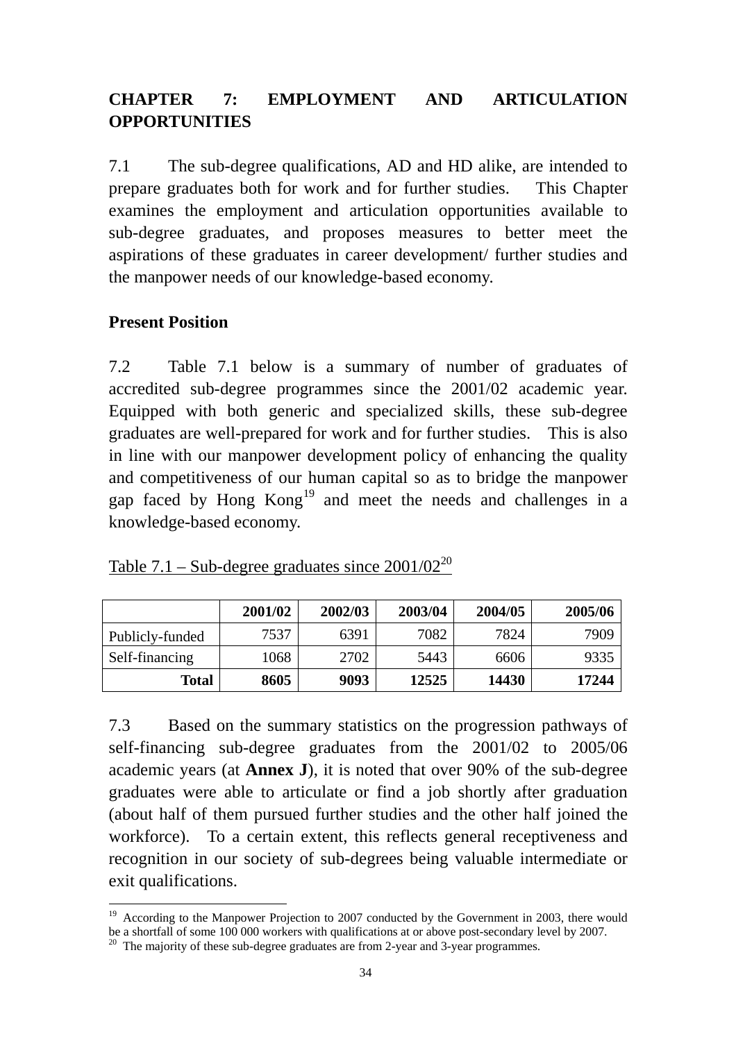## CHAPTER 7: EMPLOYMENT AND ARTICULATION OPPORTUNITIES

7.1 The sub-degree qualifications, AD and HD alike, are intended to prepare graduates both for work and for further studies. This Chapter examines the employment and articulation opportunities available to sub-degree graduates, and proposes measures to better meet the aspirations of these graduates in career development/ further studies and the manpower needs of our knowledge-based economy.

### Present Position

7.2 Table 7.1 below is a summary of number of graduates of accredited sub-degree programmes since the 2001/02 academic year. Equipped with both generic and specialized skills, these sub-degree graduates are well-prepared for work and for further studies. This is also in line with our manpower development policy of enhancing the quality and competitiveness of our human capital so as to bridge the manpower gap faced by Hong Kong[19] and meet the needs and challenges in a knowledge-based economy.

Table 7.1 – Sub-degree graduates since 2001/02[20]

| | 2001/02 | 2002/03 | 2003/04 | 2004/05 | 2005/06 |
|---|---|---|---|---|---|
| Publicly-funded | 7537 | 6391 | 7082 | 7824 | 7909 |
| Self-financing | 1068 | 2702 | 5443 | 6606 | 9335 |
| **Total** | **8605** | **9093** | **12525** | **14430** | **17244** |

7.3 Based on the summary statistics on the progression pathways of self-financing sub-degree graduates from the 2001/02 to 2005/06 academic years (at **Annex J**), it is noted that over 90% of the sub-degree graduates were able to articulate or find a job shortly after graduation (about half of them pursued further studies and the other half joined the workforce). To a certain extent, this reflects general receptiveness and recognition in our society of sub-degrees being valuable intermediate or exit qualifications.

[19] According to the Manpower Projection to 2007 conducted by the Government in 2003, there would be a shortfall of some 100 000 workers with qualifications at or above post-secondary level by 2007.

[20] The majority of these sub-degree graduates are from 2-year and 3-year programmes.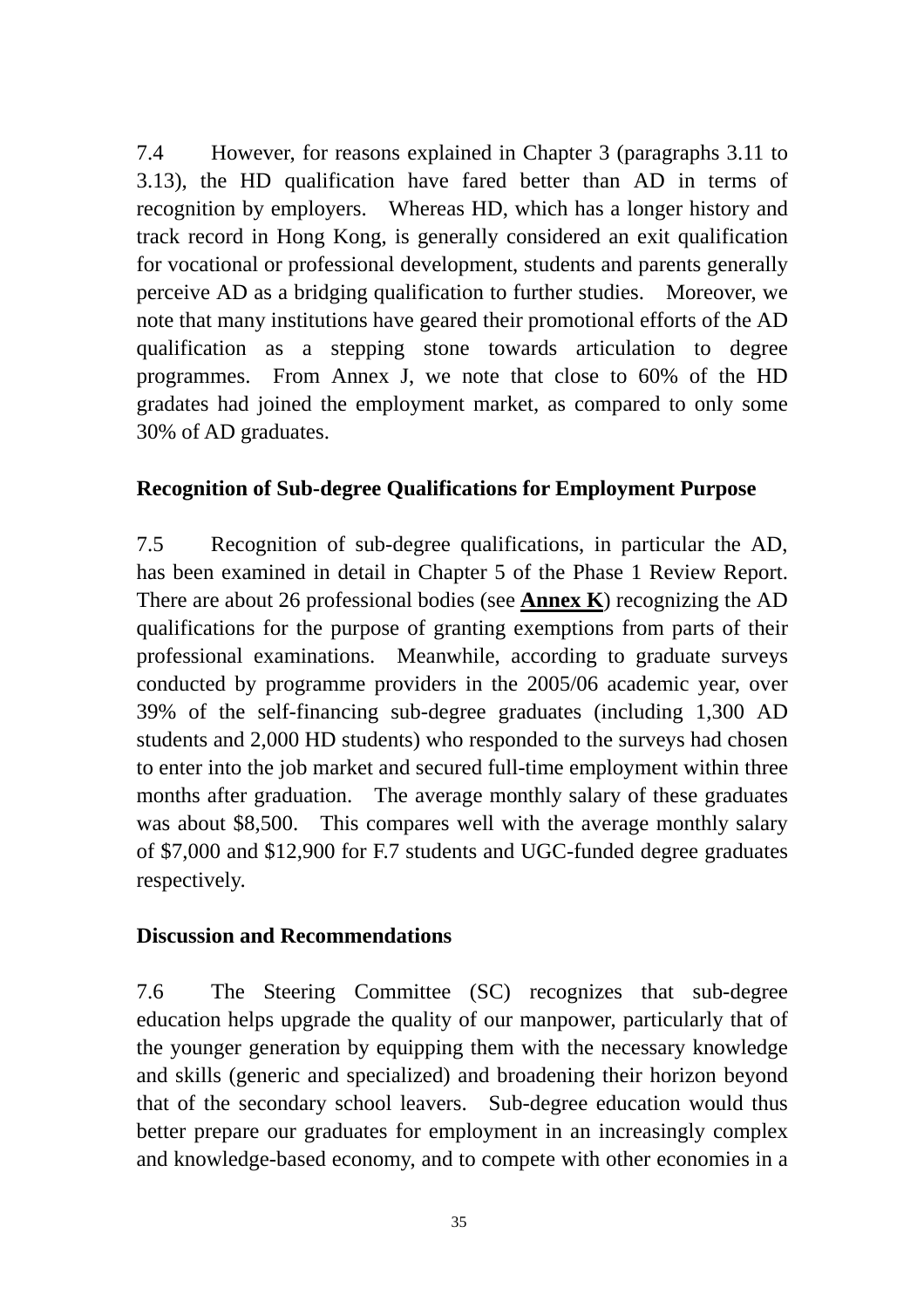7.4 However, for reasons explained in Chapter 3 (paragraphs 3.11 to 3.13), the HD qualification have fared better than AD in terms of recognition by employers. Whereas HD, which has a longer history and track record in Hong Kong, is generally considered an exit qualification for vocational or professional development, students and parents generally perceive AD as a bridging qualification to further studies. Moreover, we note that many institutions have geared their promotional efforts of the AD qualification as a stepping stone towards articulation to degree programmes. From Annex J, we note that close to 60% of the HD gradates had joined the employment market, as compared to only some 30% of AD graduates.

**Recognition of Sub-degree Qualifications for Employment Purpose**

7.5 Recognition of sub-degree qualifications, in particular the AD, has been examined in detail in Chapter 5 of the Phase 1 Review Report. There are about 26 professional bodies (see **Annex K**) recognizing the AD qualifications for the purpose of granting exemptions from parts of their professional examinations. Meanwhile, according to graduate surveys conducted by programme providers in the 2005/06 academic year, over 39% of the self-financing sub-degree graduates (including 1,300 AD students and 2,000 HD students) who responded to the surveys had chosen to enter into the job market and secured full-time employment within three months after graduation. The average monthly salary of these graduates was about $8,500. This compares well with the average monthly salary of $7,000 and $12,900 for F.7 students and UGC-funded degree graduates respectively.

**Discussion and Recommendations**

7.6 The Steering Committee (SC) recognizes that sub-degree education helps upgrade the quality of our manpower, particularly that of the younger generation by equipping them with the necessary knowledge and skills (generic and specialized) and broadening their horizon beyond that of the secondary school leavers. Sub-degree education would thus better prepare our graduates for employment in an increasingly complex and knowledge-based economy, and to compete with other economies in a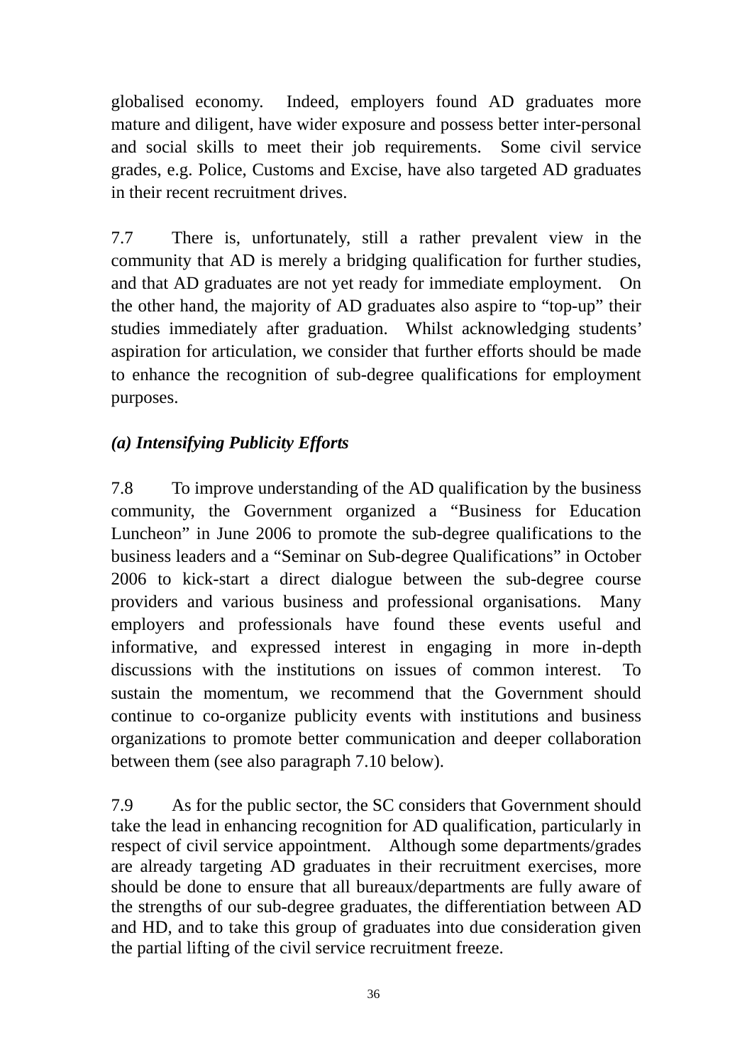globalised economy. Indeed, employers found AD graduates more mature and diligent, have wider exposure and possess better inter-personal and social skills to meet their job requirements. Some civil service grades, e.g. Police, Customs and Excise, have also targeted AD graduates in their recent recruitment drives.

7.7 There is, unfortunately, still a rather prevalent view in the community that AD is merely a bridging qualification for further studies, and that AD graduates are not yet ready for immediate employment. On the other hand, the majority of AD graduates also aspire to "top-up" their studies immediately after graduation. Whilst acknowledging students' aspiration for articulation, we consider that further efforts should be made to enhance the recognition of sub-degree qualifications for employment purposes.

***(a) Intensifying Publicity Efforts***

7.8 To improve understanding of the AD qualification by the business community, the Government organized a "Business for Education Luncheon" in June 2006 to promote the sub-degree qualifications to the business leaders and a "Seminar on Sub-degree Qualifications" in October 2006 to kick-start a direct dialogue between the sub-degree course providers and various business and professional organisations. Many employers and professionals have found these events useful and informative, and expressed interest in engaging in more in-depth discussions with the institutions on issues of common interest. To sustain the momentum, we recommend that the Government should continue to co-organize publicity events with institutions and business organizations to promote better communication and deeper collaboration between them (see also paragraph 7.10 below).

7.9 As for the public sector, the SC considers that Government should take the lead in enhancing recognition for AD qualification, particularly in respect of civil service appointment. Although some departments/grades are already targeting AD graduates in their recruitment exercises, more should be done to ensure that all bureaux/departments are fully aware of the strengths of our sub-degree graduates, the differentiation between AD and HD, and to take this group of graduates into due consideration given the partial lifting of the civil service recruitment freeze.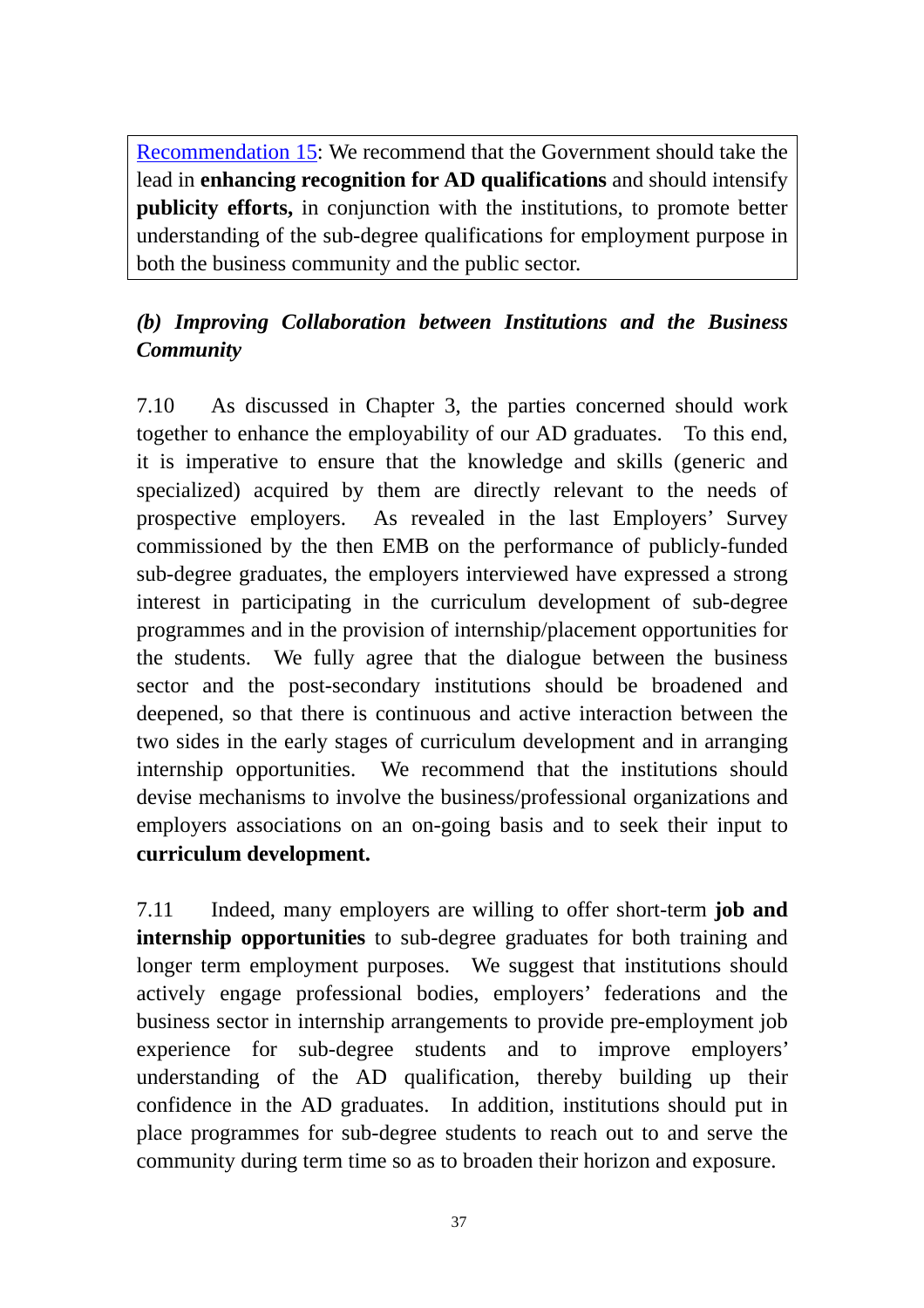Recommendation 15: We recommend that the Government should take the lead in **enhancing recognition for AD qualifications** and should intensify **publicity efforts,** in conjunction with the institutions, to promote better understanding of the sub-degree qualifications for employment purpose in both the business community and the public sector.

### *(b) Improving Collaboration between Institutions and the Business Community*

7.10 As discussed in Chapter 3, the parties concerned should work together to enhance the employability of our AD graduates. To this end, it is imperative to ensure that the knowledge and skills (generic and specialized) acquired by them are directly relevant to the needs of prospective employers. As revealed in the last Employers' Survey commissioned by the then EMB on the performance of publicly-funded sub-degree graduates, the employers interviewed have expressed a strong interest in participating in the curriculum development of sub-degree programmes and in the provision of internship/placement opportunities for the students. We fully agree that the dialogue between the business sector and the post-secondary institutions should be broadened and deepened, so that there is continuous and active interaction between the two sides in the early stages of curriculum development and in arranging internship opportunities. We recommend that the institutions should devise mechanisms to involve the business/professional organizations and employers associations on an on-going basis and to seek their input to **curriculum development.**

7.11 Indeed, many employers are willing to offer short-term **job and internship opportunities** to sub-degree graduates for both training and longer term employment purposes. We suggest that institutions should actively engage professional bodies, employers' federations and the business sector in internship arrangements to provide pre-employment job experience for sub-degree students and to improve employers' understanding of the AD qualification, thereby building up their confidence in the AD graduates. In addition, institutions should put in place programmes for sub-degree students to reach out to and serve the community during term time so as to broaden their horizon and exposure.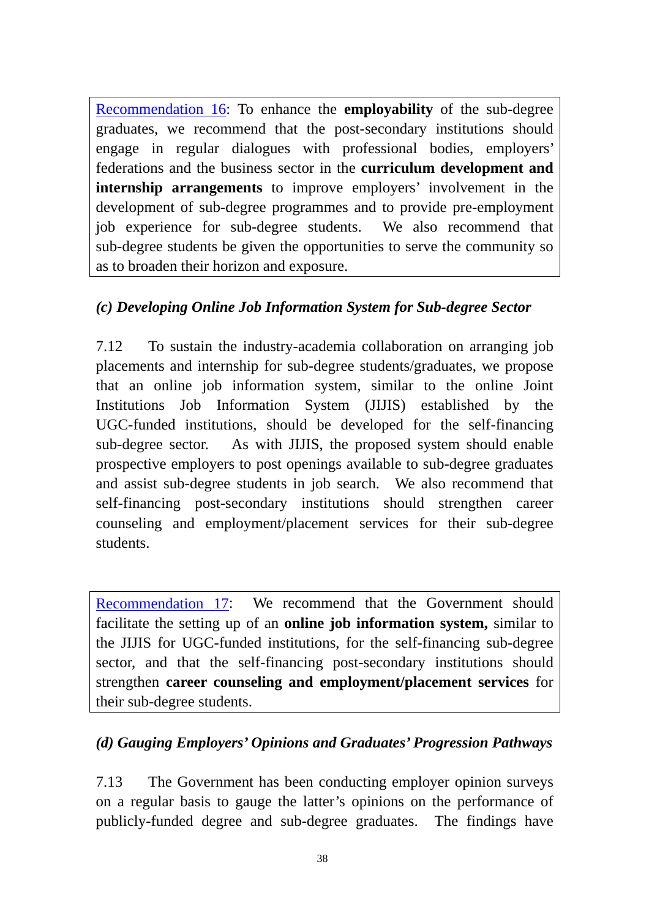Recommendation 16: To enhance the **employability** of the sub-degree graduates, we recommend that the post-secondary institutions should engage in regular dialogues with professional bodies, employers' federations and the business sector in the **curriculum development and internship arrangements** to improve employers' involvement in the development of sub-degree programmes and to provide pre-employment job experience for sub-degree students. We also recommend that sub-degree students be given the opportunities to serve the community so as to broaden their horizon and exposure.

### *(c) Developing Online Job Information System for Sub-degree Sector*

7.12 To sustain the industry-academia collaboration on arranging job placements and internship for sub-degree students/graduates, we propose that an online job information system, similar to the online Joint Institutions Job Information System (JIJIS) established by the UGC-funded institutions, should be developed for the self-financing sub-degree sector. As with JIJIS, the proposed system should enable prospective employers to post openings available to sub-degree graduates and assist sub-degree students in job search. We also recommend that self-financing post-secondary institutions should strengthen career counseling and employment/placement services for their sub-degree students.

Recommendation 17: We recommend that the Government should facilitate the setting up of an **online job information system,** similar to the JIJIS for UGC-funded institutions, for the self-financing sub-degree sector, and that the self-financing post-secondary institutions should strengthen **career counseling and employment/placement services** for their sub-degree students.

### *(d) Gauging Employers' Opinions and Graduates' Progression Pathways*

7.13 The Government has been conducting employer opinion surveys on a regular basis to gauge the latter's opinions on the performance of publicly-funded degree and sub-degree graduates. The findings have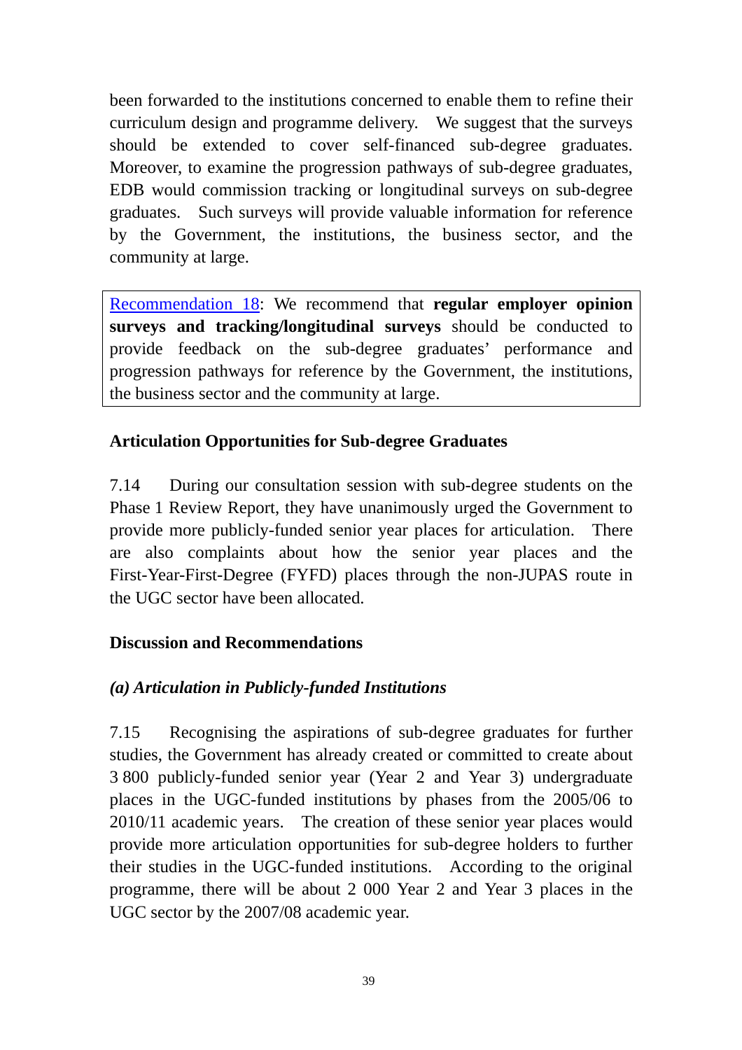been forwarded to the institutions concerned to enable them to refine their curriculum design and programme delivery. We suggest that the surveys should be extended to cover self-financed sub-degree graduates. Moreover, to examine the progression pathways of sub-degree graduates, EDB would commission tracking or longitudinal surveys on sub-degree graduates. Such surveys will provide valuable information for reference by the Government, the institutions, the business sector, and the community at large.

> Recommendation 18: We recommend that **regular employer opinion surveys and tracking/longitudinal surveys** should be conducted to provide feedback on the sub-degree graduates' performance and progression pathways for reference by the Government, the institutions, the business sector and the community at large.

### Articulation Opportunities for Sub-degree Graduates

7.14 During our consultation session with sub-degree students on the Phase 1 Review Report, they have unanimously urged the Government to provide more publicly-funded senior year places for articulation. There are also complaints about how the senior year places and the First-Year-First-Degree (FYFD) places through the non-JUPAS route in the UGC sector have been allocated.

### Discussion and Recommendations

#### *(a) Articulation in Publicly-funded Institutions*

7.15 Recognising the aspirations of sub-degree graduates for further studies, the Government has already created or committed to create about 3 800 publicly-funded senior year (Year 2 and Year 3) undergraduate places in the UGC-funded institutions by phases from the 2005/06 to 2010/11 academic years. The creation of these senior year places would provide more articulation opportunities for sub-degree holders to further their studies in the UGC-funded institutions. According to the original programme, there will be about 2 000 Year 2 and Year 3 places in the UGC sector by the 2007/08 academic year.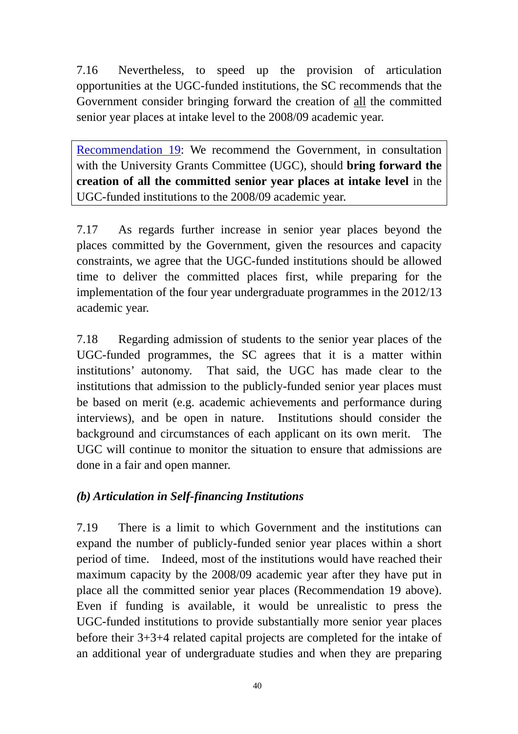7.16 Nevertheless, to speed up the provision of articulation opportunities at the UGC-funded institutions, the SC recommends that the Government consider bringing forward the creation of <u>all</u> the committed senior year places at intake level to the 2008/09 academic year.

> Recommendation 19: We recommend the Government, in consultation with the University Grants Committee (UGC), should **bring forward the creation of all the committed senior year places at intake level** in the UGC-funded institutions to the 2008/09 academic year.

7.17 As regards further increase in senior year places beyond the places committed by the Government, given the resources and capacity constraints, we agree that the UGC-funded institutions should be allowed time to deliver the committed places first, while preparing for the implementation of the four year undergraduate programmes in the 2012/13 academic year.

7.18 Regarding admission of students to the senior year places of the UGC-funded programmes, the SC agrees that it is a matter within institutions' autonomy. That said, the UGC has made clear to the institutions that admission to the publicly-funded senior year places must be based on merit (e.g. academic achievements and performance during interviews), and be open in nature. Institutions should consider the background and circumstances of each applicant on its own merit. The UGC will continue to monitor the situation to ensure that admissions are done in a fair and open manner.

### *(b) Articulation in Self-financing Institutions*

7.19 There is a limit to which Government and the institutions can expand the number of publicly-funded senior year places within a short period of time. Indeed, most of the institutions would have reached their maximum capacity by the 2008/09 academic year after they have put in place all the committed senior year places (Recommendation 19 above). Even if funding is available, it would be unrealistic to press the UGC-funded institutions to provide substantially more senior year places before their 3+3+4 related capital projects are completed for the intake of an additional year of undergraduate studies and when they are preparing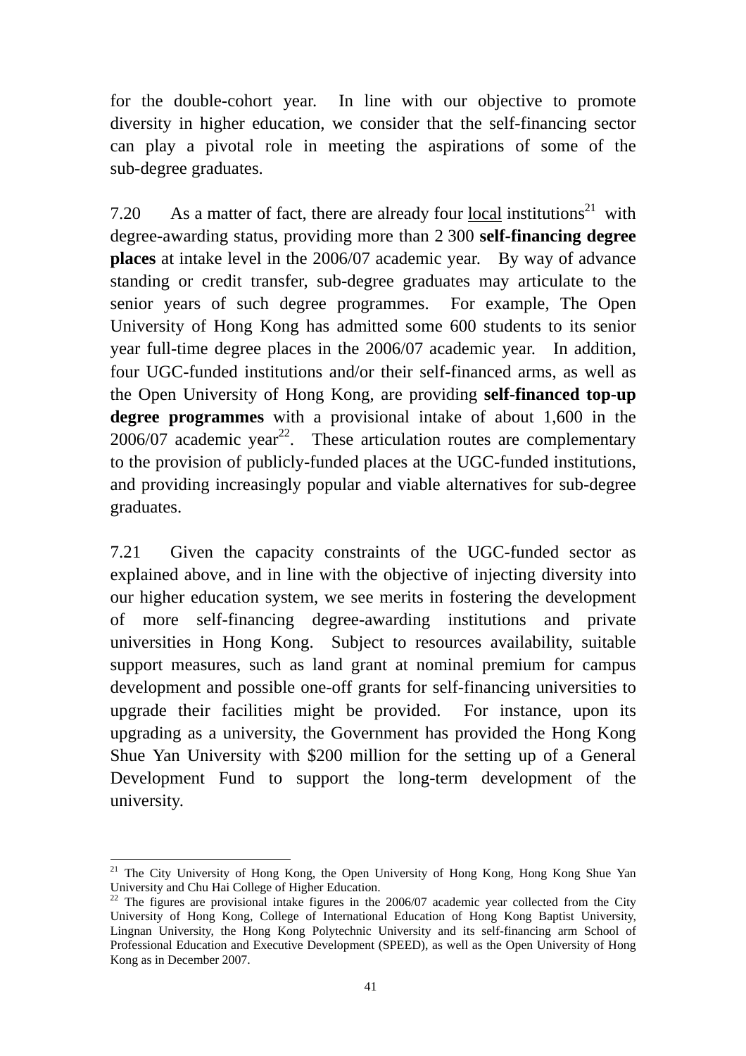for the double-cohort year. In line with our objective to promote diversity in higher education, we consider that the self-financing sector can play a pivotal role in meeting the aspirations of some of the sub-degree graduates.

7.20 As a matter of fact, there are already four local institutions[21] with degree-awarding status, providing more than 2 300 **self-financing degree places** at intake level in the 2006/07 academic year. By way of advance standing or credit transfer, sub-degree graduates may articulate to the senior years of such degree programmes. For example, The Open University of Hong Kong has admitted some 600 students to its senior year full-time degree places in the 2006/07 academic year. In addition, four UGC-funded institutions and/or their self-financed arms, as well as the Open University of Hong Kong, are providing **self-financed top-up degree programmes** with a provisional intake of about 1,600 in the 2006/07 academic year[22]. These articulation routes are complementary to the provision of publicly-funded places at the UGC-funded institutions, and providing increasingly popular and viable alternatives for sub-degree graduates.

7.21 Given the capacity constraints of the UGC-funded sector as explained above, and in line with the objective of injecting diversity into our higher education system, we see merits in fostering the development of more self-financing degree-awarding institutions and private universities in Hong Kong. Subject to resources availability, suitable support measures, such as land grant at nominal premium for campus development and possible one-off grants for self-financing universities to upgrade their facilities might be provided. For instance, upon its upgrading as a university, the Government has provided the Hong Kong Shue Yan University with $200 million for the setting up of a General Development Fund to support the long-term development of the university.

---

[21] The City University of Hong Kong, the Open University of Hong Kong, Hong Kong Shue Yan University and Chu Hai College of Higher Education.

[22] The figures are provisional intake figures in the 2006/07 academic year collected from the City University of Hong Kong, College of International Education of Hong Kong Baptist University, Lingnan University, the Hong Kong Polytechnic University and its self-financing arm School of Professional Education and Executive Development (SPEED), as well as the Open University of Hong Kong as in December 2007.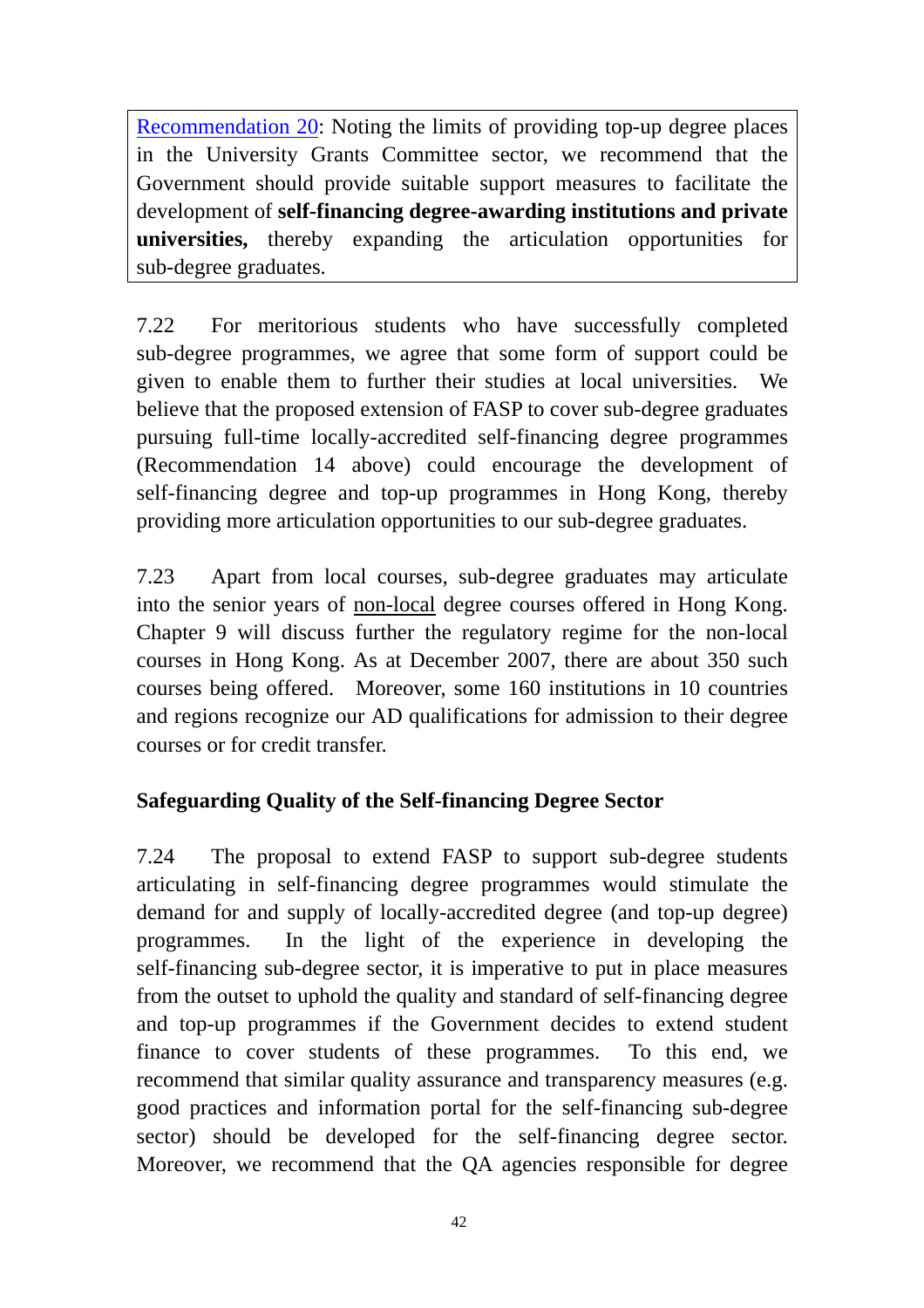Recommendation 20: Noting the limits of providing top-up degree places in the University Grants Committee sector, we recommend that the Government should provide suitable support measures to facilitate the development of **self-financing degree-awarding institutions and private universities,** thereby expanding the articulation opportunities for sub-degree graduates.

7.22 For meritorious students who have successfully completed sub-degree programmes, we agree that some form of support could be given to enable them to further their studies at local universities. We believe that the proposed extension of FASP to cover sub-degree graduates pursuing full-time locally-accredited self-financing degree programmes (Recommendation 14 above) could encourage the development of self-financing degree and top-up programmes in Hong Kong, thereby providing more articulation opportunities to our sub-degree graduates.

7.23 Apart from local courses, sub-degree graduates may articulate into the senior years of non-local degree courses offered in Hong Kong. Chapter 9 will discuss further the regulatory regime for the non-local courses in Hong Kong. As at December 2007, there are about 350 such courses being offered. Moreover, some 160 institutions in 10 countries and regions recognize our AD qualifications for admission to their degree courses or for credit transfer.

**Safeguarding Quality of the Self-financing Degree Sector**

7.24 The proposal to extend FASP to support sub-degree students articulating in self-financing degree programmes would stimulate the demand for and supply of locally-accredited degree (and top-up degree) programmes. In the light of the experience in developing the self-financing sub-degree sector, it is imperative to put in place measures from the outset to uphold the quality and standard of self-financing degree and top-up programmes if the Government decides to extend student finance to cover students of these programmes. To this end, we recommend that similar quality assurance and transparency measures (e.g. good practices and information portal for the self-financing sub-degree sector) should be developed for the self-financing degree sector. Moreover, we recommend that the QA agencies responsible for degree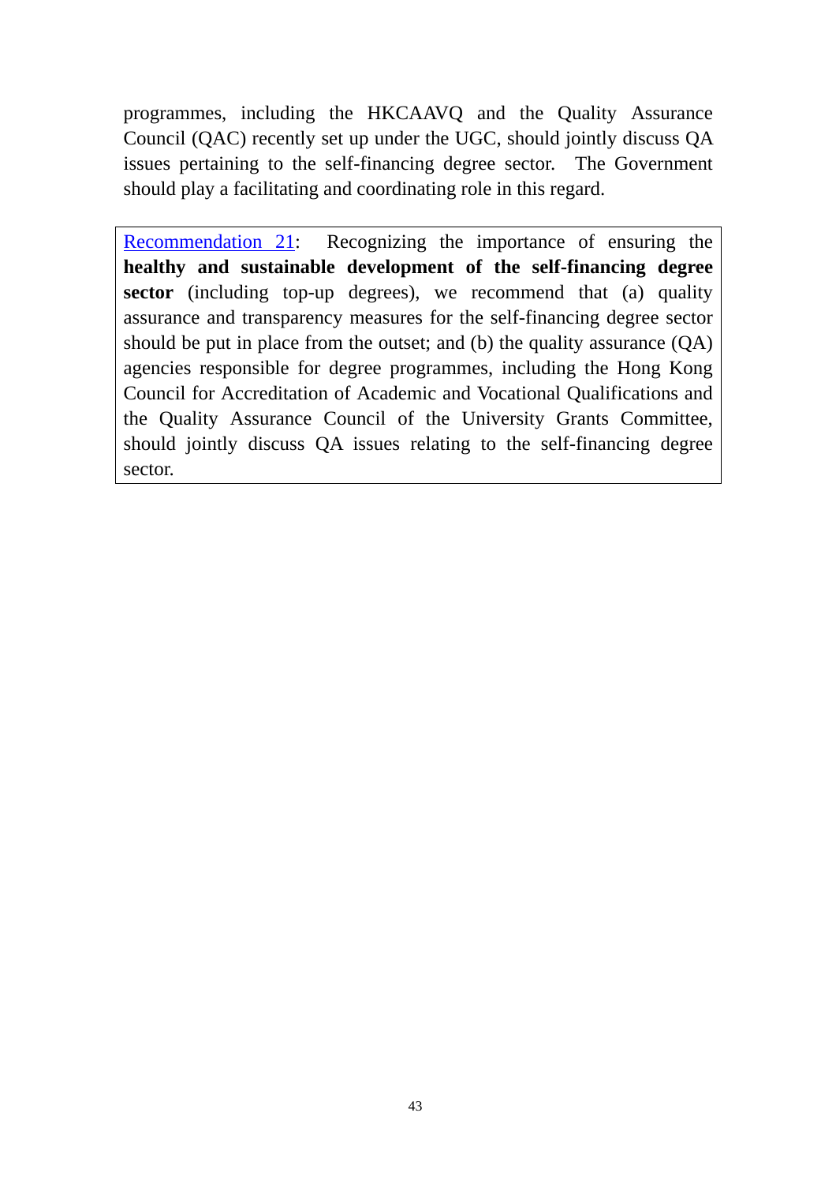programmes, including the HKCAAVQ and the Quality Assurance Council (QAC) recently set up under the UGC, should jointly discuss QA issues pertaining to the self-financing degree sector. The Government should play a facilitating and coordinating role in this regard.

> Recommendation 21: Recognizing the importance of ensuring the **healthy and sustainable development of the self-financing degree sector** (including top-up degrees), we recommend that (a) quality assurance and transparency measures for the self-financing degree sector should be put in place from the outset; and (b) the quality assurance (QA) agencies responsible for degree programmes, including the Hong Kong Council for Accreditation of Academic and Vocational Qualifications and the Quality Assurance Council of the University Grants Committee, should jointly discuss QA issues relating to the self-financing degree sector.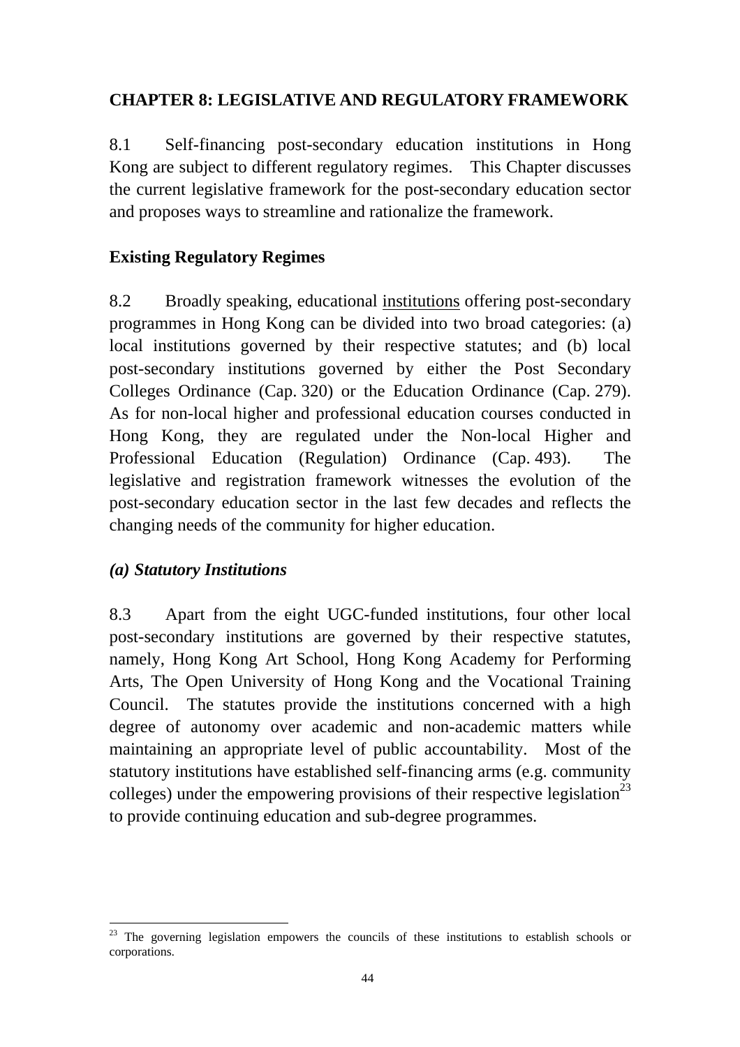## CHAPTER 8: LEGISLATIVE AND REGULATORY FRAMEWORK

8.1 Self-financing post-secondary education institutions in Hong Kong are subject to different regulatory regimes. This Chapter discusses the current legislative framework for the post-secondary education sector and proposes ways to streamline and rationalize the framework.

### Existing Regulatory Regimes

8.2 Broadly speaking, educational institutions offering post-secondary programmes in Hong Kong can be divided into two broad categories: (a) local institutions governed by their respective statutes; and (b) local post-secondary institutions governed by either the Post Secondary Colleges Ordinance (Cap. 320) or the Education Ordinance (Cap. 279). As for non-local higher and professional education courses conducted in Hong Kong, they are regulated under the Non-local Higher and Professional Education (Regulation) Ordinance (Cap. 493). The legislative and registration framework witnesses the evolution of the post-secondary education sector in the last few decades and reflects the changing needs of the community for higher education.

#### *(a) Statutory Institutions*

8.3 Apart from the eight UGC-funded institutions, four other local post-secondary institutions are governed by their respective statutes, namely, Hong Kong Art School, Hong Kong Academy for Performing Arts, The Open University of Hong Kong and the Vocational Training Council. The statutes provide the institutions concerned with a high degree of autonomy over academic and non-academic matters while maintaining an appropriate level of public accountability. Most of the statutory institutions have established self-financing arms (e.g. community colleges) under the empowering provisions of their respective legislation[23] to provide continuing education and sub-degree programmes.

---

[23] The governing legislation empowers the councils of these institutions to establish schools or corporations.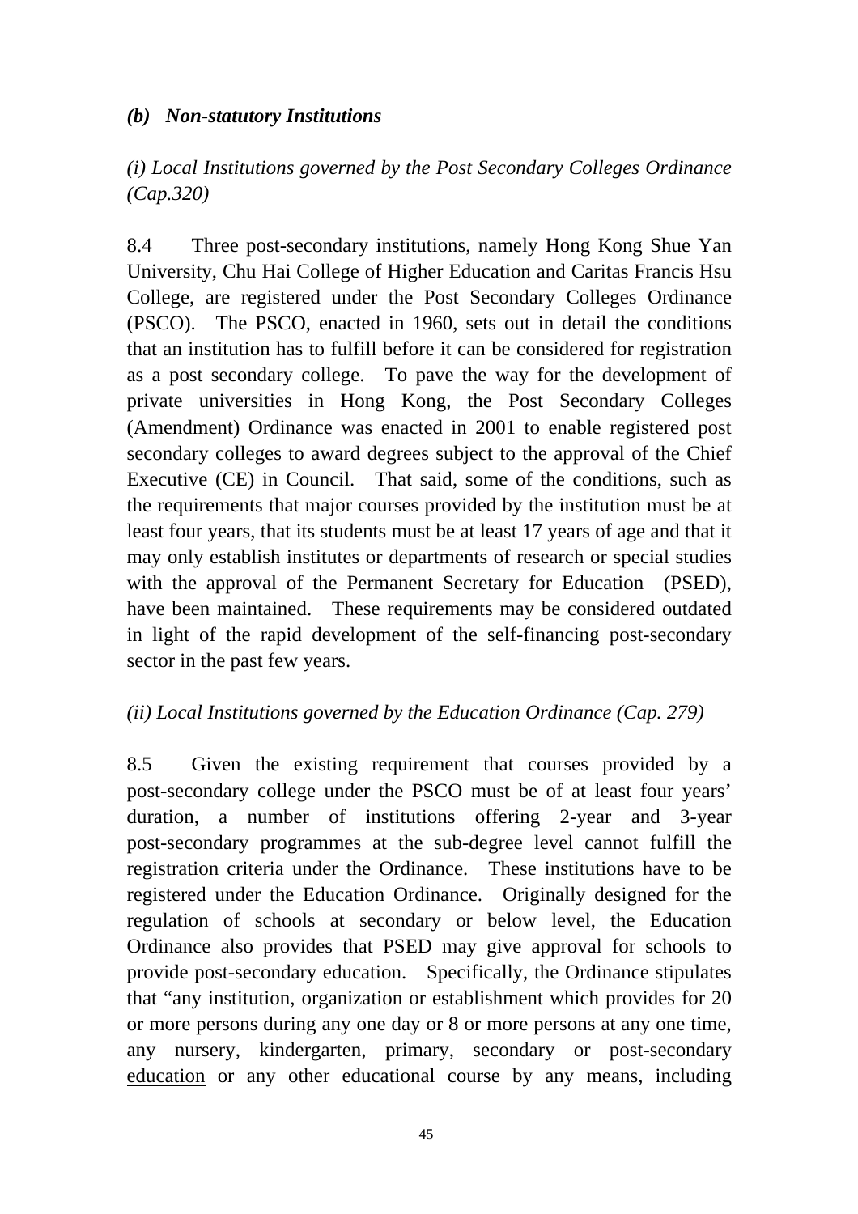### *(b) Non-statutory Institutions*

*(i) Local Institutions governed by the Post Secondary Colleges Ordinance (Cap.320)*

8.4 Three post-secondary institutions, namely Hong Kong Shue Yan University, Chu Hai College of Higher Education and Caritas Francis Hsu College, are registered under the Post Secondary Colleges Ordinance (PSCO). The PSCO, enacted in 1960, sets out in detail the conditions that an institution has to fulfill before it can be considered for registration as a post secondary college. To pave the way for the development of private universities in Hong Kong, the Post Secondary Colleges (Amendment) Ordinance was enacted in 2001 to enable registered post secondary colleges to award degrees subject to the approval of the Chief Executive (CE) in Council. That said, some of the conditions, such as the requirements that major courses provided by the institution must be at least four years, that its students must be at least 17 years of age and that it may only establish institutes or departments of research or special studies with the approval of the Permanent Secretary for Education (PSED), have been maintained. These requirements may be considered outdated in light of the rapid development of the self-financing post-secondary sector in the past few years.

*(ii) Local Institutions governed by the Education Ordinance (Cap. 279)*

8.5 Given the existing requirement that courses provided by a post-secondary college under the PSCO must be of at least four years' duration, a number of institutions offering 2-year and 3-year post-secondary programmes at the sub-degree level cannot fulfill the registration criteria under the Ordinance. These institutions have to be registered under the Education Ordinance. Originally designed for the regulation of schools at secondary or below level, the Education Ordinance also provides that PSED may give approval for schools to provide post-secondary education. Specifically, the Ordinance stipulates that "any institution, organization or establishment which provides for 20 or more persons during any one day or 8 or more persons at any one time, any nursery, kindergarten, primary, secondary or <u>post-secondary education</u> or any other educational course by any means, including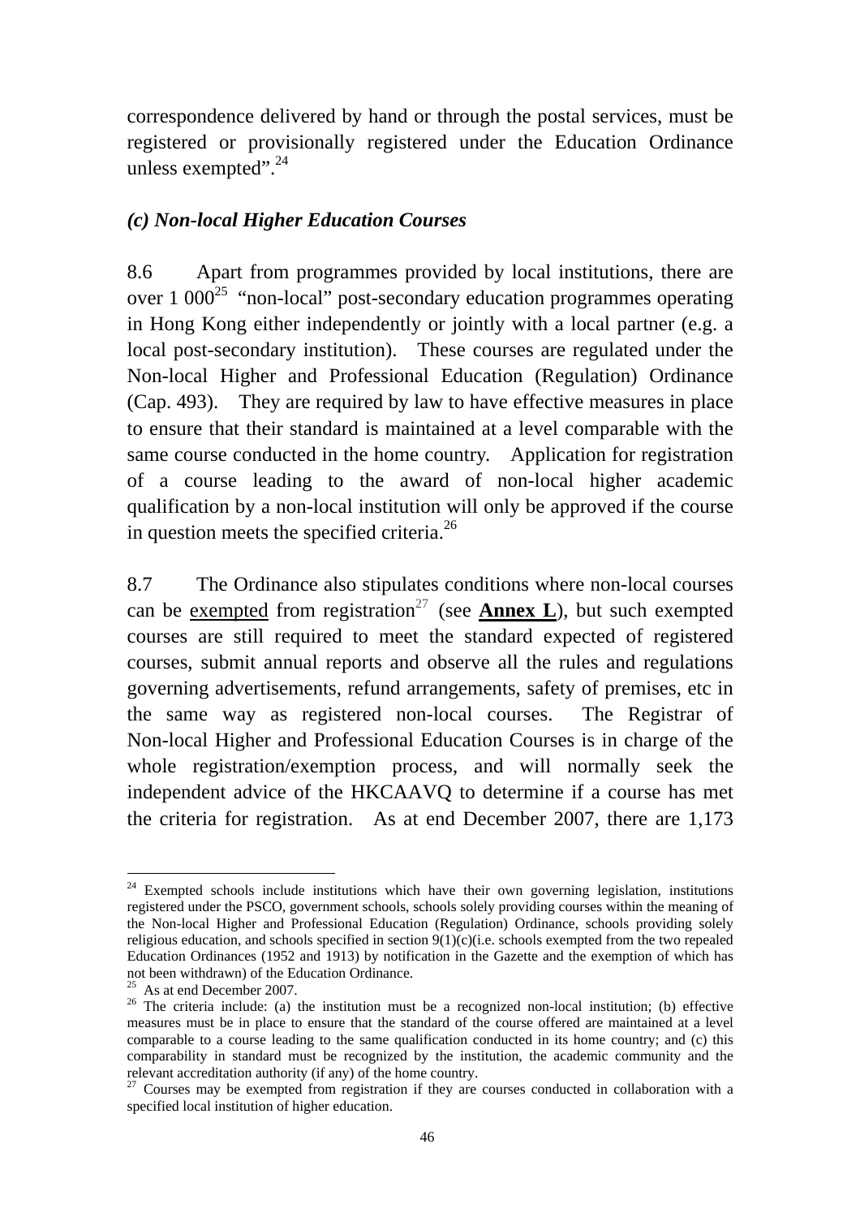correspondence delivered by hand or through the postal services, must be registered or provisionally registered under the Education Ordinance unless exempted".[24]

### *(c) Non-local Higher Education Courses*

8.6 Apart from programmes provided by local institutions, there are over 1 000[25] "non-local" post-secondary education programmes operating in Hong Kong either independently or jointly with a local partner (e.g. a local post-secondary institution). These courses are regulated under the Non-local Higher and Professional Education (Regulation) Ordinance (Cap. 493). They are required by law to have effective measures in place to ensure that their standard is maintained at a level comparable with the same course conducted in the home country. Application for registration of a course leading to the award of non-local higher academic qualification by a non-local institution will only be approved if the course in question meets the specified criteria.[26]

8.7 The Ordinance also stipulates conditions where non-local courses can be exempted from registration[27] (see **Annex L**), but such exempted courses are still required to meet the standard expected of registered courses, submit annual reports and observe all the rules and regulations governing advertisements, refund arrangements, safety of premises, etc in the same way as registered non-local courses. The Registrar of Non-local Higher and Professional Education Courses is in charge of the whole registration/exemption process, and will normally seek the independent advice of the HKCAAVQ to determine if a course has met the criteria for registration. As at end December 2007, there are 1,173

---

[24] Exempted schools include institutions which have their own governing legislation, institutions registered under the PSCO, government schools, schools solely providing courses within the meaning of the Non-local Higher and Professional Education (Regulation) Ordinance, schools providing solely religious education, and schools specified in section 9(1)(c)(i.e. schools exempted from the two repealed Education Ordinances (1952 and 1913) by notification in the Gazette and the exemption of which has not been withdrawn) of the Education Ordinance.

[25] As at end December 2007.

[26] The criteria include: (a) the institution must be a recognized non-local institution; (b) effective measures must be in place to ensure that the standard of the course offered are maintained at a level comparable to a course leading to the same qualification conducted in its home country; and (c) this comparability in standard must be recognized by the institution, the academic community and the relevant accreditation authority (if any) of the home country.

[27] Courses may be exempted from registration if they are courses conducted in collaboration with a specified local institution of higher education.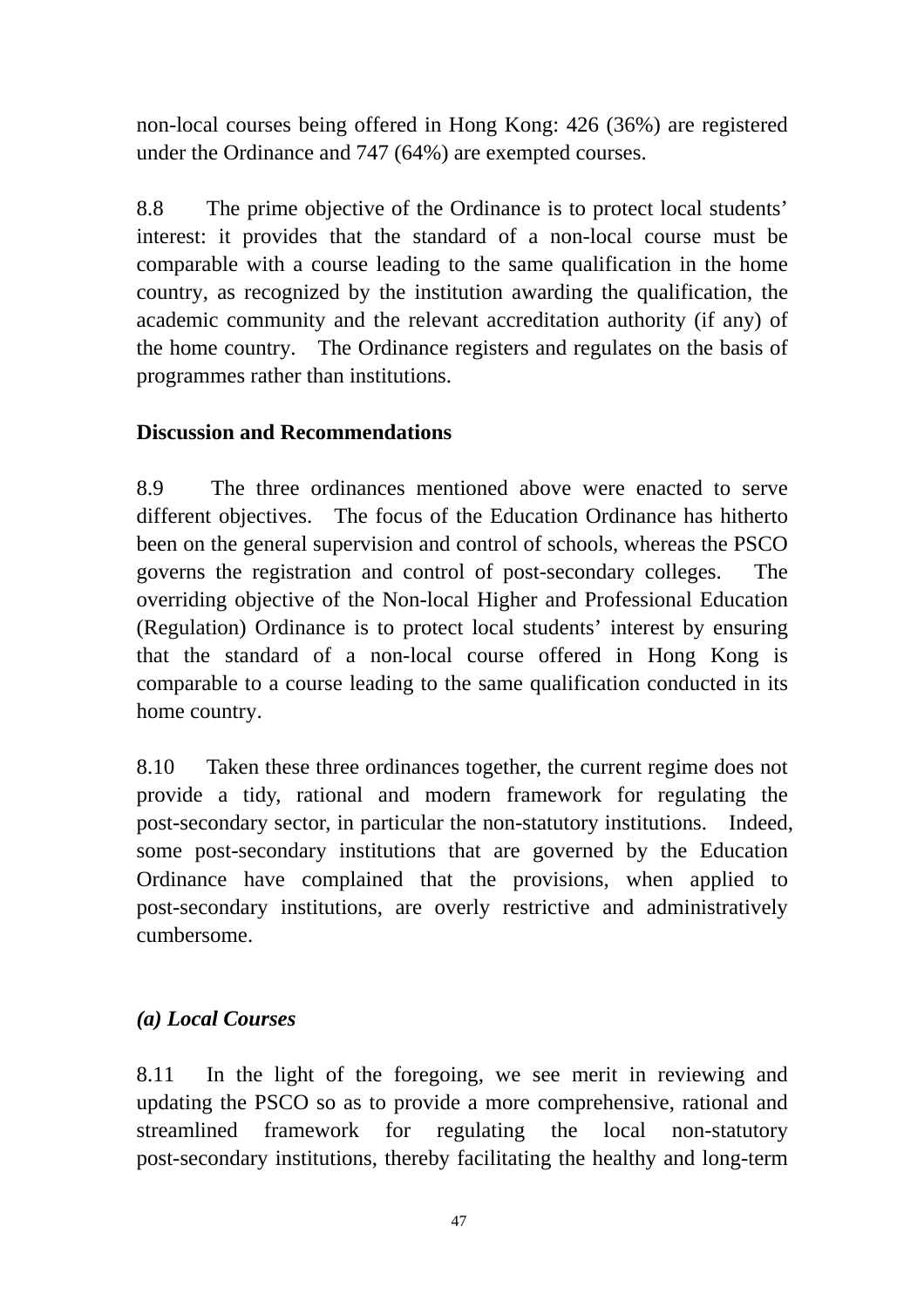non-local courses being offered in Hong Kong: 426 (36%) are registered under the Ordinance and 747 (64%) are exempted courses.

8.8 The prime objective of the Ordinance is to protect local students' interest: it provides that the standard of a non-local course must be comparable with a course leading to the same qualification in the home country, as recognized by the institution awarding the qualification, the academic community and the relevant accreditation authority (if any) of the home country. The Ordinance registers and regulates on the basis of programmes rather than institutions.

**Discussion and Recommendations**

8.9 The three ordinances mentioned above were enacted to serve different objectives. The focus of the Education Ordinance has hitherto been on the general supervision and control of schools, whereas the PSCO governs the registration and control of post-secondary colleges. The overriding objective of the Non-local Higher and Professional Education (Regulation) Ordinance is to protect local students' interest by ensuring that the standard of a non-local course offered in Hong Kong is comparable to a course leading to the same qualification conducted in its home country.

8.10 Taken these three ordinances together, the current regime does not provide a tidy, rational and modern framework for regulating the post-secondary sector, in particular the non-statutory institutions. Indeed, some post-secondary institutions that are governed by the Education Ordinance have complained that the provisions, when applied to post-secondary institutions, are overly restrictive and administratively cumbersome.

***(a) Local Courses***

8.11 In the light of the foregoing, we see merit in reviewing and updating the PSCO so as to provide a more comprehensive, rational and streamlined framework for regulating the local non-statutory post-secondary institutions, thereby facilitating the healthy and long-term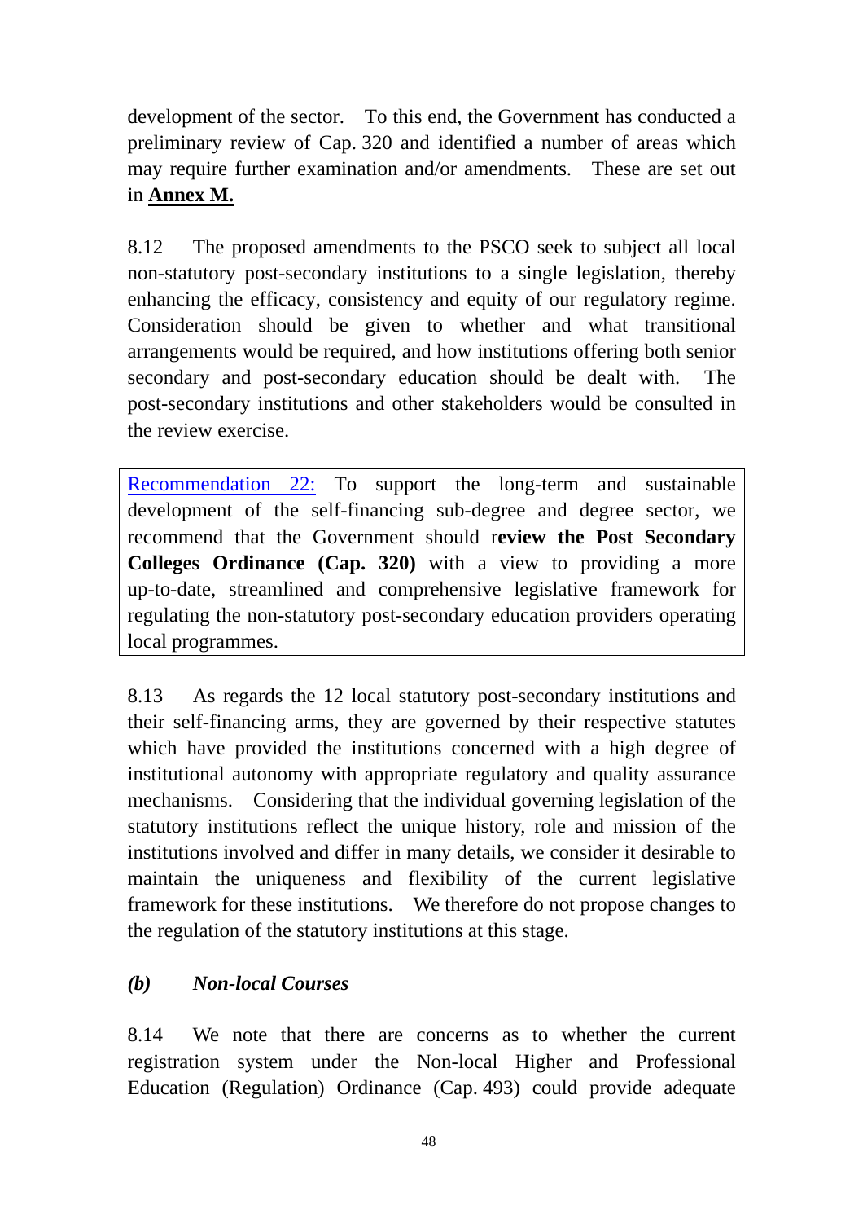development of the sector. To this end, the Government has conducted a preliminary review of Cap. 320 and identified a number of areas which may require further examination and/or amendments. These are set out in **Annex M.**

8.12 The proposed amendments to the PSCO seek to subject all local non-statutory post-secondary institutions to a single legislation, thereby enhancing the efficacy, consistency and equity of our regulatory regime. Consideration should be given to whether and what transitional arrangements would be required, and how institutions offering both senior secondary and post-secondary education should be dealt with. The post-secondary institutions and other stakeholders would be consulted in the review exercise.

> Recommendation 22: To support the long-term and sustainable development of the self-financing sub-degree and degree sector, we recommend that the Government should r**eview the Post Secondary Colleges Ordinance (Cap. 320)** with a view to providing a more up-to-date, streamlined and comprehensive legislative framework for regulating the non-statutory post-secondary education providers operating local programmes.

8.13 As regards the 12 local statutory post-secondary institutions and their self-financing arms, they are governed by their respective statutes which have provided the institutions concerned with a high degree of institutional autonomy with appropriate regulatory and quality assurance mechanisms. Considering that the individual governing legislation of the statutory institutions reflect the unique history, role and mission of the institutions involved and differ in many details, we consider it desirable to maintain the uniqueness and flexibility of the current legislative framework for these institutions. We therefore do not propose changes to the regulation of the statutory institutions at this stage.

### *(b) Non-local Courses*

8.14 We note that there are concerns as to whether the current registration system under the Non-local Higher and Professional Education (Regulation) Ordinance (Cap. 493) could provide adequate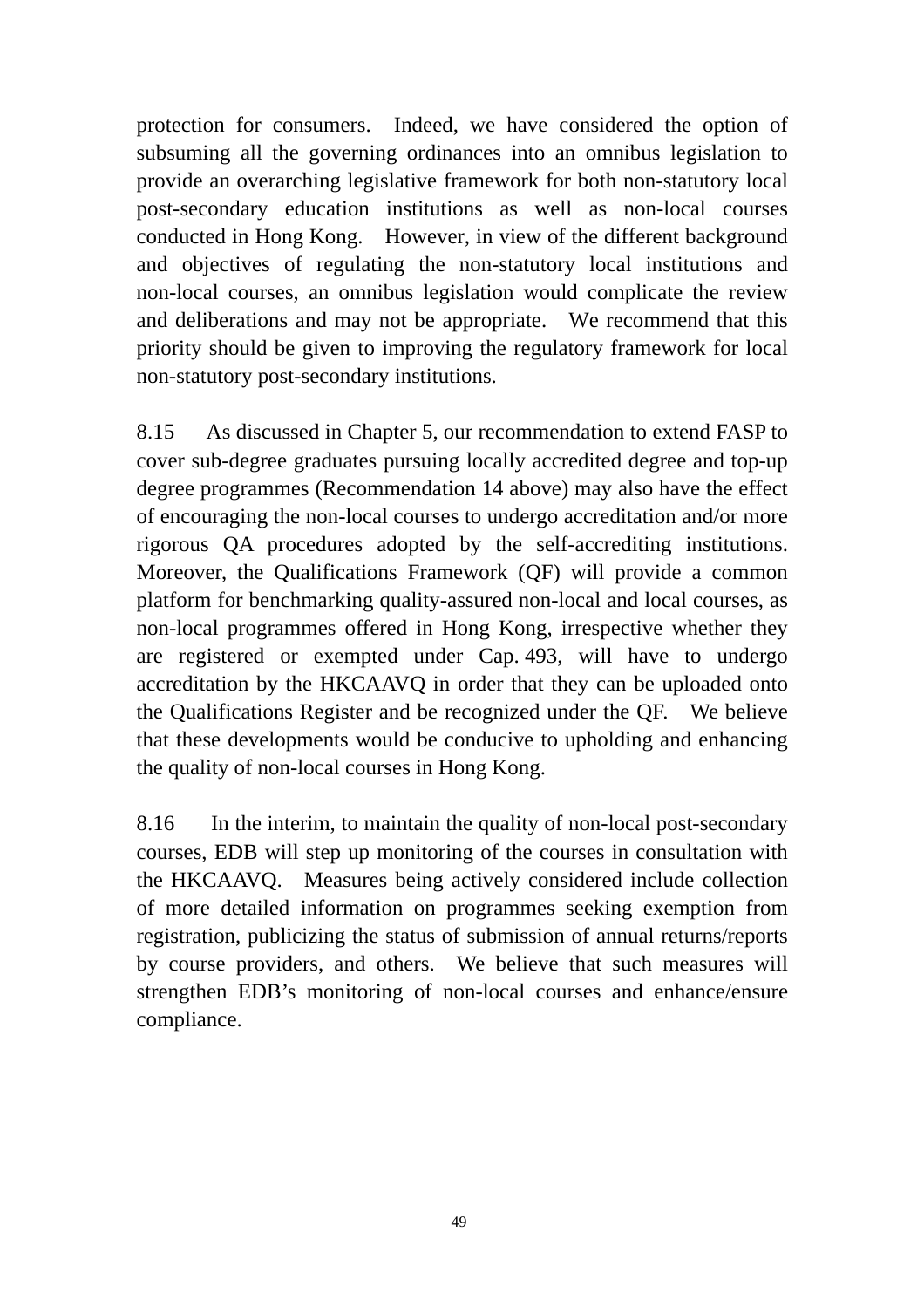protection for consumers. Indeed, we have considered the option of subsuming all the governing ordinances into an omnibus legislation to provide an overarching legislative framework for both non-statutory local post-secondary education institutions as well as non-local courses conducted in Hong Kong. However, in view of the different background and objectives of regulating the non-statutory local institutions and non-local courses, an omnibus legislation would complicate the review and deliberations and may not be appropriate. We recommend that this priority should be given to improving the regulatory framework for local non-statutory post-secondary institutions.

8.15 As discussed in Chapter 5, our recommendation to extend FASP to cover sub-degree graduates pursuing locally accredited degree and top-up degree programmes (Recommendation 14 above) may also have the effect of encouraging the non-local courses to undergo accreditation and/or more rigorous QA procedures adopted by the self-accrediting institutions. Moreover, the Qualifications Framework (QF) will provide a common platform for benchmarking quality-assured non-local and local courses, as non-local programmes offered in Hong Kong, irrespective whether they are registered or exempted under Cap. 493, will have to undergo accreditation by the HKCAAVQ in order that they can be uploaded onto the Qualifications Register and be recognized under the QF. We believe that these developments would be conducive to upholding and enhancing the quality of non-local courses in Hong Kong.

8.16 In the interim, to maintain the quality of non-local post-secondary courses, EDB will step up monitoring of the courses in consultation with the HKCAAVQ. Measures being actively considered include collection of more detailed information on programmes seeking exemption from registration, publicizing the status of submission of annual returns/reports by course providers, and others. We believe that such measures will strengthen EDB's monitoring of non-local courses and enhance/ensure compliance.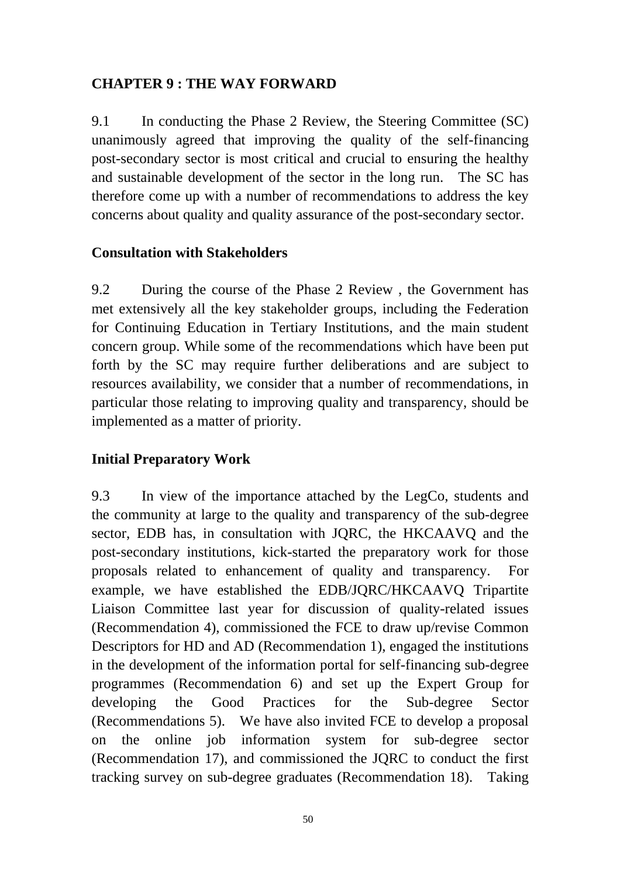## CHAPTER 9 : THE WAY FORWARD

9.1 In conducting the Phase 2 Review, the Steering Committee (SC) unanimously agreed that improving the quality of the self-financing post-secondary sector is most critical and crucial to ensuring the healthy and sustainable development of the sector in the long run. The SC has therefore come up with a number of recommendations to address the key concerns about quality and quality assurance of the post-secondary sector.

### Consultation with Stakeholders

9.2 During the course of the Phase 2 Review , the Government has met extensively all the key stakeholder groups, including the Federation for Continuing Education in Tertiary Institutions, and the main student concern group. While some of the recommendations which have been put forth by the SC may require further deliberations and are subject to resources availability, we consider that a number of recommendations, in particular those relating to improving quality and transparency, should be implemented as a matter of priority.

### Initial Preparatory Work

9.3 In view of the importance attached by the LegCo, students and the community at large to the quality and transparency of the sub-degree sector, EDB has, in consultation with JQRC, the HKCAAVQ and the post-secondary institutions, kick-started the preparatory work for those proposals related to enhancement of quality and transparency. For example, we have established the EDB/JQRC/HKCAAVQ Tripartite Liaison Committee last year for discussion of quality-related issues (Recommendation 4), commissioned the FCE to draw up/revise Common Descriptors for HD and AD (Recommendation 1), engaged the institutions in the development of the information portal for self-financing sub-degree programmes (Recommendation 6) and set up the Expert Group for developing the Good Practices for the Sub-degree Sector (Recommendations 5). We have also invited FCE to develop a proposal on the online job information system for sub-degree sector (Recommendation 17), and commissioned the JQRC to conduct the first tracking survey on sub-degree graduates (Recommendation 18). Taking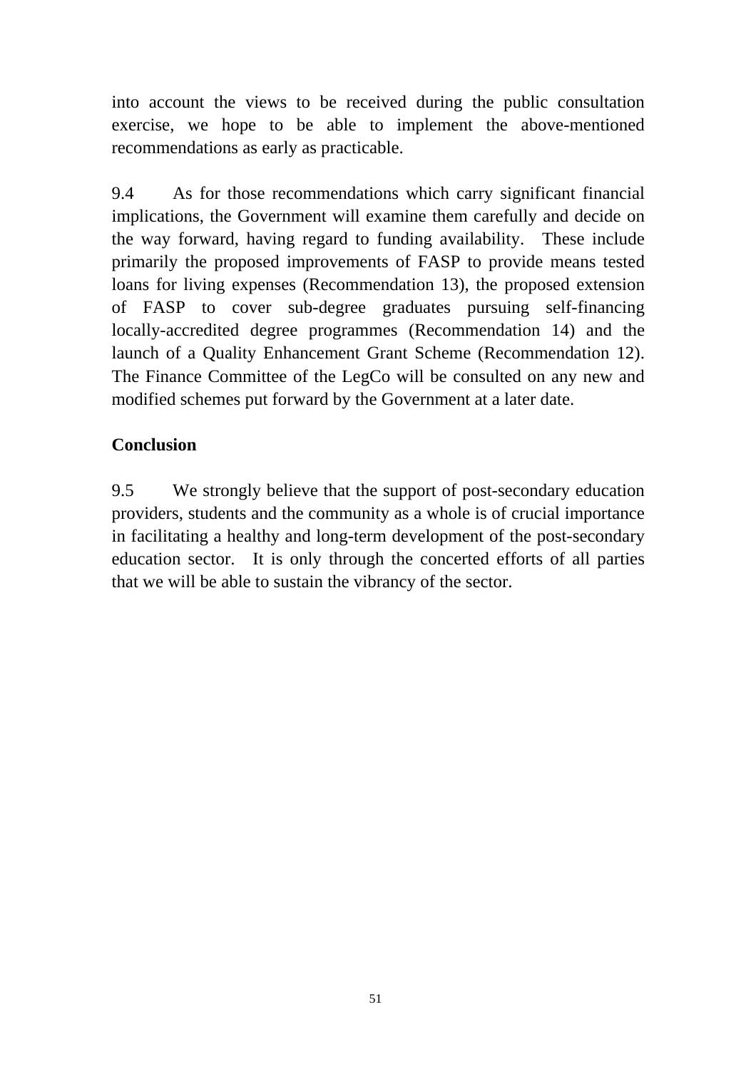into account the views to be received during the public consultation exercise, we hope to be able to implement the above-mentioned recommendations as early as practicable.

9.4 As for those recommendations which carry significant financial implications, the Government will examine them carefully and decide on the way forward, having regard to funding availability. These include primarily the proposed improvements of FASP to provide means tested loans for living expenses (Recommendation 13), the proposed extension of FASP to cover sub-degree graduates pursuing self-financing locally-accredited degree programmes (Recommendation 14) and the launch of a Quality Enhancement Grant Scheme (Recommendation 12). The Finance Committee of the LegCo will be consulted on any new and modified schemes put forward by the Government at a later date.

**Conclusion**

9.5 We strongly believe that the support of post-secondary education providers, students and the community as a whole is of crucial importance in facilitating a healthy and long-term development of the post-secondary education sector. It is only through the concerted efforts of all parties that we will be able to sustain the vibrancy of the sector.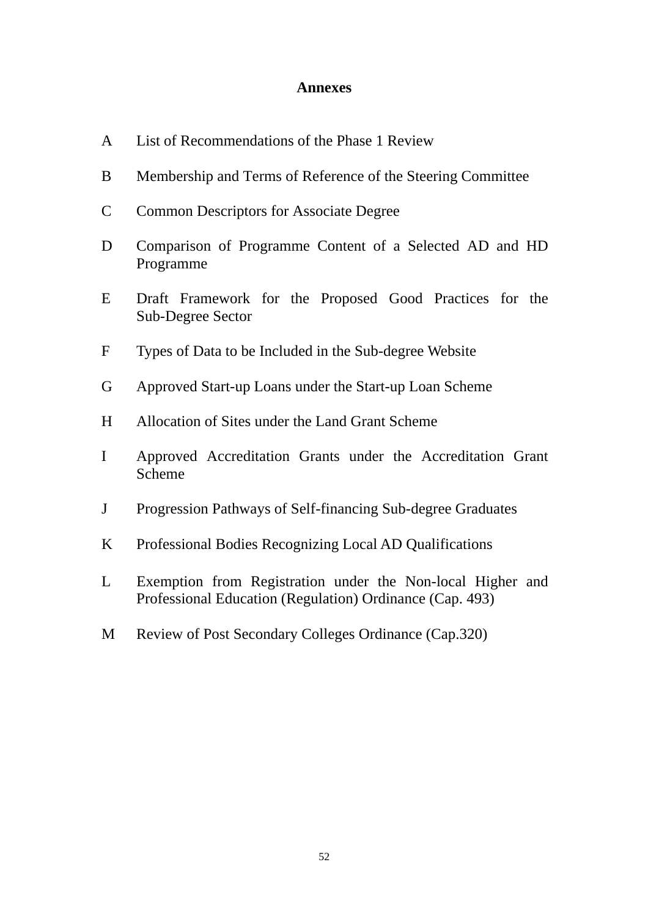# Annexes

| | |
|---|---|
| A | List of Recommendations of the Phase 1 Review |
| B | Membership and Terms of Reference of the Steering Committee |
| C | Common Descriptors for Associate Degree |
| D | Comparison of Programme Content of a Selected AD and HD Programme |
| E | Draft Framework for the Proposed Good Practices for the Sub-Degree Sector |
| F | Types of Data to be Included in the Sub-degree Website |
| G | Approved Start-up Loans under the Start-up Loan Scheme |
| H | Allocation of Sites under the Land Grant Scheme |
| I | Approved Accreditation Grants under the Accreditation Grant Scheme |
| J | Progression Pathways of Self-financing Sub-degree Graduates |
| K | Professional Bodies Recognizing Local AD Qualifications |
| L | Exemption from Registration under the Non-local Higher and Professional Education (Regulation) Ordinance (Cap. 493) |
| M | Review of Post Secondary Colleges Ordinance (Cap.320) |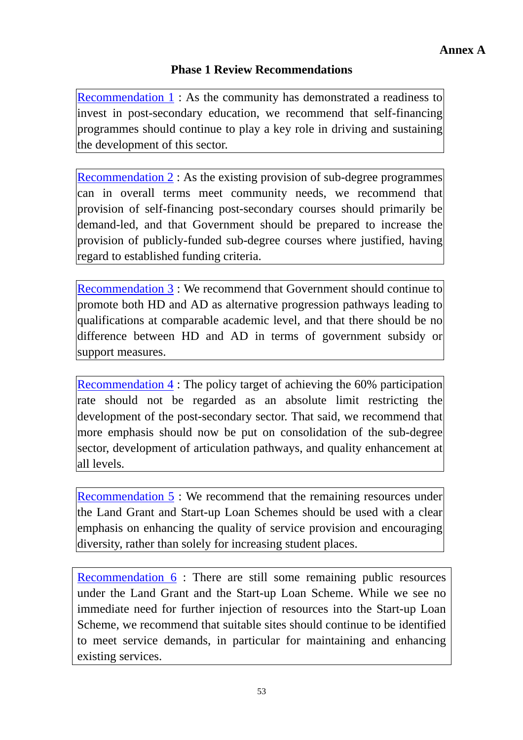**Annex A**

## Phase 1 Review Recommendations

Recommendation 1 : As the community has demonstrated a readiness to invest in post-secondary education, we recommend that self-financing programmes should continue to play a key role in driving and sustaining the development of this sector.

Recommendation 2 : As the existing provision of sub-degree programmes can in overall terms meet community needs, we recommend that provision of self-financing post-secondary courses should primarily be demand-led, and that Government should be prepared to increase the provision of publicly-funded sub-degree courses where justified, having regard to established funding criteria.

Recommendation 3 : We recommend that Government should continue to promote both HD and AD as alternative progression pathways leading to qualifications at comparable academic level, and that there should be no difference between HD and AD in terms of government subsidy or support measures.

Recommendation 4 : The policy target of achieving the 60% participation rate should not be regarded as an absolute limit restricting the development of the post-secondary sector. That said, we recommend that more emphasis should now be put on consolidation of the sub-degree sector, development of articulation pathways, and quality enhancement at all levels.

Recommendation 5 : We recommend that the remaining resources under the Land Grant and Start-up Loan Schemes should be used with a clear emphasis on enhancing the quality of service provision and encouraging diversity, rather than solely for increasing student places.

Recommendation 6 : There are still some remaining public resources under the Land Grant and the Start-up Loan Scheme. While we see no immediate need for further injection of resources into the Start-up Loan Scheme, we recommend that suitable sites should continue to be identified to meet service demands, in particular for maintaining and enhancing existing services.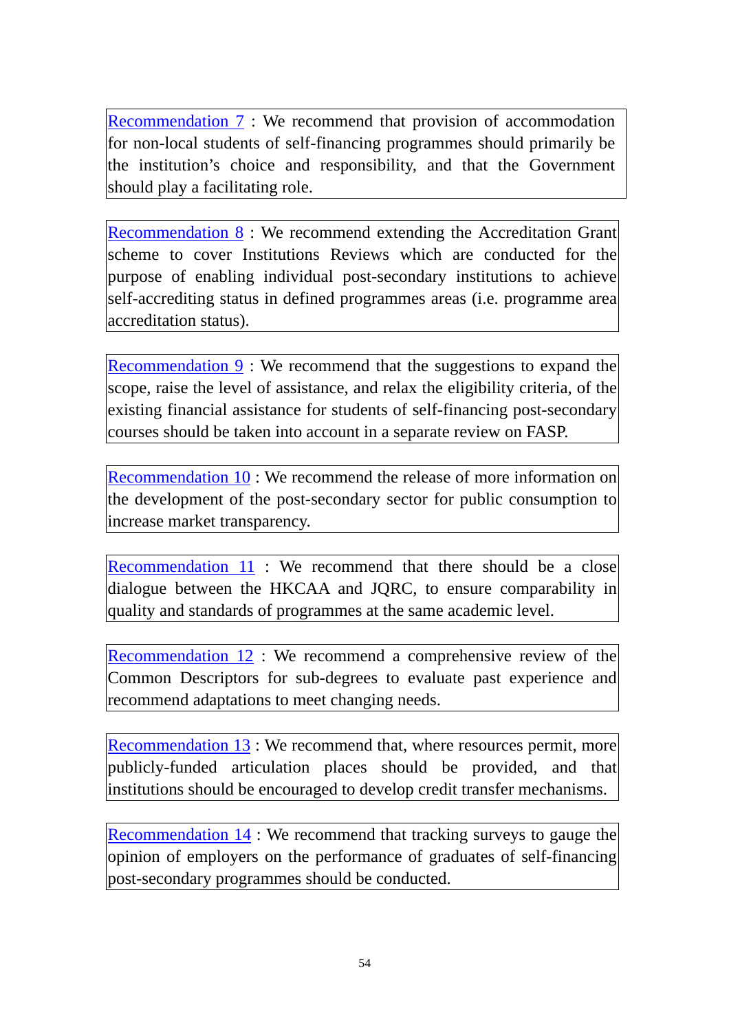Recommendation 7 : We recommend that provision of accommodation for non-local students of self-financing programmes should primarily be the institution's choice and responsibility, and that the Government should play a facilitating role.

Recommendation 8 : We recommend extending the Accreditation Grant scheme to cover Institutions Reviews which are conducted for the purpose of enabling individual post-secondary institutions to achieve self-accrediting status in defined programmes areas (i.e. programme area accreditation status).

Recommendation 9 : We recommend that the suggestions to expand the scope, raise the level of assistance, and relax the eligibility criteria, of the existing financial assistance for students of self-financing post-secondary courses should be taken into account in a separate review on FASP.

Recommendation 10 : We recommend the release of more information on the development of the post-secondary sector for public consumption to increase market transparency.

Recommendation 11 : We recommend that there should be a close dialogue between the HKCAA and JQRC, to ensure comparability in quality and standards of programmes at the same academic level.

Recommendation 12 : We recommend a comprehensive review of the Common Descriptors for sub-degrees to evaluate past experience and recommend adaptations to meet changing needs.

Recommendation 13 : We recommend that, where resources permit, more publicly-funded articulation places should be provided, and that institutions should be encouraged to develop credit transfer mechanisms.

Recommendation 14 : We recommend that tracking surveys to gauge the opinion of employers on the performance of graduates of self-financing post-secondary programmes should be conducted.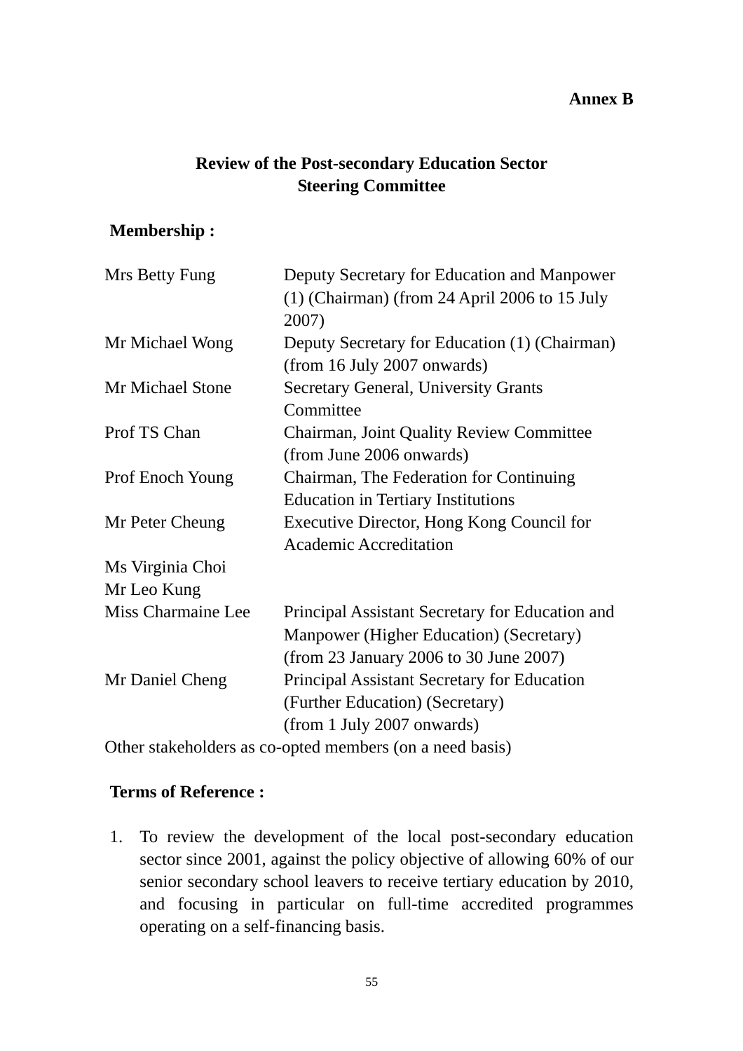**Annex B**

## Review of the Post-secondary Education Sector Steering Committee

**Membership :**

| | |
|---|---|
| Mrs Betty Fung | Deputy Secretary for Education and Manpower (1) (Chairman) (from 24 April 2006 to 15 July 2007) |
| Mr Michael Wong | Deputy Secretary for Education (1) (Chairman) (from 16 July 2007 onwards) |
| Mr Michael Stone | Secretary General, University Grants Committee |
| Prof TS Chan | Chairman, Joint Quality Review Committee (from June 2006 onwards) |
| Prof Enoch Young | Chairman, The Federation for Continuing Education in Tertiary Institutions |
| Mr Peter Cheung | Executive Director, Hong Kong Council for Academic Accreditation |
| Ms Virginia Choi | |
| Mr Leo Kung | |
| Miss Charmaine Lee | Principal Assistant Secretary for Education and Manpower (Higher Education) (Secretary) (from 23 January 2006 to 30 June 2007) |
| Mr Daniel Cheng | Principal Assistant Secretary for Education (Further Education) (Secretary) (from 1 July 2007 onwards) |

Other stakeholders as co-opted members (on a need basis)

**Terms of Reference :**

1. To review the development of the local post-secondary education sector since 2001, against the policy objective of allowing 60% of our senior secondary school leavers to receive tertiary education by 2010, and focusing in particular on full-time accredited programmes operating on a self-financing basis.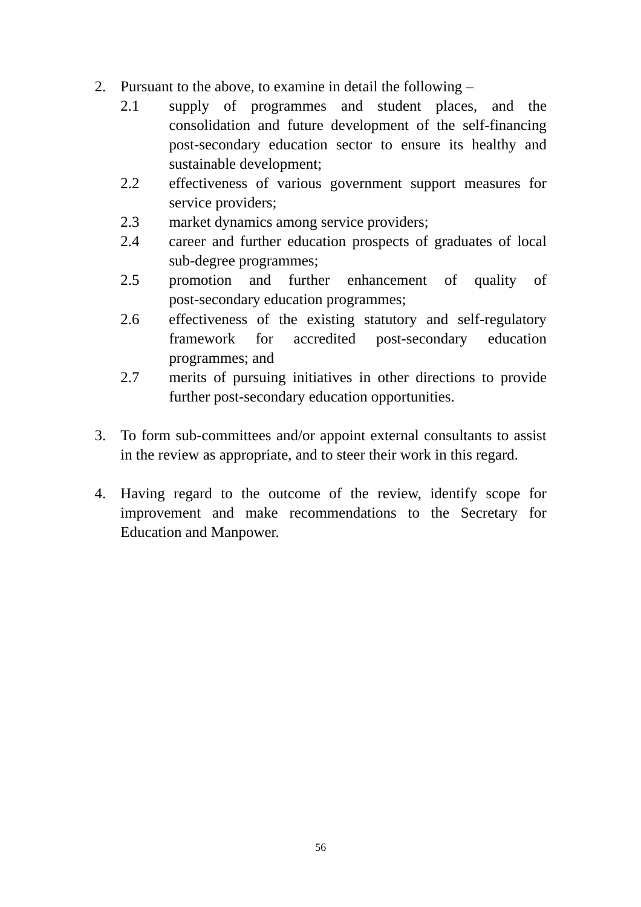2. Pursuant to the above, to examine in detail the following –
   - 2.1 supply of programmes and student places, and the consolidation and future development of the self-financing post-secondary education sector to ensure its healthy and sustainable development;
   - 2.2 effectiveness of various government support measures for service providers;
   - 2.3 market dynamics among service providers;
   - 2.4 career and further education prospects of graduates of local sub-degree programmes;
   - 2.5 promotion and further enhancement of quality of post-secondary education programmes;
   - 2.6 effectiveness of the existing statutory and self-regulatory framework for accredited post-secondary education programmes; and
   - 2.7 merits of pursuing initiatives in other directions to provide further post-secondary education opportunities.

3. To form sub-committees and/or appoint external consultants to assist in the review as appropriate, and to steer their work in this regard.

4. Having regard to the outcome of the review, identify scope for improvement and make recommendations to the Secretary for Education and Manpower.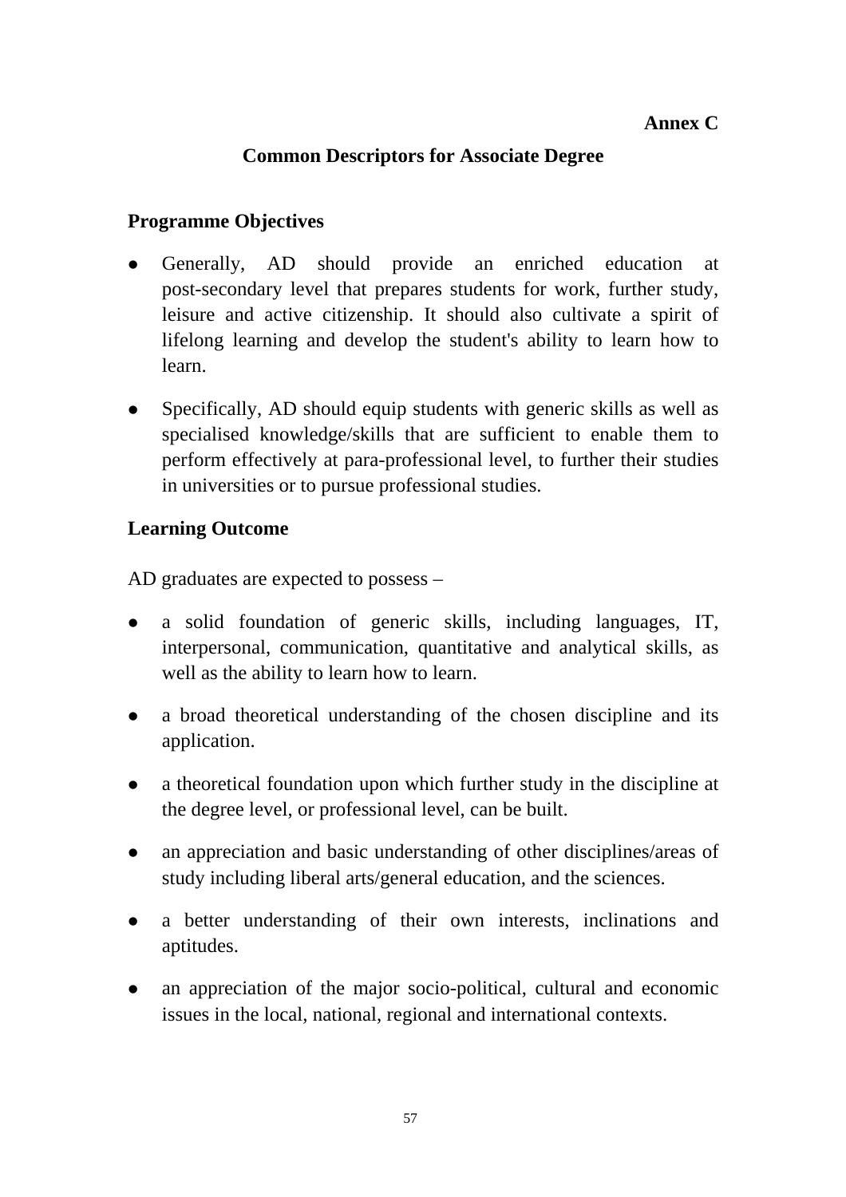**Annex C**

# Common Descriptors for Associate Degree

## Programme Objectives

- Generally, AD should provide an enriched education at post-secondary level that prepares students for work, further study, leisure and active citizenship. It should also cultivate a spirit of lifelong learning and develop the student's ability to learn how to learn.
- Specifically, AD should equip students with generic skills as well as specialised knowledge/skills that are sufficient to enable them to perform effectively at para-professional level, to further their studies in universities or to pursue professional studies.

## Learning Outcome

AD graduates are expected to possess –

- a solid foundation of generic skills, including languages, IT, interpersonal, communication, quantitative and analytical skills, as well as the ability to learn how to learn.
- a broad theoretical understanding of the chosen discipline and its application.
- a theoretical foundation upon which further study in the discipline at the degree level, or professional level, can be built.
- an appreciation and basic understanding of other disciplines/areas of study including liberal arts/general education, and the sciences.
- a better understanding of their own interests, inclinations and aptitudes.
- an appreciation of the major socio-political, cultural and economic issues in the local, national, regional and international contexts.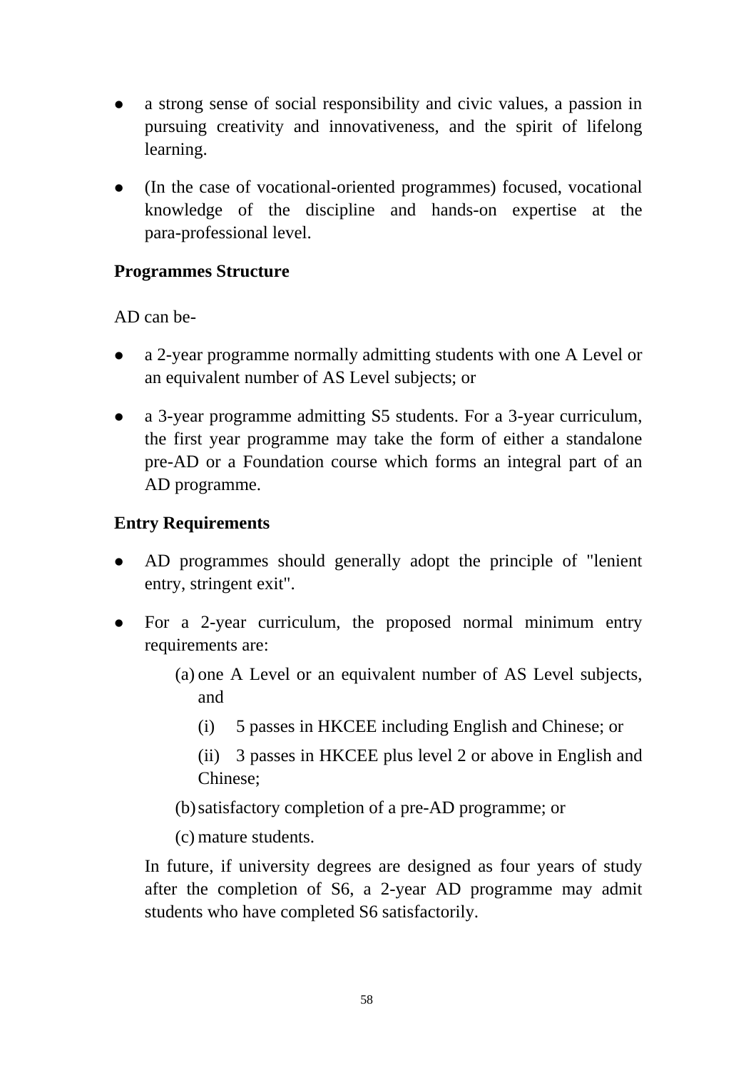- a strong sense of social responsibility and civic values, a passion in pursuing creativity and innovativeness, and the spirit of lifelong learning.

- (In the case of vocational-oriented programmes) focused, vocational knowledge of the discipline and hands-on expertise at the para-professional level.

**Programmes Structure**

AD can be-

- a 2-year programme normally admitting students with one A Level or an equivalent number of AS Level subjects; or

- a 3-year programme admitting S5 students. For a 3-year curriculum, the first year programme may take the form of either a standalone pre-AD or a Foundation course which forms an integral part of an AD programme.

**Entry Requirements**

- AD programmes should generally adopt the principle of "lenient entry, stringent exit".

- For a 2-year curriculum, the proposed normal minimum entry requirements are:

  (a) one A Level or an equivalent number of AS Level subjects, and

    (i) 5 passes in HKCEE including English and Chinese; or

    (ii) 3 passes in HKCEE plus level 2 or above in English and Chinese;

  (b) satisfactory completion of a pre-AD programme; or

  (c) mature students.

  In future, if university degrees are designed as four years of study after the completion of S6, a 2-year AD programme may admit students who have completed S6 satisfactorily.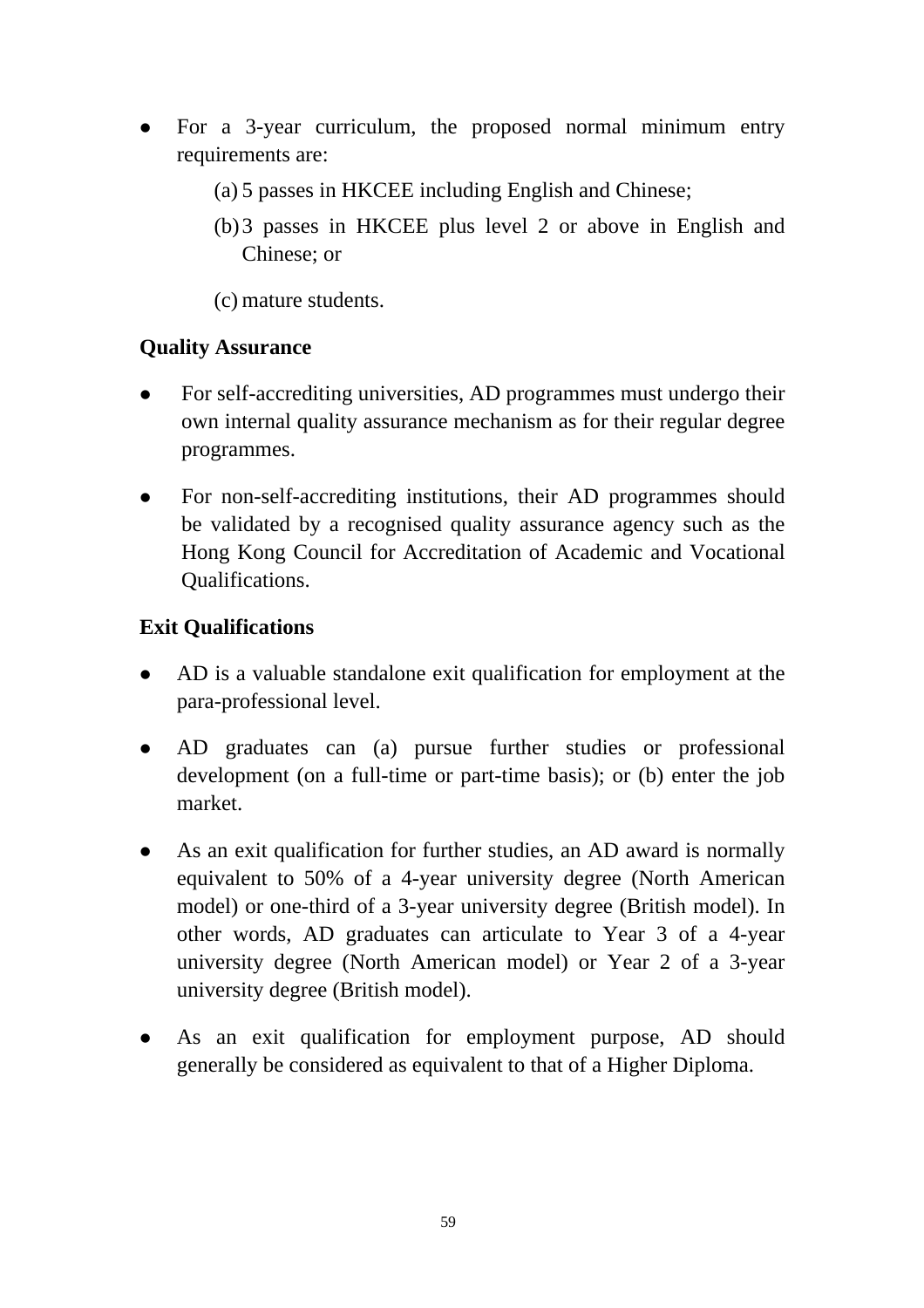- For a 3-year curriculum, the proposed normal minimum entry requirements are:
  - (a) 5 passes in HKCEE including English and Chinese;
  - (b) 3 passes in HKCEE plus level 2 or above in English and Chinese; or
  - (c) mature students.

**Quality Assurance**

- For self-accrediting universities, AD programmes must undergo their own internal quality assurance mechanism as for their regular degree programmes.
- For non-self-accrediting institutions, their AD programmes should be validated by a recognised quality assurance agency such as the Hong Kong Council for Accreditation of Academic and Vocational Qualifications.

**Exit Qualifications**

- AD is a valuable standalone exit qualification for employment at the para-professional level.
- AD graduates can (a) pursue further studies or professional development (on a full-time or part-time basis); or (b) enter the job market.
- As an exit qualification for further studies, an AD award is normally equivalent to 50% of a 4-year university degree (North American model) or one-third of a 3-year university degree (British model). In other words, AD graduates can articulate to Year 3 of a 4-year university degree (North American model) or Year 2 of a 3-year university degree (British model).
- As an exit qualification for employment purpose, AD should generally be considered as equivalent to that of a Higher Diploma.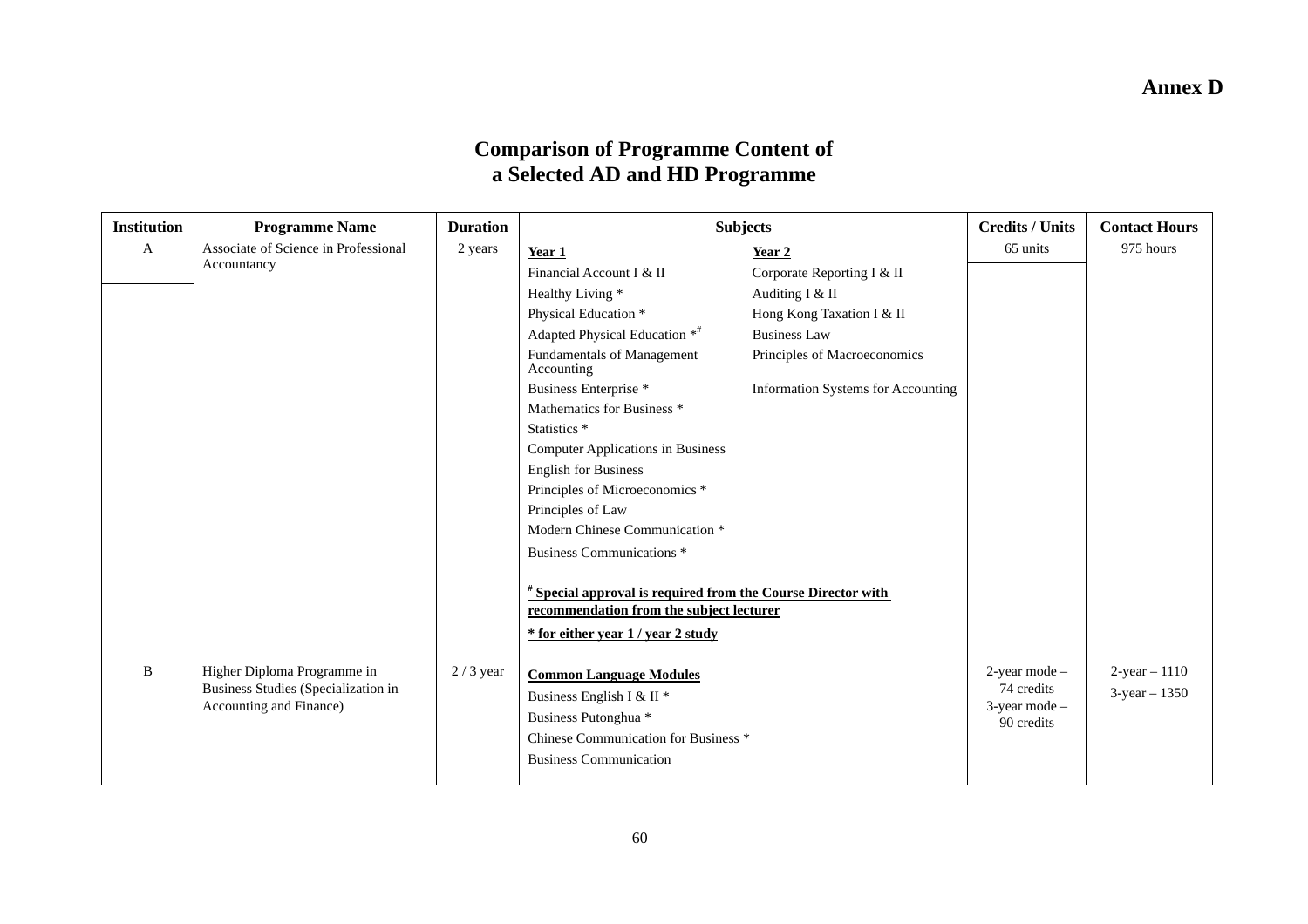**Annex D**

# Comparison of Programme Content of a Selected AD and HD Programme

| Institution | Programme Name | Duration | Subjects | Credits / Units | Contact Hours |
|---|---|---|---|---|---|
| A | Associate of Science in Professional Accountancy | 2 years | **Year 1**<br>Financial Account I & II<br>Healthy Living *<br>Physical Education *<br>Adapted Physical Education *#<br>Fundamentals of Management Accounting<br>Business Enterprise *<br>Mathematics for Business *<br>Statistics *<br>Computer Applications in Business<br>English for Business<br>Principles of Microeconomics *<br>Principles of Law<br>Modern Chinese Communication *<br>Business Communications *<br><br>**Year 2**<br>Corporate Reporting I & II<br>Auditing I & II<br>Hong Kong Taxation I & II<br>Business Law<br>Principles of Macroeconomics<br>Information Systems for Accounting<br><br>**# Special approval is required from the Course Director with recommendation from the subject lecturer**<br>**\* for either year 1 / year 2 study** | 65 units | 975 hours |
| B | Higher Diploma Programme in Business Studies (Specialization in Accounting and Finance) | 2 / 3 year | **Common Language Modules**<br>Business English I & II *<br>Business Putonghua *<br>Chinese Communication for Business *<br>Business Communication | 2-year mode – 74 credits<br>3-year mode – 90 credits | 2-year – 1110<br>3-year – 1350 |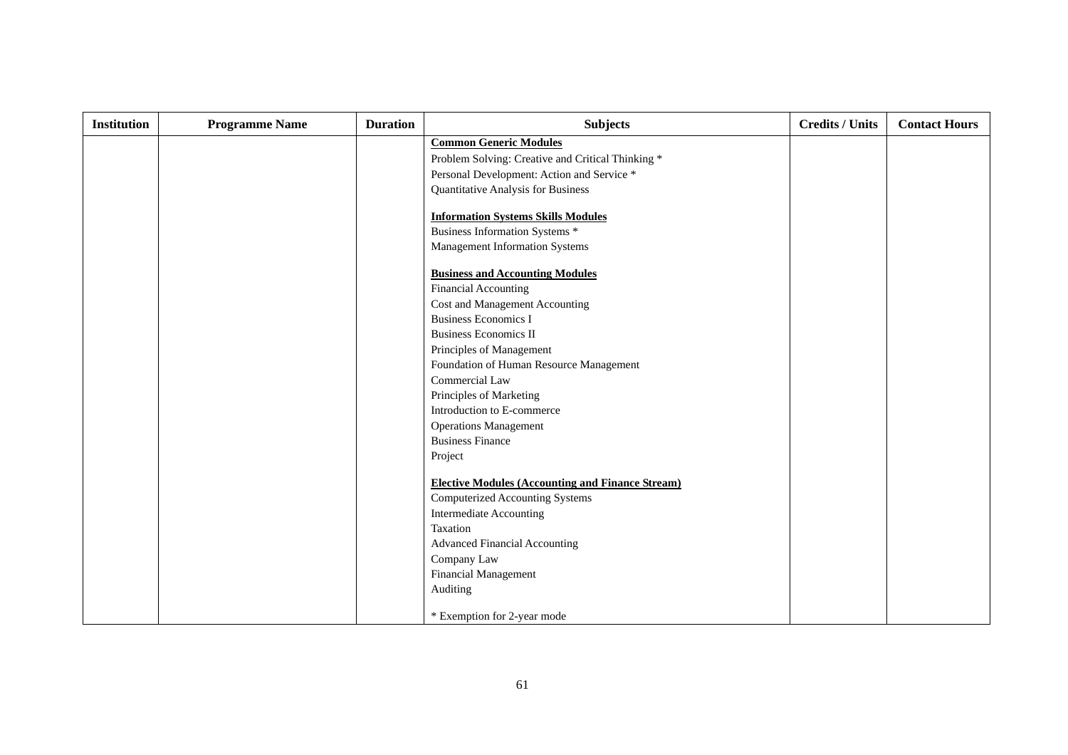| Institution | Programme Name | Duration | Subjects | Credits / Units | Contact Hours |
|---|---|---|---|---|---|
| | | | **Common Generic Modules**<br>Problem Solving: Creative and Critical Thinking *<br>Personal Development: Action and Service *<br>Quantitative Analysis for Business<br><br>**Information Systems Skills Modules**<br>Business Information Systems *<br>Management Information Systems<br><br>**Business and Accounting Modules**<br>Financial Accounting<br>Cost and Management Accounting<br>Business Economics I<br>Business Economics II<br>Principles of Management<br>Foundation of Human Resource Management<br>Commercial Law<br>Principles of Marketing<br>Introduction to E-commerce<br>Operations Management<br>Business Finance<br>Project<br><br>**Elective Modules (Accounting and Finance Stream)**<br>Computerized Accounting Systems<br>Intermediate Accounting<br>Taxation<br>Advanced Financial Accounting<br>Company Law<br>Financial Management<br>Auditing<br><br>* Exemption for 2-year mode | | |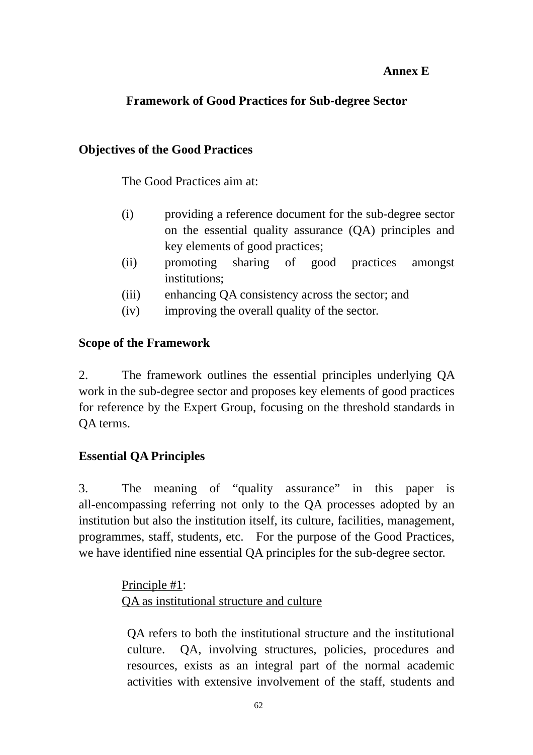**Annex E**

# Framework of Good Practices for Sub-degree Sector

## Objectives of the Good Practices

The Good Practices aim at:

(i) providing a reference document for the sub-degree sector on the essential quality assurance (QA) principles and key elements of good practices;
(ii) promoting sharing of good practices amongst institutions;
(iii) enhancing QA consistency across the sector; and
(iv) improving the overall quality of the sector.

## Scope of the Framework

2. The framework outlines the essential principles underlying QA work in the sub-degree sector and proposes key elements of good practices for reference by the Expert Group, focusing on the threshold standards in QA terms.

## Essential QA Principles

3. The meaning of "quality assurance" in this paper is all-encompassing referring not only to the QA processes adopted by an institution but also the institution itself, its culture, facilities, management, programmes, staff, students, etc. For the purpose of the Good Practices, we have identified nine essential QA principles for the sub-degree sector.

<u>Principle #1</u>:
<u>QA as institutional structure and culture</u>

QA refers to both the institutional structure and the institutional culture. QA, involving structures, policies, procedures and resources, exists as an integral part of the normal academic activities with extensive involvement of the staff, students and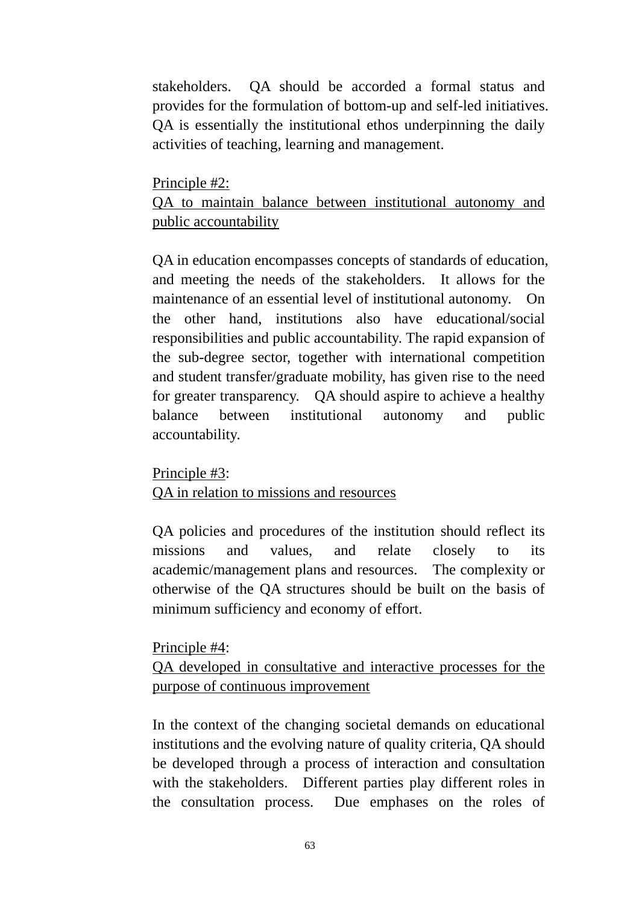stakeholders. QA should be accorded a formal status and provides for the formulation of bottom-up and self-led initiatives. QA is essentially the institutional ethos underpinning the daily activities of teaching, learning and management.

<u>Principle #2:</u>
<u>QA to maintain balance between institutional autonomy and public accountability</u>

QA in education encompasses concepts of standards of education, and meeting the needs of the stakeholders. It allows for the maintenance of an essential level of institutional autonomy. On the other hand, institutions also have educational/social responsibilities and public accountability. The rapid expansion of the sub-degree sector, together with international competition and student transfer/graduate mobility, has given rise to the need for greater transparency. QA should aspire to achieve a healthy balance between institutional autonomy and public accountability.

<u>Principle #3</u>:
<u>QA in relation to missions and resources</u>

QA policies and procedures of the institution should reflect its missions and values, and relate closely to its academic/management plans and resources. The complexity or otherwise of the QA structures should be built on the basis of minimum sufficiency and economy of effort.

<u>Principle #4</u>:
<u>QA developed in consultative and interactive processes for the purpose of continuous improvement</u>

In the context of the changing societal demands on educational institutions and the evolving nature of quality criteria, QA should be developed through a process of interaction and consultation with the stakeholders. Different parties play different roles in the consultation process. Due emphases on the roles of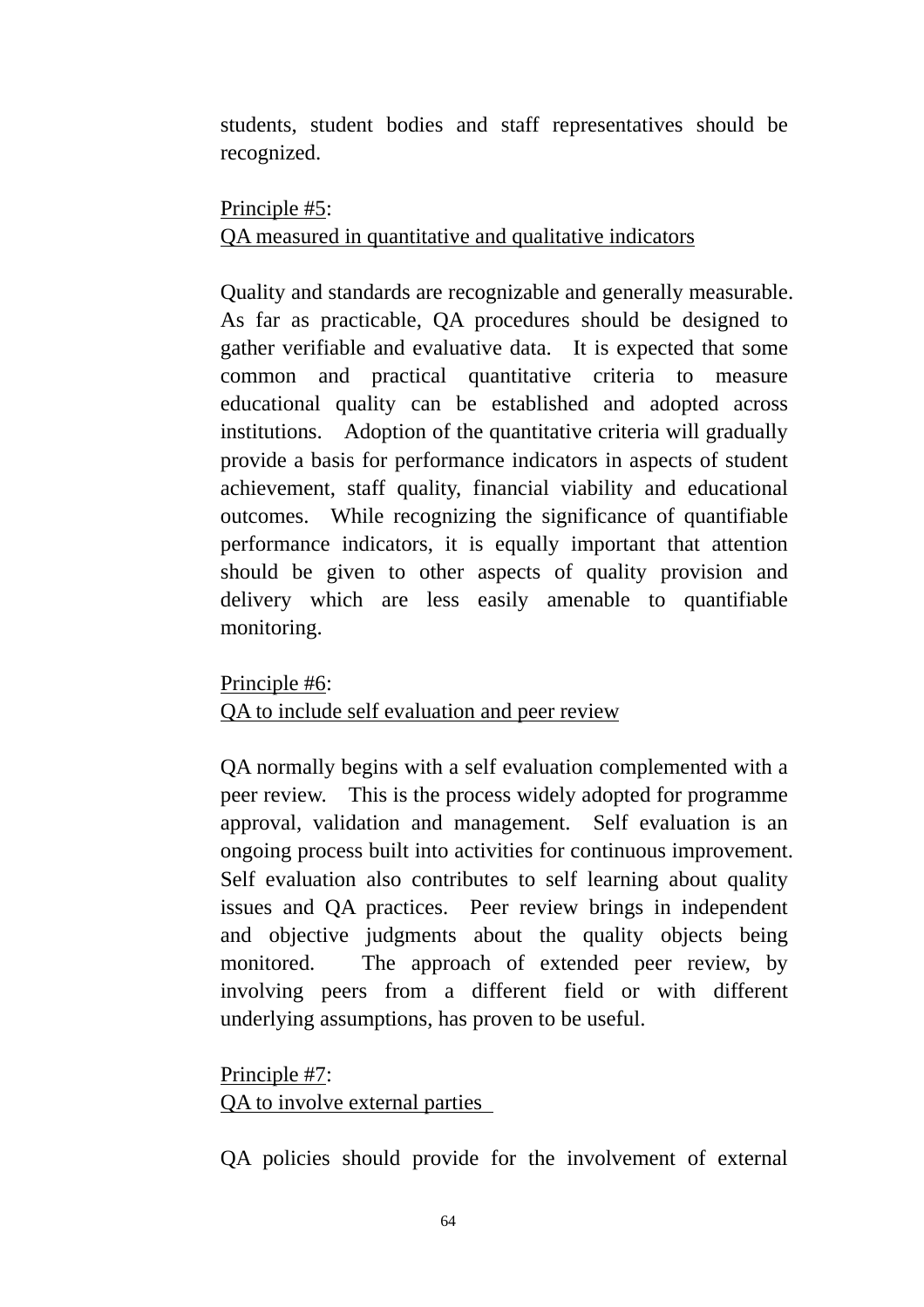students, student bodies and staff representatives should be recognized.

Principle #5:
QA measured in quantitative and qualitative indicators

Quality and standards are recognizable and generally measurable. As far as practicable, QA procedures should be designed to gather verifiable and evaluative data. It is expected that some common and practical quantitative criteria to measure educational quality can be established and adopted across institutions. Adoption of the quantitative criteria will gradually provide a basis for performance indicators in aspects of student achievement, staff quality, financial viability and educational outcomes. While recognizing the significance of quantifiable performance indicators, it is equally important that attention should be given to other aspects of quality provision and delivery which are less easily amenable to quantifiable monitoring.

Principle #6:
QA to include self evaluation and peer review

QA normally begins with a self evaluation complemented with a peer review. This is the process widely adopted for programme approval, validation and management. Self evaluation is an ongoing process built into activities for continuous improvement. Self evaluation also contributes to self learning about quality issues and QA practices. Peer review brings in independent and objective judgments about the quality objects being monitored. The approach of extended peer review, by involving peers from a different field or with different underlying assumptions, has proven to be useful.

Principle #7:
QA to involve external parties

QA policies should provide for the involvement of external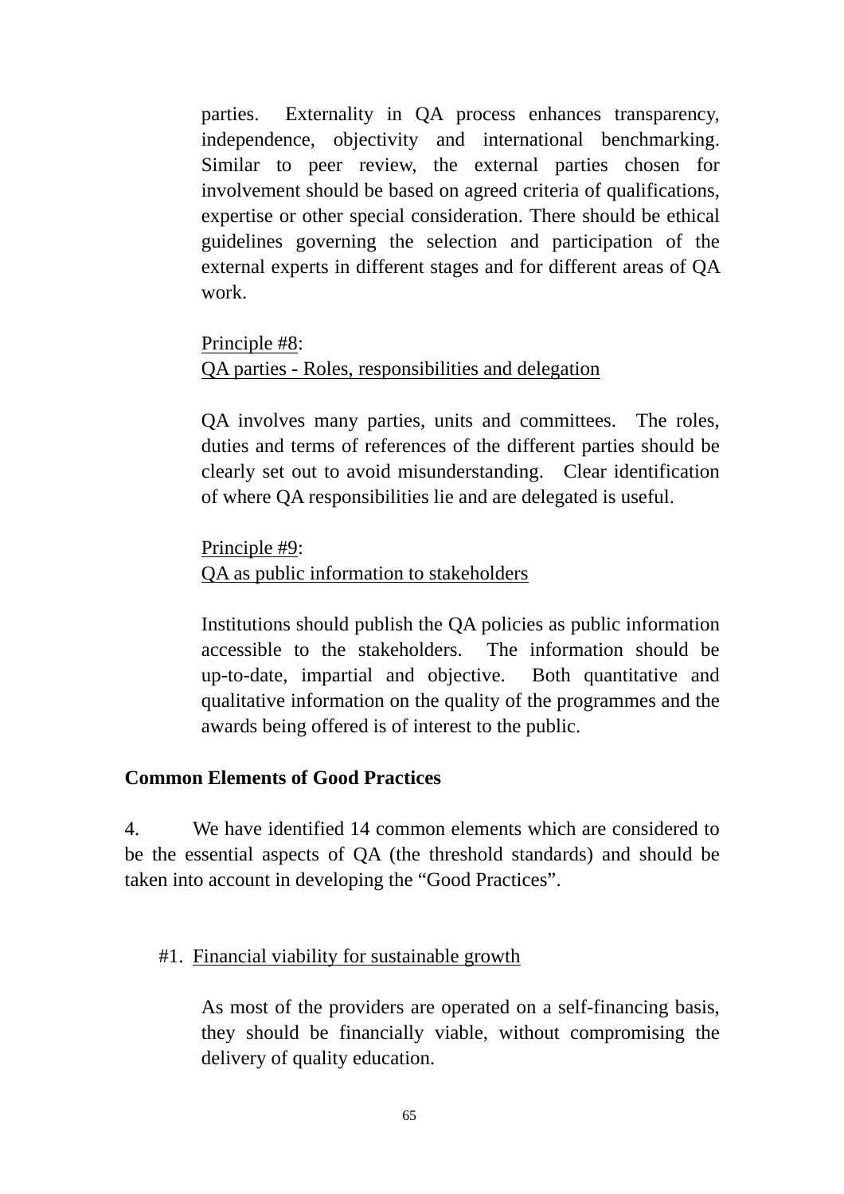parties. Externality in QA process enhances transparency, independence, objectivity and international benchmarking. Similar to peer review, the external parties chosen for involvement should be based on agreed criteria of qualifications, expertise or other special consideration. There should be ethical guidelines governing the selection and participation of the external experts in different stages and for different areas of QA work.

<u>Principle #8</u>:
<u>QA parties - Roles, responsibilities and delegation</u>

QA involves many parties, units and committees. The roles, duties and terms of references of the different parties should be clearly set out to avoid misunderstanding. Clear identification of where QA responsibilities lie and are delegated is useful.

<u>Principle #9</u>:
<u>QA as public information to stakeholders</u>

Institutions should publish the QA policies as public information accessible to the stakeholders. The information should be up-to-date, impartial and objective. Both quantitative and qualitative information on the quality of the programmes and the awards being offered is of interest to the public.

**Common Elements of Good Practices**

4. We have identified 14 common elements which are considered to be the essential aspects of QA (the threshold standards) and should be taken into account in developing the "Good Practices".

#1. <u>Financial viability for sustainable growth</u>

As most of the providers are operated on a self-financing basis, they should be financially viable, without compromising the delivery of quality education.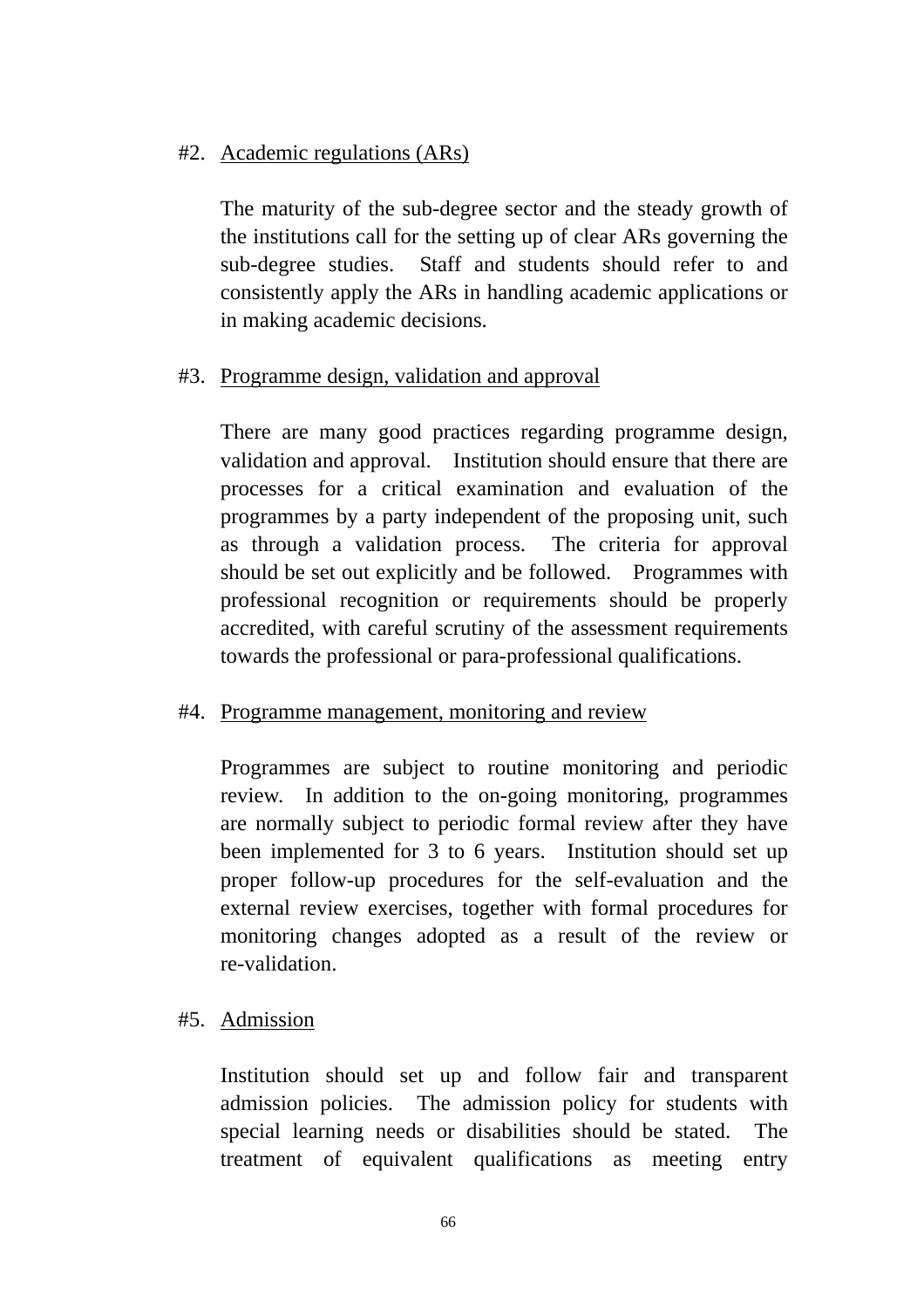#2. Academic regulations (ARs)

The maturity of the sub-degree sector and the steady growth of the institutions call for the setting up of clear ARs governing the sub-degree studies. Staff and students should refer to and consistently apply the ARs in handling academic applications or in making academic decisions.

#3. Programme design, validation and approval

There are many good practices regarding programme design, validation and approval. Institution should ensure that there are processes for a critical examination and evaluation of the programmes by a party independent of the proposing unit, such as through a validation process. The criteria for approval should be set out explicitly and be followed. Programmes with professional recognition or requirements should be properly accredited, with careful scrutiny of the assessment requirements towards the professional or para-professional qualifications.

#4. Programme management, monitoring and review

Programmes are subject to routine monitoring and periodic review. In addition to the on-going monitoring, programmes are normally subject to periodic formal review after they have been implemented for 3 to 6 years. Institution should set up proper follow-up procedures for the self-evaluation and the external review exercises, together with formal procedures for monitoring changes adopted as a result of the review or re-validation.

#5. Admission

Institution should set up and follow fair and transparent admission policies. The admission policy for students with special learning needs or disabilities should be stated. The treatment of equivalent qualifications as meeting entry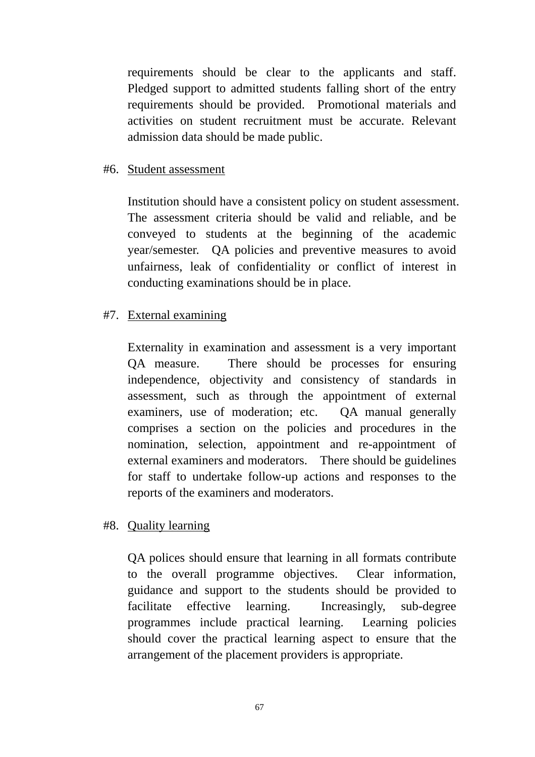requirements should be clear to the applicants and staff. Pledged support to admitted students falling short of the entry requirements should be provided. Promotional materials and activities on student recruitment must be accurate. Relevant admission data should be made public.

#6. Student assessment

Institution should have a consistent policy on student assessment. The assessment criteria should be valid and reliable, and be conveyed to students at the beginning of the academic year/semester. QA policies and preventive measures to avoid unfairness, leak of confidentiality or conflict of interest in conducting examinations should be in place.

#7. External examining

Externality in examination and assessment is a very important QA measure. There should be processes for ensuring independence, objectivity and consistency of standards in assessment, such as through the appointment of external examiners, use of moderation; etc. QA manual generally comprises a section on the policies and procedures in the nomination, selection, appointment and re-appointment of external examiners and moderators. There should be guidelines for staff to undertake follow-up actions and responses to the reports of the examiners and moderators.

#8. Quality learning

QA polices should ensure that learning in all formats contribute to the overall programme objectives. Clear information, guidance and support to the students should be provided to facilitate effective learning. Increasingly, sub-degree programmes include practical learning. Learning policies should cover the practical learning aspect to ensure that the arrangement of the placement providers is appropriate.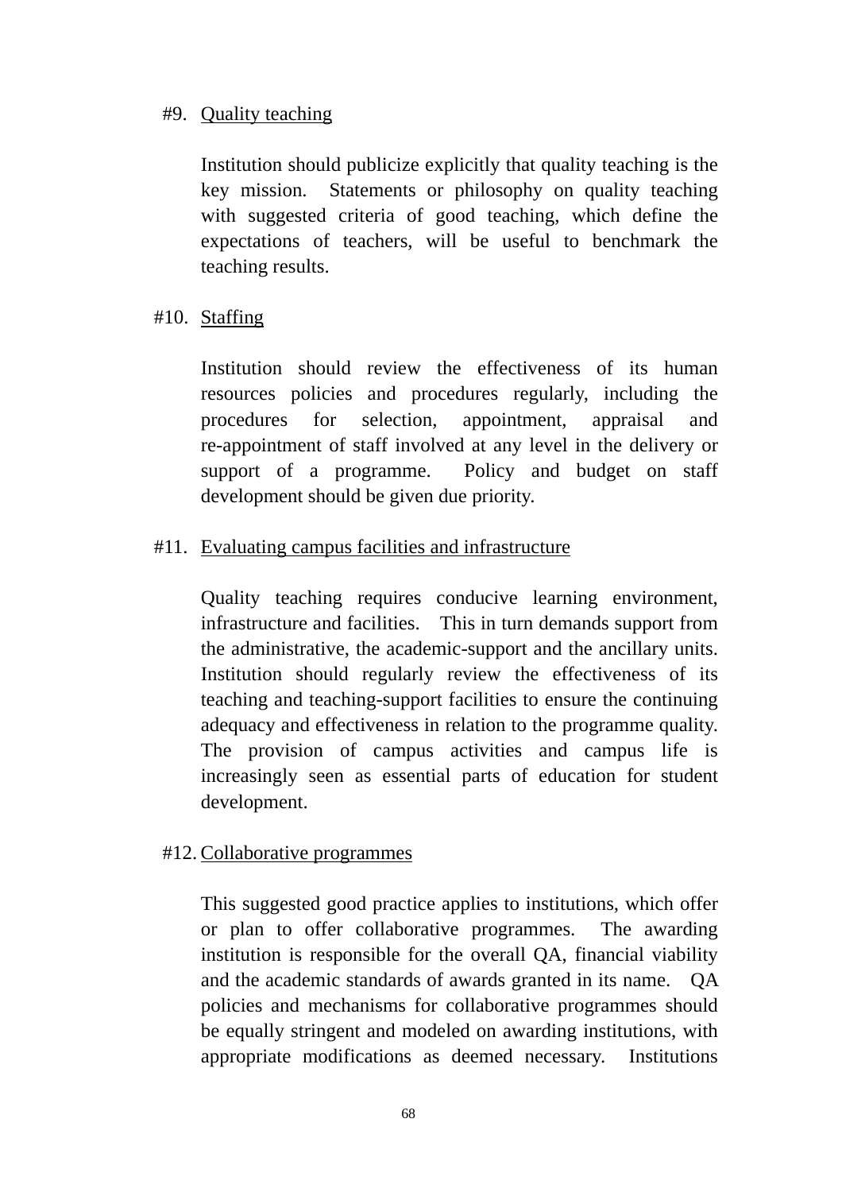#9. <u>Quality teaching</u>

Institution should publicize explicitly that quality teaching is the key mission. Statements or philosophy on quality teaching with suggested criteria of good teaching, which define the expectations of teachers, will be useful to benchmark the teaching results.

#10. <u>Staffing</u>

Institution should review the effectiveness of its human resources policies and procedures regularly, including the procedures for selection, appointment, appraisal and re-appointment of staff involved at any level in the delivery or support of a programme. Policy and budget on staff development should be given due priority.

#11. <u>Evaluating campus facilities and infrastructure</u>

Quality teaching requires conducive learning environment, infrastructure and facilities. This in turn demands support from the administrative, the academic-support and the ancillary units. Institution should regularly review the effectiveness of its teaching and teaching-support facilities to ensure the continuing adequacy and effectiveness in relation to the programme quality. The provision of campus activities and campus life is increasingly seen as essential parts of education for student development.

#12. <u>Collaborative programmes</u>

This suggested good practice applies to institutions, which offer or plan to offer collaborative programmes. The awarding institution is responsible for the overall QA, financial viability and the academic standards of awards granted in its name. QA policies and mechanisms for collaborative programmes should be equally stringent and modeled on awarding institutions, with appropriate modifications as deemed necessary. Institutions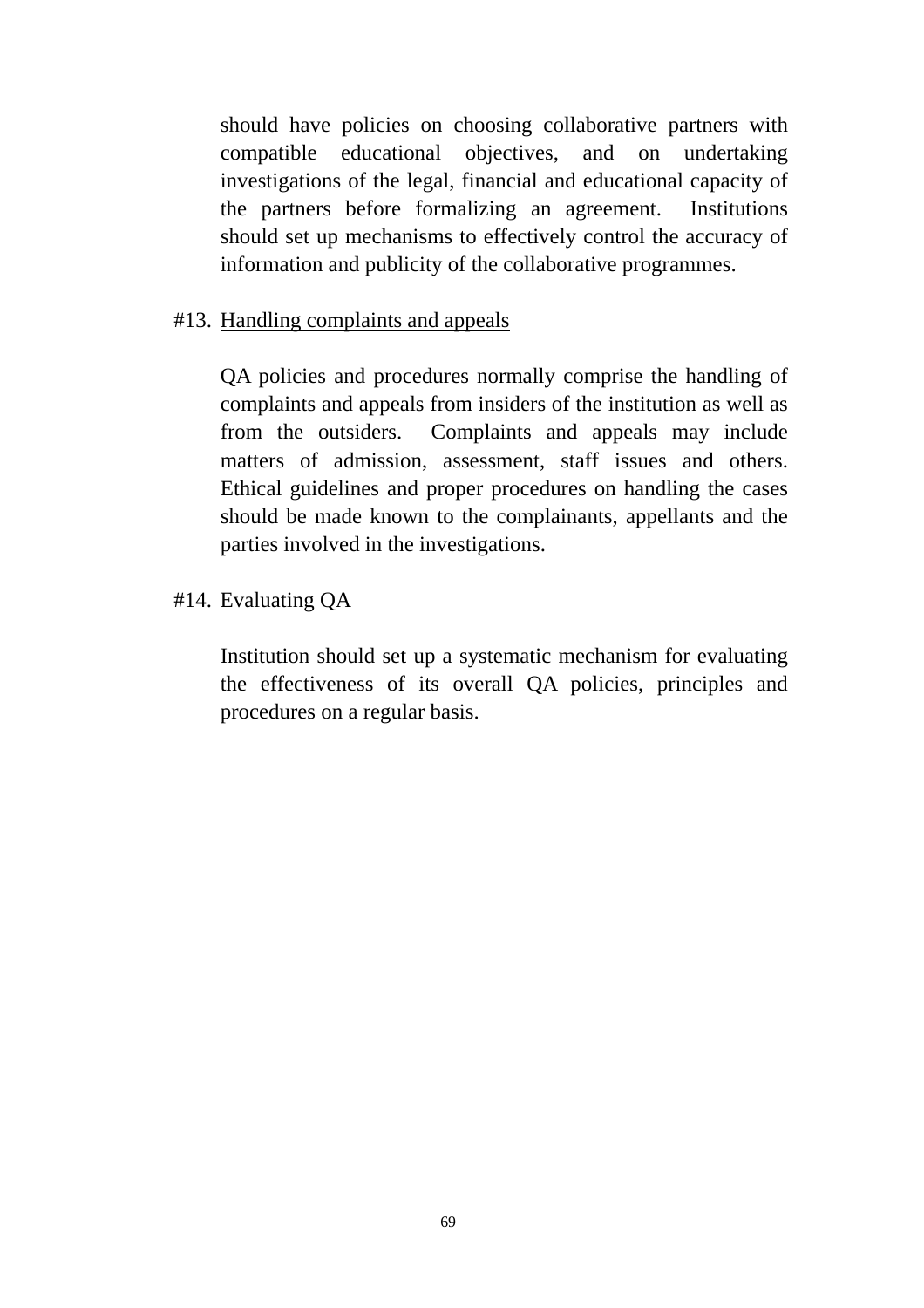should have policies on choosing collaborative partners with compatible educational objectives, and on undertaking investigations of the legal, financial and educational capacity of the partners before formalizing an agreement. Institutions should set up mechanisms to effectively control the accuracy of information and publicity of the collaborative programmes.

#13. Handling complaints and appeals

QA policies and procedures normally comprise the handling of complaints and appeals from insiders of the institution as well as from the outsiders. Complaints and appeals may include matters of admission, assessment, staff issues and others. Ethical guidelines and proper procedures on handling the cases should be made known to the complainants, appellants and the parties involved in the investigations.

#14. Evaluating QA

Institution should set up a systematic mechanism for evaluating the effectiveness of its overall QA policies, principles and procedures on a regular basis.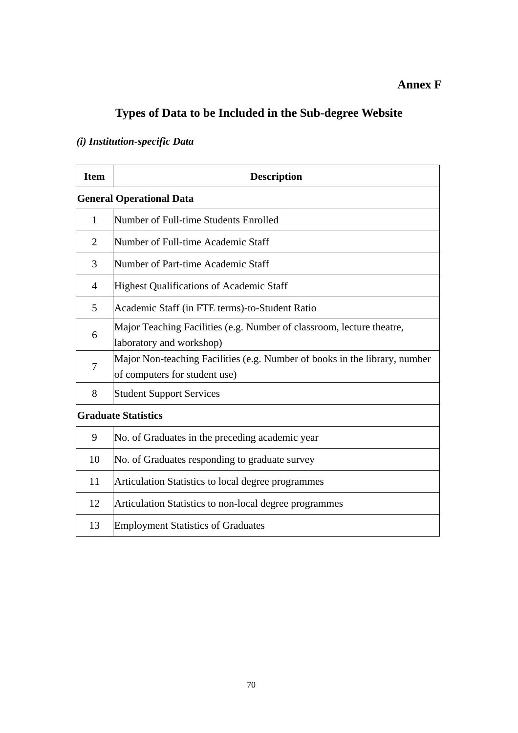**Annex F**

# Types of Data to be Included in the Sub-degree Website

***(i) Institution-specific Data***

| Item | Description |
| --- | --- |
| **General Operational Data** | |
| 1 | Number of Full-time Students Enrolled |
| 2 | Number of Full-time Academic Staff |
| 3 | Number of Part-time Academic Staff |
| 4 | Highest Qualifications of Academic Staff |
| 5 | Academic Staff (in FTE terms)-to-Student Ratio |
| 6 | Major Teaching Facilities (e.g. Number of classroom, lecture theatre, laboratory and workshop) |
| 7 | Major Non-teaching Facilities (e.g. Number of books in the library, number of computers for student use) |
| 8 | Student Support Services |
| **Graduate Statistics** | |
| 9 | No. of Graduates in the preceding academic year |
| 10 | No. of Graduates responding to graduate survey |
| 11 | Articulation Statistics to local degree programmes |
| 12 | Articulation Statistics to non-local degree programmes |
| 13 | Employment Statistics of Graduates |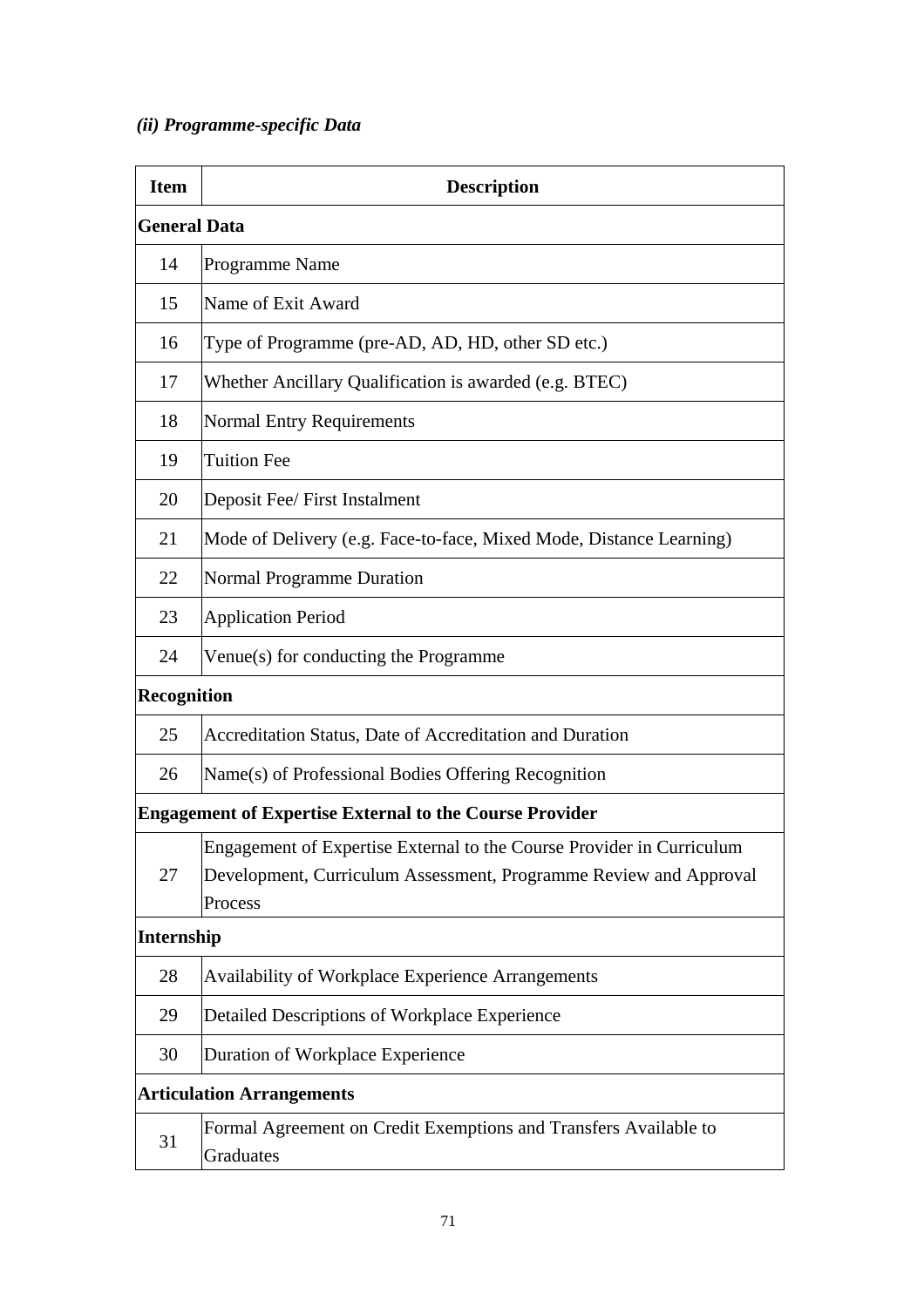*(ii) Programme-specific Data*

| Item | Description |
|---|---|
| **General Data** | |
| 14 | Programme Name |
| 15 | Name of Exit Award |
| 16 | Type of Programme (pre-AD, AD, HD, other SD etc.) |
| 17 | Whether Ancillary Qualification is awarded (e.g. BTEC) |
| 18 | Normal Entry Requirements |
| 19 | Tuition Fee |
| 20 | Deposit Fee/ First Instalment |
| 21 | Mode of Delivery (e.g. Face-to-face, Mixed Mode, Distance Learning) |
| 22 | Normal Programme Duration |
| 23 | Application Period |
| 24 | Venue(s) for conducting the Programme |
| **Recognition** | |
| 25 | Accreditation Status, Date of Accreditation and Duration |
| 26 | Name(s) of Professional Bodies Offering Recognition |
| **Engagement of Expertise External to the Course Provider** | |
| 27 | Engagement of Expertise External to the Course Provider in Curriculum Development, Curriculum Assessment, Programme Review and Approval Process |
| **Internship** | |
| 28 | Availability of Workplace Experience Arrangements |
| 29 | Detailed Descriptions of Workplace Experience |
| 30 | Duration of Workplace Experience |
| **Articulation Arrangements** | |
| 31 | Formal Agreement on Credit Exemptions and Transfers Available to Graduates |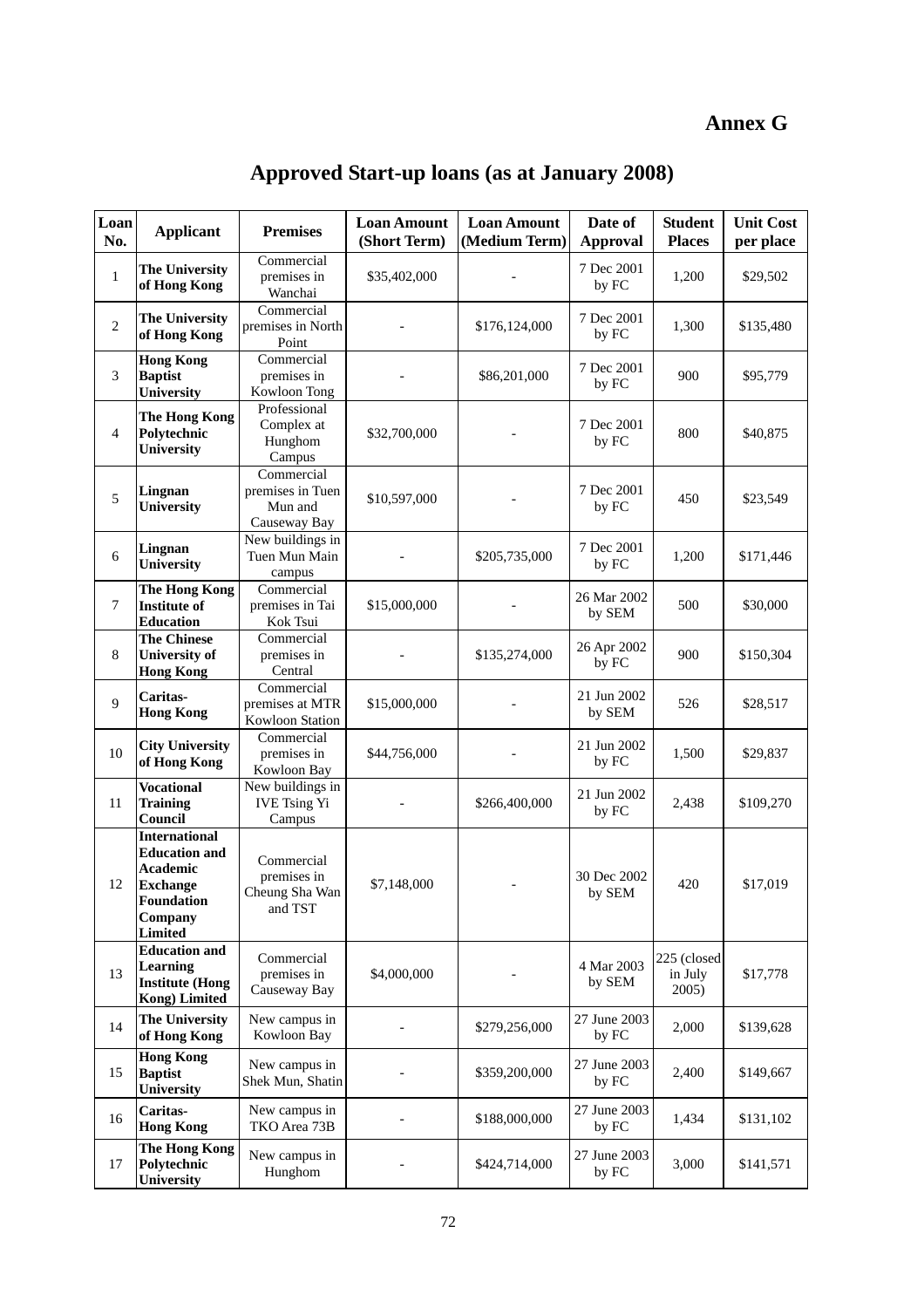**Annex G**

# Approved Start-up loans (as at January 2008)

| Loan No. | Applicant | Premises | Loan Amount (Short Term) | Loan Amount (Medium Term) | Date of Approval | Student Places | Unit Cost per place |
|---|---|---|---|---|---|---|---|
| 1 | **The University of Hong Kong** | Commercial premises in Wanchai | $35,402,000 | - | 7 Dec 2001 by FC | 1,200 | $29,502 |
| 2 | **The University of Hong Kong** | Commercial premises in North Point | - | $176,124,000 | 7 Dec 2001 by FC | 1,300 | $135,480 |
| 3 | **Hong Kong Baptist University** | Commercial premises in Kowloon Tong | - | $86,201,000 | 7 Dec 2001 by FC | 900 | $95,779 |
| 4 | **The Hong Kong Polytechnic University** | Professional Complex at Hunghom Campus | $32,700,000 | - | 7 Dec 2001 by FC | 800 | $40,875 |
| 5 | **Lingnan University** | Commercial premises in Tuen Mun and Causeway Bay | $10,597,000 | - | 7 Dec 2001 by FC | 450 | $23,549 |
| 6 | **Lingnan University** | New buildings in Tuen Mun Main campus | - | $205,735,000 | 7 Dec 2001 by FC | 1,200 | $171,446 |
| 7 | **The Hong Kong Institute of Education** | Commercial premises in Tai Kok Tsui | $15,000,000 | - | 26 Mar 2002 by SEM | 500 | $30,000 |
| 8 | **The Chinese University of Hong Kong** | Commercial premises in Central | - | $135,274,000 | 26 Apr 2002 by FC | 900 | $150,304 |
| 9 | **Caritas-Hong Kong** | Commercial premises at MTR Kowloon Station | $15,000,000 | - | 21 Jun 2002 by SEM | 526 | $28,517 |
| 10 | **City University of Hong Kong** | Commercial premises in Kowloon Bay | $44,756,000 | - | 21 Jun 2002 by FC | 1,500 | $29,837 |
| 11 | **Vocational Training Council** | New buildings in IVE Tsing Yi Campus | - | $266,400,000 | 21 Jun 2002 by FC | 2,438 | $109,270 |
| 12 | **International Education and Academic Exchange Foundation Company Limited** | Commercial premises in Cheung Sha Wan and TST | $7,148,000 | - | 30 Dec 2002 by SEM | 420 | $17,019 |
| 13 | **Education and Learning Institute (Hong Kong) Limited** | Commercial premises in Causeway Bay | $4,000,000 | - | 4 Mar 2003 by SEM | 225 (closed in July 2005) | $17,778 |
| 14 | **The University of Hong Kong** | New campus in Kowloon Bay | - | $279,256,000 | 27 June 2003 by FC | 2,000 | $139,628 |
| 15 | **Hong Kong Baptist University** | New campus in Shek Mun, Shatin | - | $359,200,000 | 27 June 2003 by FC | 2,400 | $149,667 |
| 16 | **Caritas-Hong Kong** | New campus in TKO Area 73B | - | $188,000,000 | 27 June 2003 by FC | 1,434 | $131,102 |
| 17 | **The Hong Kong Polytechnic University** | New campus in Hunghom | - | $424,714,000 | 27 June 2003 by FC | 3,000 | $141,571 |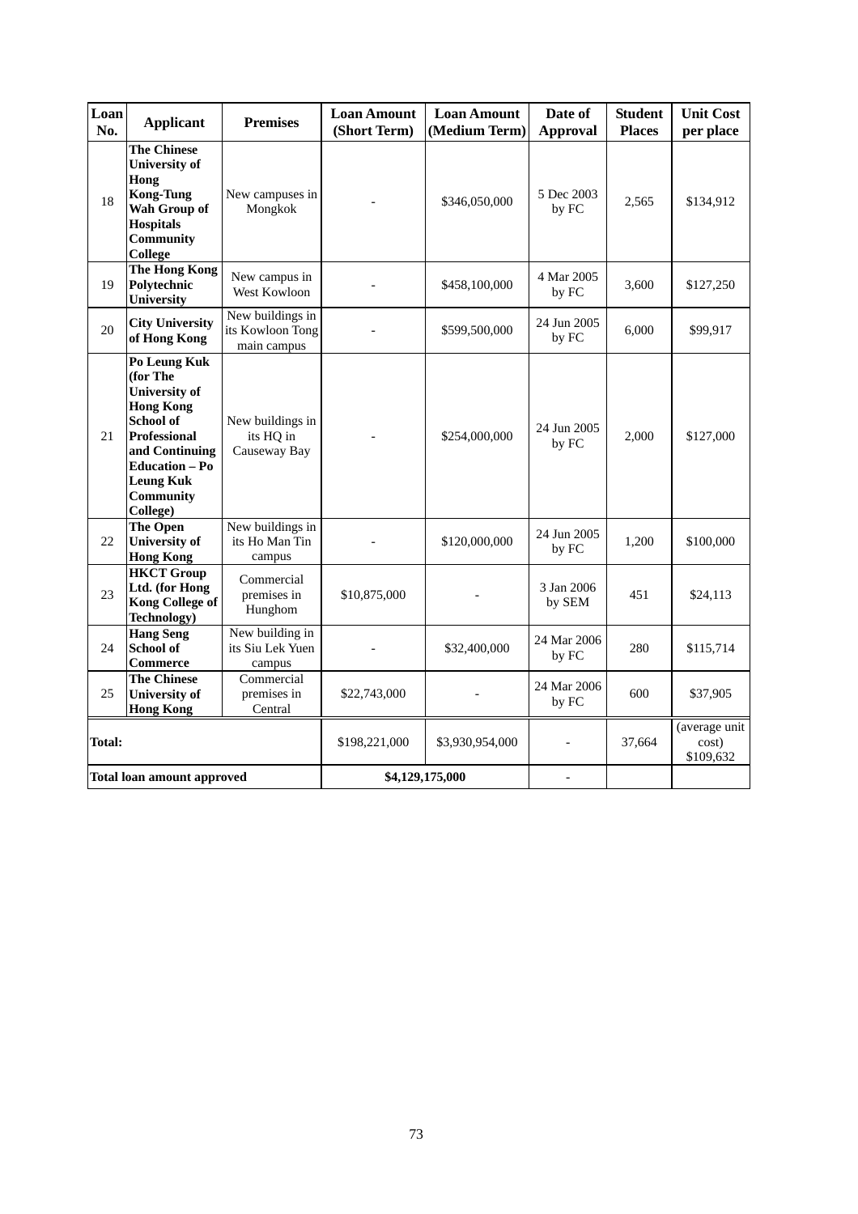| Loan No. | Applicant | Premises | Loan Amount (Short Term) | Loan Amount (Medium Term) | Date of Approval | Student Places | Unit Cost per place |
|---|---|---|---|---|---|---|---|
| 18 | **The Chinese University of Hong Kong-Tung Wah Group of Hospitals Community College** | New campuses in Mongkok | - | $346,050,000 | 5 Dec 2003 by FC | 2,565 | $134,912 |
| 19 | **The Hong Kong Polytechnic University** | New campus in West Kowloon | - | $458,100,000 | 4 Mar 2005 by FC | 3,600 | $127,250 |
| 20 | **City University of Hong Kong** | New buildings in its Kowloon Tong main campus | - | $599,500,000 | 24 Jun 2005 by FC | 6,000 | $99,917 |
| 21 | **Po Leung Kuk (for The University of Hong Kong School of Professional and Continuing Education – Po Leung Kuk Community College)** | New buildings in its HQ in Causeway Bay | - | $254,000,000 | 24 Jun 2005 by FC | 2,000 | $127,000 |
| 22 | **The Open University of Hong Kong** | New buildings in its Ho Man Tin campus | - | $120,000,000 | 24 Jun 2005 by FC | 1,200 | $100,000 |
| 23 | **HKCT Group Ltd. (for Hong Kong College of Technology)** | Commercial premises in Hunghom | $10,875,000 | - | 3 Jan 2006 by SEM | 451 | $24,113 |
| 24 | **Hang Seng School of Commerce** | New building in its Siu Lek Yuen campus | - | $32,400,000 | 24 Mar 2006 by FC | 280 | $115,714 |
| 25 | **The Chinese University of Hong Kong** | Commercial premises in Central | $22,743,000 | - | 24 Mar 2006 by FC | 600 | $37,905 |
| **Total:** | | | $198,221,000 | $3,930,954,000 | - | 37,664 | (average unit cost) $109,632 |
| **Total loan amount approved** | | | **$4,129,175,000** | | - | | |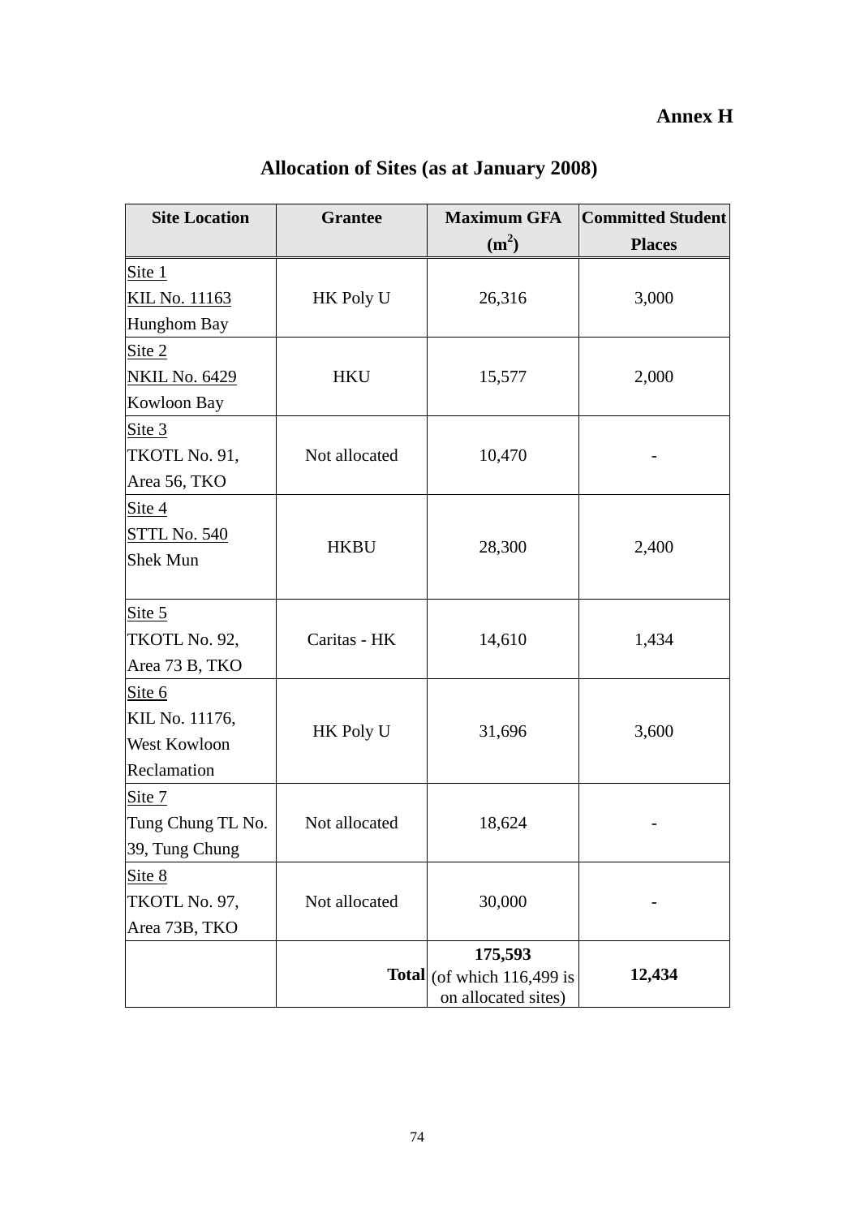**Annex H**

## Allocation of Sites (as at January 2008)

| Site Location | Grantee | Maximum GFA ($m^2$) | Committed Student Places |
|---|---|---|---|
| Site 1<br>KIL No. 11163<br>Hunghom Bay | HK Poly U | 26,316 | 3,000 |
| Site 2<br>NKIL No. 6429<br>Kowloon Bay | HKU | 15,577 | 2,000 |
| Site 3<br>TKOTL No. 91,<br>Area 56, TKO | Not allocated | 10,470 | - |
| Site 4<br>STTL No. 540<br>Shek Mun | HKBU | 28,300 | 2,400 |
| Site 5<br>TKOTL No. 92,<br>Area 73 B, TKO | Caritas - HK | 14,610 | 1,434 |
| Site 6<br>KIL No. 11176,<br>West Kowloon Reclamation | HK Poly U | 31,696 | 3,600 |
| Site 7<br>Tung Chung TL No. 39, Tung Chung | Not allocated | 18,624 | - |
| Site 8<br>TKOTL No. 97,<br>Area 73B, TKO | Not allocated | 30,000 | - |
| | **Total** | **175,593**<br>(of which 116,499 is on allocated sites) | **12,434** |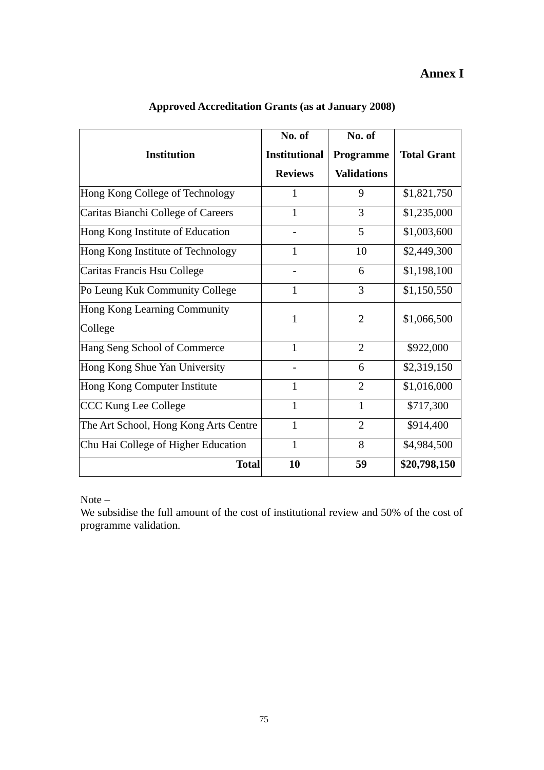**Annex I**

## Approved Accreditation Grants (as at January 2008)

| Institution | No. of Institutional Reviews | No. of Programme Validations | Total Grant |
|---|---|---|---|
| Hong Kong College of Technology | 1 | 9 | $1,821,750 |
| Caritas Bianchi College of Careers | 1 | 3 | $1,235,000 |
| Hong Kong Institute of Education | - | 5 | $1,003,600 |
| Hong Kong Institute of Technology | 1 | 10 | $2,449,300 |
| Caritas Francis Hsu College | - | 6 | $1,198,100 |
| Po Leung Kuk Community College | 1 | 3 | $1,150,550 |
| Hong Kong Learning Community College | 1 | 2 | $1,066,500 |
| Hang Seng School of Commerce | 1 | 2 | $922,000 |
| Hong Kong Shue Yan University | - | 6 | $2,319,150 |
| Hong Kong Computer Institute | 1 | 2 | $1,016,000 |
| CCC Kung Lee College | 1 | 1 | $717,300 |
| The Art School, Hong Kong Arts Centre | 1 | 2 | $914,400 |
| Chu Hai College of Higher Education | 1 | 8 | $4,984,500 |
| **Total** | **10** | **59** | **$20,798,150** |

Note –
We subsidise the full amount of the cost of institutional review and 50% of the cost of programme validation.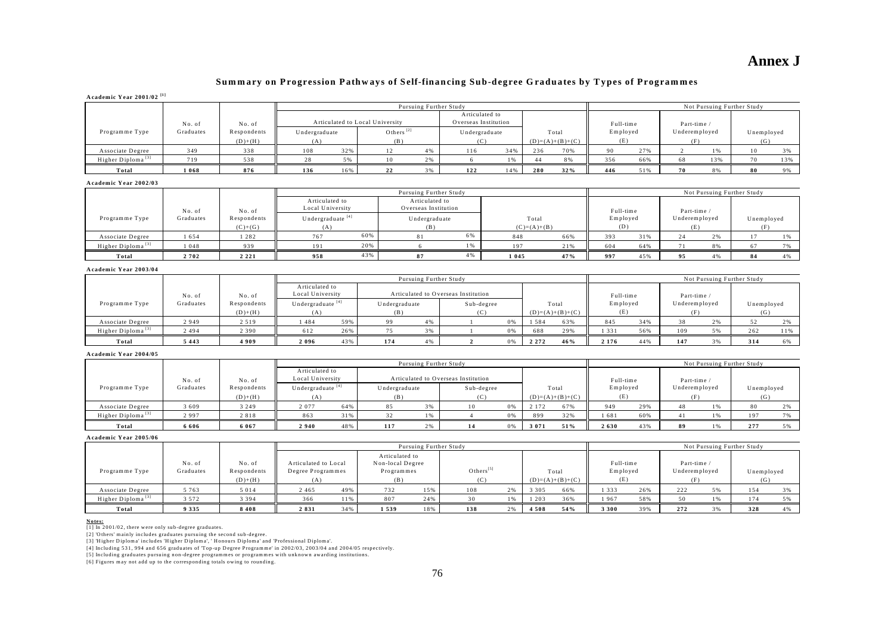# Annex J

## Summary on Progression Pathways of Self-financing Sub-degree Graduates by Types of Programmes

**Academic Year 2001/02 [1]**

| Programme Type | No. of Graduates | No. of Respondents (D)+(H) | Pursuing Further Study: Articulated to Local University: Undergraduate (A) | | Others [2] (B) | | Articulated to Overseas Institution: Undergraduate (C) | | Total (D)=(A)+(B)+(C) | | Not Pursuing Further Study: Full-time Employed (E) | | Part-time / Underemployed (F) | | Unemployed (G) | |
|---|---|---|---|---|---|---|---|---|---|---|---|---|---|---|---|---|
| Associate Degree | 349 | 338 | 108 | 32% | 12 | 4% | 116 | 34% | 236 | 70% | 90 | 27% | 2 | 1% | 10 | 3% |
| Higher Diploma [3] | 719 | 538 | 28 | 5% | 10 | 2% | 6 | 1% | 44 | 8% | 356 | 66% | 68 | 13% | 70 | 13% |
| **Total** | **1 068** | **876** | **136** | 16% | **22** | 3% | **122** | 14% | **280** | **32%** | **446** | 51% | **70** | 8% | **80** | 9% |

**Academic Year 2002/03**

| Programme Type | No. of Graduates | No. of Respondents (C)+(G) | Pursuing Further Study: Articulated to Local University: Undergraduate [4] (A) | | Articulated to Overseas Institution: Undergraduate (B) | | Total (C)=(A)+(B) | | Not Pursuing Further Study: Full-time Employed (D) | | Part-time / Underemployed (E) | | Unemployed (F) | |
|---|---|---|---|---|---|---|---|---|---|---|---|---|---|---|
| Associate Degree | 1 654 | 1 282 | 767 | 60% | 81 | 6% | 848 | 66% | 393 | 31% | 24 | 2% | 17 | 1% |
| Higher Diploma [3] | 1 048 | 939 | 191 | 20% | 6 | 1% | 197 | 21% | 604 | 64% | 71 | 8% | 67 | 7% |
| **Total** | **2 702** | **2 221** | **958** | 43% | **87** | 4% | **1 045** | **47%** | **997** | 45% | **95** | 4% | **84** | 4% |

**Academic Year 2003/04**

| Programme Type | No. of Graduates | No. of Respondents (D)+(H) | Pursuing Further Study: Articulated to Local University: Undergraduate [4] (A) | | Articulated to Overseas Institution: Undergraduate (B) | | Sub-degree (C) | | Total (D)=(A)+(B)+(C) | | Not Pursuing Further Study: Full-time Employed (E) | | Part-time / Underemployed (F) | | Unemployed (G) | |
|---|---|---|---|---|---|---|---|---|---|---|---|---|---|---|---|---|
| Associate Degree | 2 949 | 2 519 | 1 484 | 59% | 99 | 4% | 1 | 0% | 1 584 | 63% | 845 | 34% | 38 | 2% | 52 | 2% |
| Higher Diploma [3] | 2 494 | 2 390 | 612 | 26% | 75 | 3% | 1 | 0% | 688 | 29% | 1 331 | 56% | 109 | 5% | 262 | 11% |
| **Total** | **5 443** | **4 909** | **2 096** | 43% | **174** | 4% | **2** | 0% | **2 272** | **46%** | **2 176** | 44% | **147** | 3% | **314** | 6% |

**Academic Year 2004/05**

| Programme Type | No. of Graduates | No. of Respondents (D)+(H) | Pursuing Further Study: Articulated to Local University: Undergraduate [4] (A) | | Articulated to Overseas Institution: Undergraduate (B) | | Sub-degree (C) | | Total (D)=(A)+(B)+(C) | | Not Pursuing Further Study: Full-time Employed (E) | | Part-time / Underemployed (F) | | Unemployed (G) | |
|---|---|---|---|---|---|---|---|---|---|---|---|---|---|---|---|---|
| Associate Degree | 3 609 | 3 249 | 2 077 | 64% | 85 | 3% | 10 | 0% | 2 172 | 67% | 949 | 29% | 48 | 1% | 80 | 2% |
| Higher Diploma [3] | 2 997 | 2 818 | 863 | 31% | 32 | 1% | 4 | 0% | 899 | 32% | 1 681 | 60% | 41 | 1% | 197 | 7% |
| **Total** | **6 606** | **6 067** | **2 940** | 48% | **117** | 2% | **14** | 0% | **3 071** | **51%** | **2 630** | 43% | **89** | 1% | **277** | 5% |

**Academic Year 2005/06**

| Programme Type | No. of Graduates | No. of Respondents (D)+(H) | Pursuing Further Study: Articulated to Local Degree Programmes (A) | | Articulated to Non-local Degree Programmes (B) | | Others [5] (C) | | Total (D)=(A)+(B)+(C) | | Not Pursuing Further Study: Full-time Employed (E) | | Part-time / Underemployed (F) | | Unemployed (G) | |
|---|---|---|---|---|---|---|---|---|---|---|---|---|---|---|---|---|
| Associate Degree | 5 763 | 5 014 | 2 465 | 49% | 732 | 15% | 108 | 2% | 3 305 | 66% | 1 333 | 26% | 222 | 5% | 154 | 3% |
| Higher Diploma [3] | 3 572 | 3 394 | 366 | 11% | 807 | 24% | 30 | 1% | 1 203 | 36% | 1 967 | 58% | 50 | 1% | 174 | 5% |
| **Total** | **9 335** | **8 408** | **2 831** | 34% | **1 539** | 18% | **138** | 2% | **4 508** | **54%** | **3 300** | 39% | **272** | 3% | **328** | 4% |

**Notes:**

[1] In 2001/02, there were only sub-degree graduates.

[2] 'Others' mainly includes graduates pursuing the second sub-degree.

[3] 'Higher Diploma' includes 'Higher Diploma', ' Honours Diploma' and 'Professional Diploma'.

[4] Including 531, 994 and 656 graduates of 'Top-up Degree Programme' in 2002/03, 2003/04 and 2004/05 respectively.

[5] Including graduates pursuing non-degree programmes or programmes with unknown awarding institutions.

[6] Figures may not add up to the corresponding totals owing to rounding.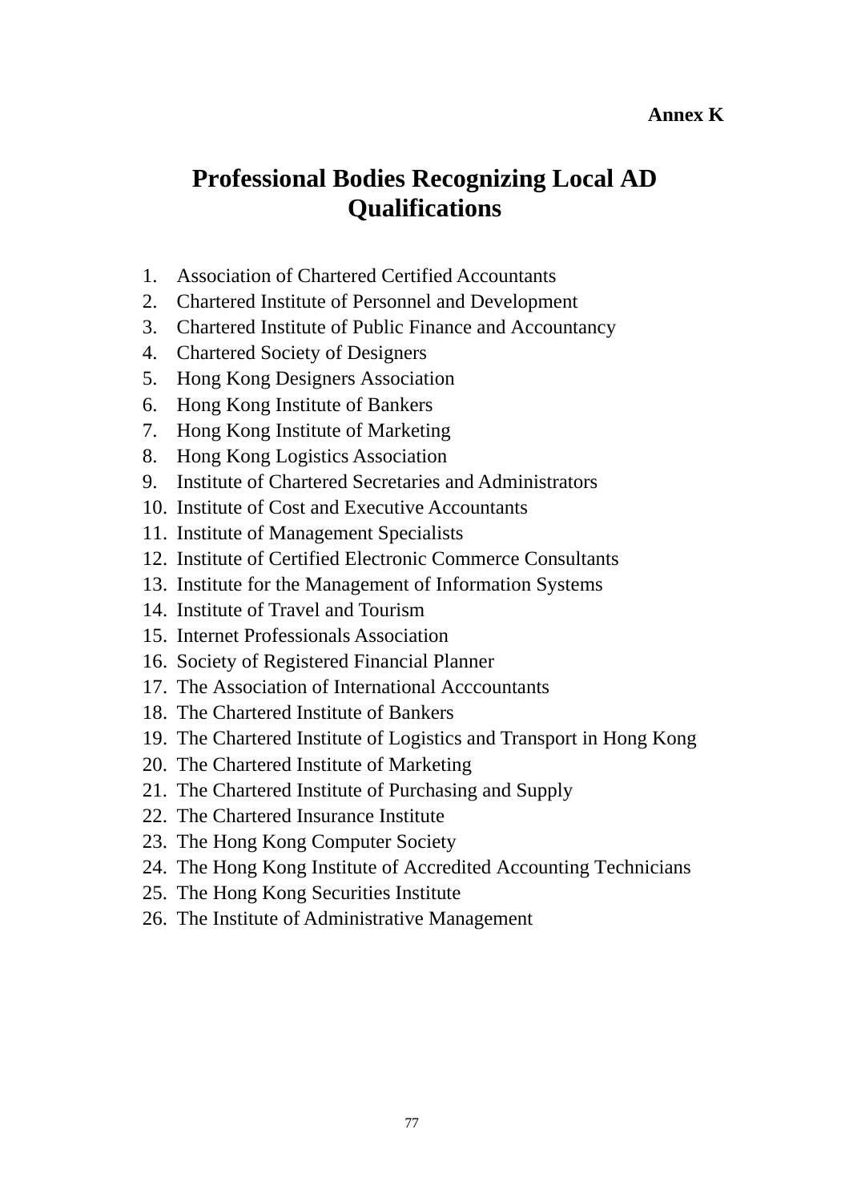**Annex K**

# Professional Bodies Recognizing Local AD Qualifications

1. Association of Chartered Certified Accountants
2. Chartered Institute of Personnel and Development
3. Chartered Institute of Public Finance and Accountancy
4. Chartered Society of Designers
5. Hong Kong Designers Association
6. Hong Kong Institute of Bankers
7. Hong Kong Institute of Marketing
8. Hong Kong Logistics Association
9. Institute of Chartered Secretaries and Administrators
10. Institute of Cost and Executive Accountants
11. Institute of Management Specialists
12. Institute of Certified Electronic Commerce Consultants
13. Institute for the Management of Information Systems
14. Institute of Travel and Tourism
15. Internet Professionals Association
16. Society of Registered Financial Planner
17. The Association of International Acccountants
18. The Chartered Institute of Bankers
19. The Chartered Institute of Logistics and Transport in Hong Kong
20. The Chartered Institute of Marketing
21. The Chartered Institute of Purchasing and Supply
22. The Chartered Insurance Institute
23. The Hong Kong Computer Society
24. The Hong Kong Institute of Accredited Accounting Technicians
25. The Hong Kong Securities Institute
26. The Institute of Administrative Management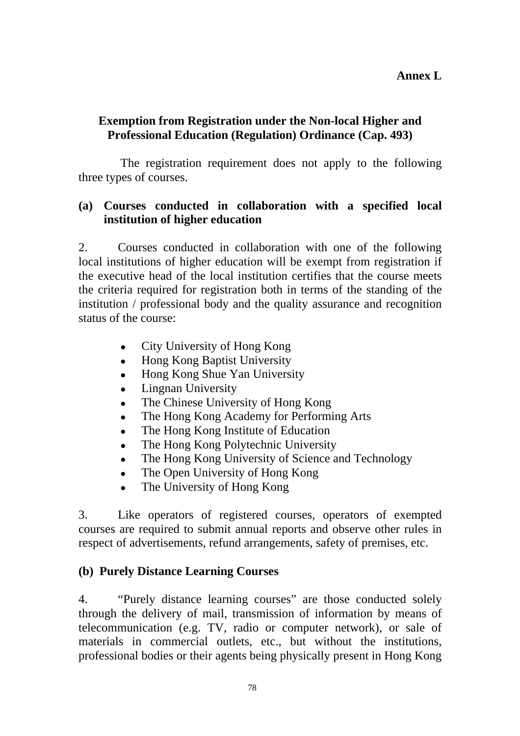**Annex L**

## Exemption from Registration under the Non-local Higher and Professional Education (Regulation) Ordinance (Cap. 493)

The registration requirement does not apply to the following three types of courses.

### (a) Courses conducted in collaboration with a specified local institution of higher education

2. Courses conducted in collaboration with one of the following local institutions of higher education will be exempt from registration if the executive head of the local institution certifies that the course meets the criteria required for registration both in terms of the standing of the institution / professional body and the quality assurance and recognition status of the course:

- City University of Hong Kong
- Hong Kong Baptist University
- Hong Kong Shue Yan University
- Lingnan University
- The Chinese University of Hong Kong
- The Hong Kong Academy for Performing Arts
- The Hong Kong Institute of Education
- The Hong Kong Polytechnic University
- The Hong Kong University of Science and Technology
- The Open University of Hong Kong
- The University of Hong Kong

3. Like operators of registered courses, operators of exempted courses are required to submit annual reports and observe other rules in respect of advertisements, refund arrangements, safety of premises, etc.

### (b) Purely Distance Learning Courses

4. "Purely distance learning courses" are those conducted solely through the delivery of mail, transmission of information by means of telecommunication (e.g. TV, radio or computer network), or sale of materials in commercial outlets, etc., but without the institutions, professional bodies or their agents being physically present in Hong Kong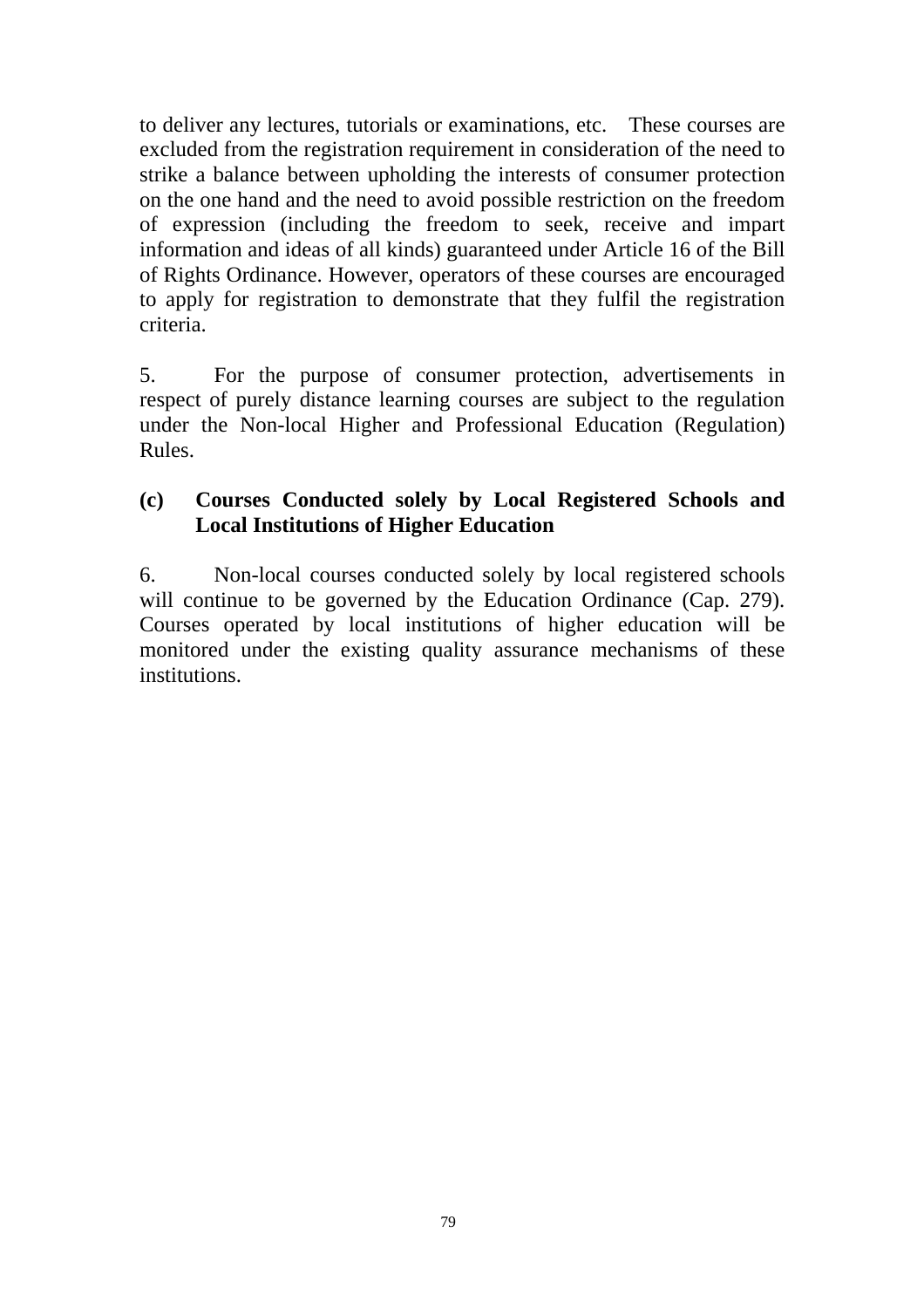to deliver any lectures, tutorials or examinations, etc. These courses are excluded from the registration requirement in consideration of the need to strike a balance between upholding the interests of consumer protection on the one hand and the need to avoid possible restriction on the freedom of expression (including the freedom to seek, receive and impart information and ideas of all kinds) guaranteed under Article 16 of the Bill of Rights Ordinance. However, operators of these courses are encouraged to apply for registration to demonstrate that they fulfil the registration criteria.

5. For the purpose of consumer protection, advertisements in respect of purely distance learning courses are subject to the regulation under the Non-local Higher and Professional Education (Regulation) Rules.

**(c) Courses Conducted solely by Local Registered Schools and Local Institutions of Higher Education**

6. Non-local courses conducted solely by local registered schools will continue to be governed by the Education Ordinance (Cap. 279). Courses operated by local institutions of higher education will be monitored under the existing quality assurance mechanisms of these institutions.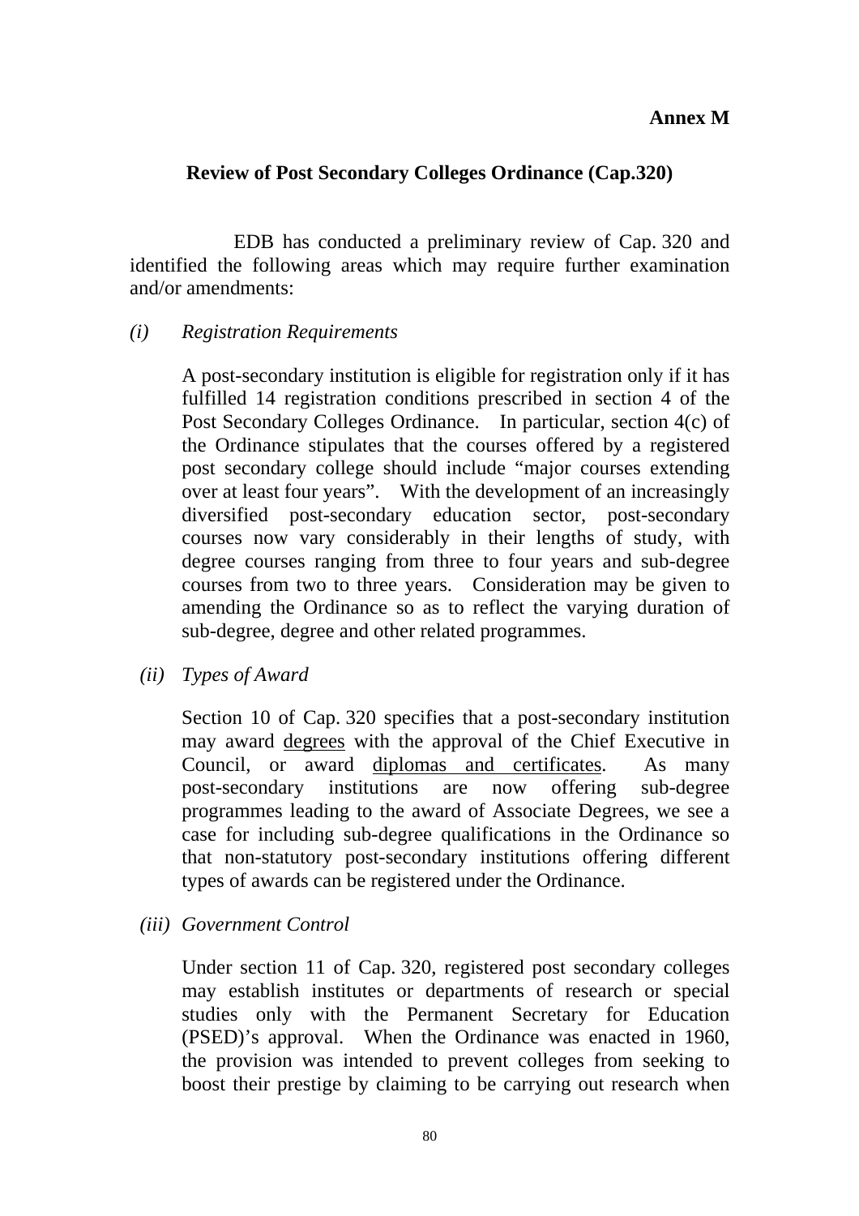**Annex M**

## Review of Post Secondary Colleges Ordinance (Cap.320)

EDB has conducted a preliminary review of Cap. 320 and identified the following areas which may require further examination and/or amendments:

*(i) Registration Requirements*

A post-secondary institution is eligible for registration only if it has fulfilled 14 registration conditions prescribed in section 4 of the Post Secondary Colleges Ordinance. In particular, section 4(c) of the Ordinance stipulates that the courses offered by a registered post secondary college should include "major courses extending over at least four years". With the development of an increasingly diversified post-secondary education sector, post-secondary courses now vary considerably in their lengths of study, with degree courses ranging from three to four years and sub-degree courses from two to three years. Consideration may be given to amending the Ordinance so as to reflect the varying duration of sub-degree, degree and other related programmes.

*(ii) Types of Award*

Section 10 of Cap. 320 specifies that a post-secondary institution may award <u>degrees</u> with the approval of the Chief Executive in Council, or award <u>diplomas and certificates</u>. As many post-secondary institutions are now offering sub-degree programmes leading to the award of Associate Degrees, we see a case for including sub-degree qualifications in the Ordinance so that non-statutory post-secondary institutions offering different types of awards can be registered under the Ordinance.

*(iii) Government Control*

Under section 11 of Cap. 320, registered post secondary colleges may establish institutes or departments of research or special studies only with the Permanent Secretary for Education (PSED)'s approval. When the Ordinance was enacted in 1960, the provision was intended to prevent colleges from seeking to boost their prestige by claiming to be carrying out research when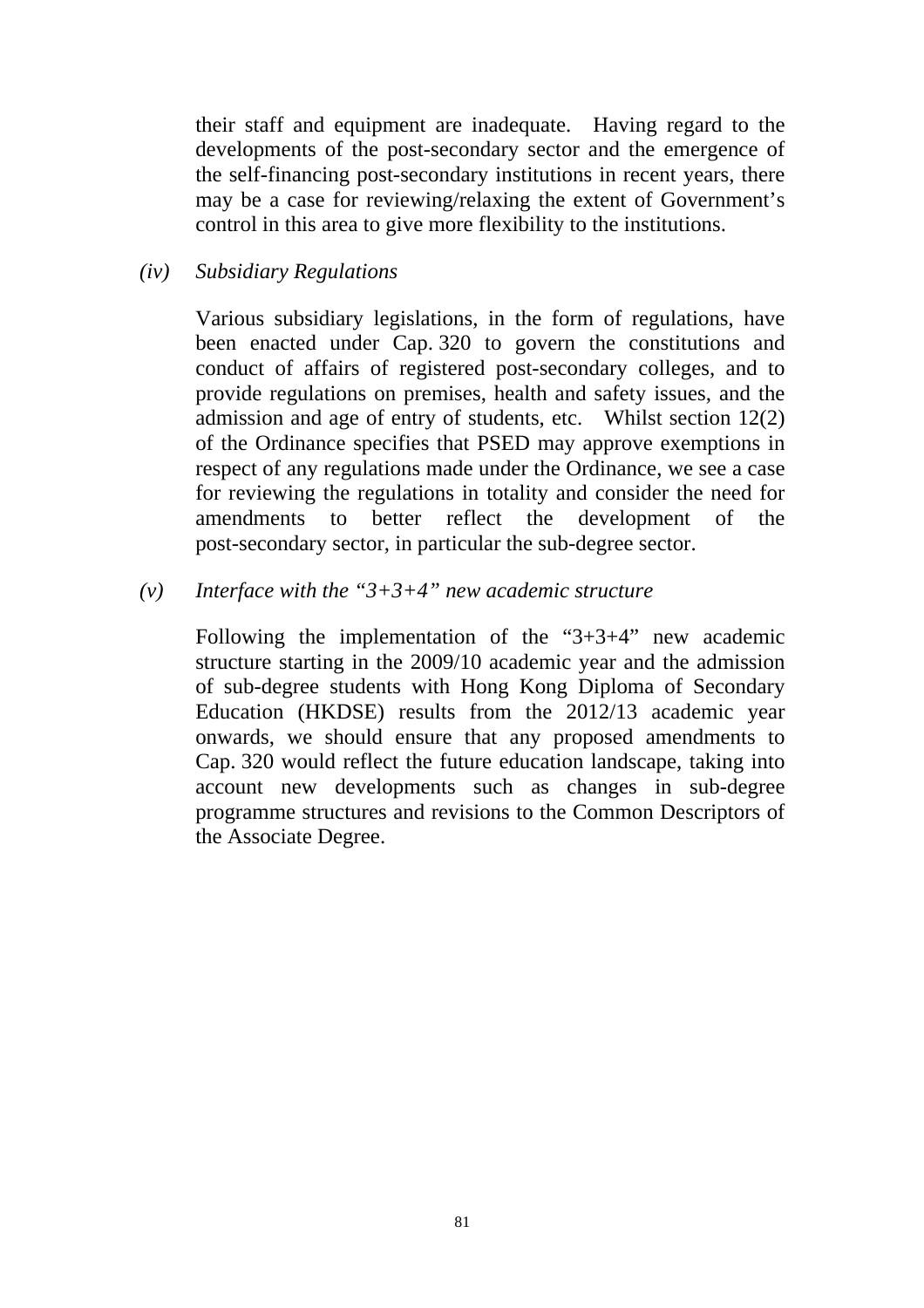their staff and equipment are inadequate. Having regard to the developments of the post-secondary sector and the emergence of the self-financing post-secondary institutions in recent years, there may be a case for reviewing/relaxing the extent of Government's control in this area to give more flexibility to the institutions.

*(iv) Subsidiary Regulations*

Various subsidiary legislations, in the form of regulations, have been enacted under Cap. 320 to govern the constitutions and conduct of affairs of registered post-secondary colleges, and to provide regulations on premises, health and safety issues, and the admission and age of entry of students, etc. Whilst section 12(2) of the Ordinance specifies that PSED may approve exemptions in respect of any regulations made under the Ordinance, we see a case for reviewing the regulations in totality and consider the need for amendments to better reflect the development of the post-secondary sector, in particular the sub-degree sector.

*(v) Interface with the "3+3+4" new academic structure*

Following the implementation of the "3+3+4" new academic structure starting in the 2009/10 academic year and the admission of sub-degree students with Hong Kong Diploma of Secondary Education (HKDSE) results from the 2012/13 academic year onwards, we should ensure that any proposed amendments to Cap. 320 would reflect the future education landscape, taking into account new developments such as changes in sub-degree programme structures and revisions to the Common Descriptors of the Associate Degree.